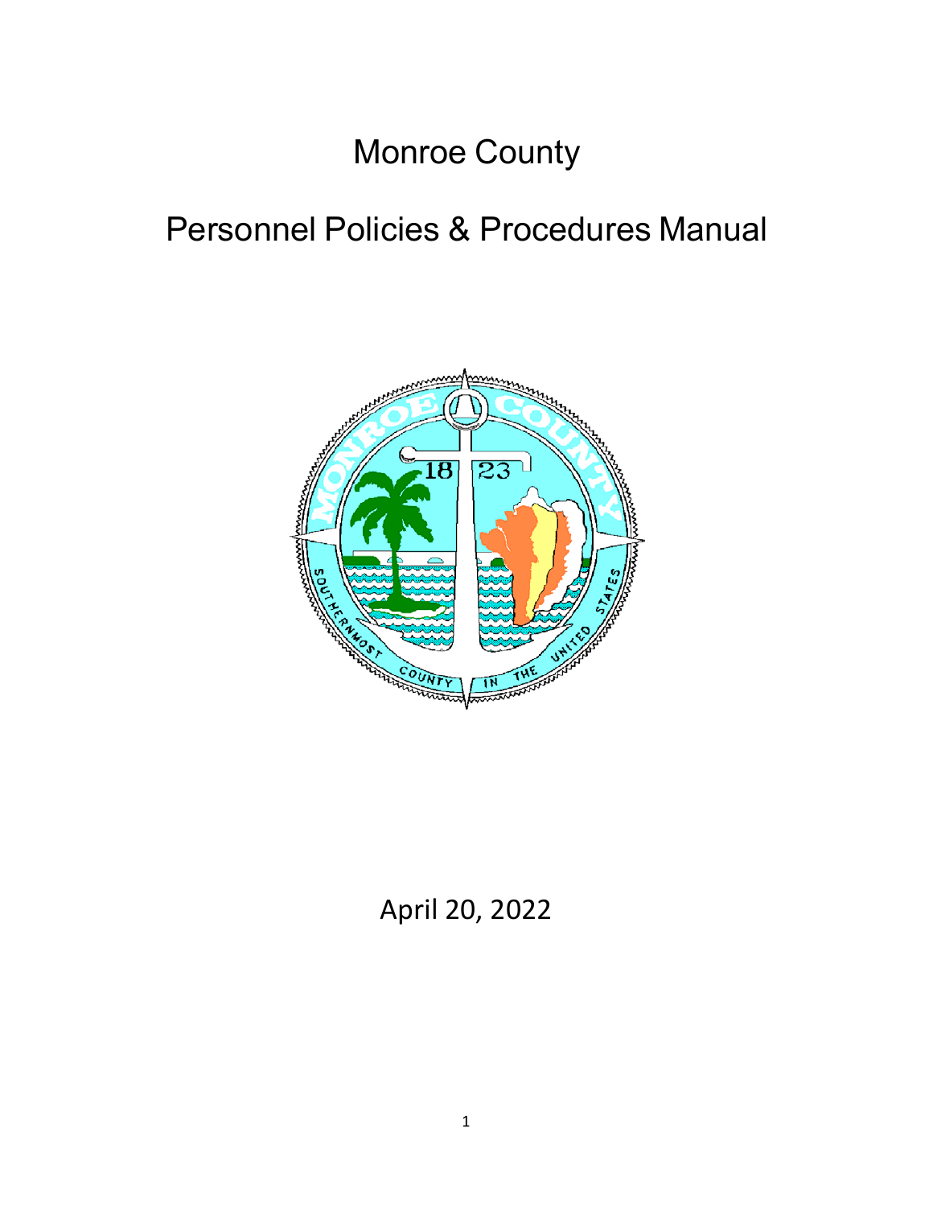# Monroe County

# Personnel Policies & Procedures Manual

April 20, 2022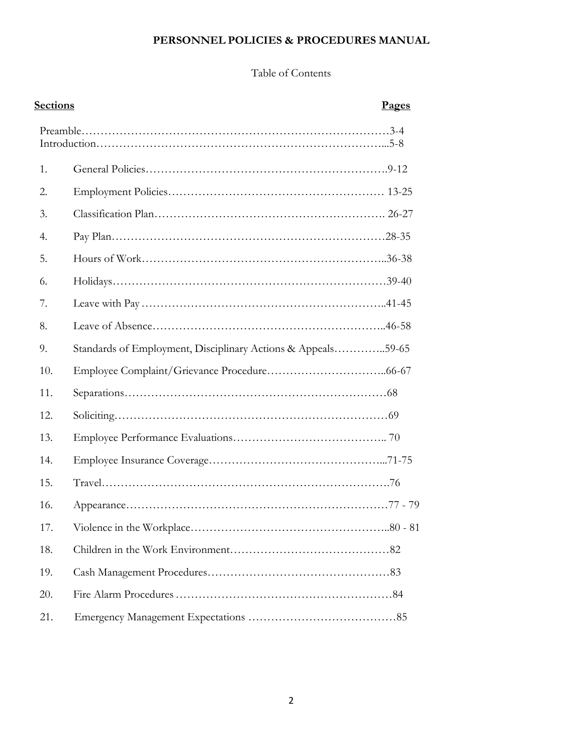# PERSONNEL POLICIES & PROCEDURES MANUAL

Table of Contents

| Sections | | Pages |
|---|---|---|
| | Preamble | 3-4 |
| | Introduction | 5-8 |
| 1. | General Policies | 9-12 |
| 2. | Employment Policies | 13-25 |
| 3. | Classification Plan | 26-27 |
| 4. | Pay Plan | 28-35 |
| 5. | Hours of Work | 36-38 |
| 6. | Holidays | 39-40 |
| 7. | Leave with Pay | 41-45 |
| 8. | Leave of Absence | 46-58 |
| 9. | Standards of Employment, Disciplinary Actions & Appeals | 59-65 |
| 10. | Employee Complaint/Grievance Procedure | 66-67 |
| 11. | Separations | 68 |
| 12. | Soliciting | 69 |
| 13. | Employee Performance Evaluations | 70 |
| 14. | Employee Insurance Coverage | 71-75 |
| 15. | Travel | 76 |
| 16. | Appearance | 77 - 79 |
| 17. | Violence in the Workplace | 80 - 81 |
| 18. | Children in the Work Environment | 82 |
| 19. | Cash Management Procedures | 83 |
| 20. | Fire Alarm Procedures | 84 |
| 21. | Emergency Management Expectations | 85 |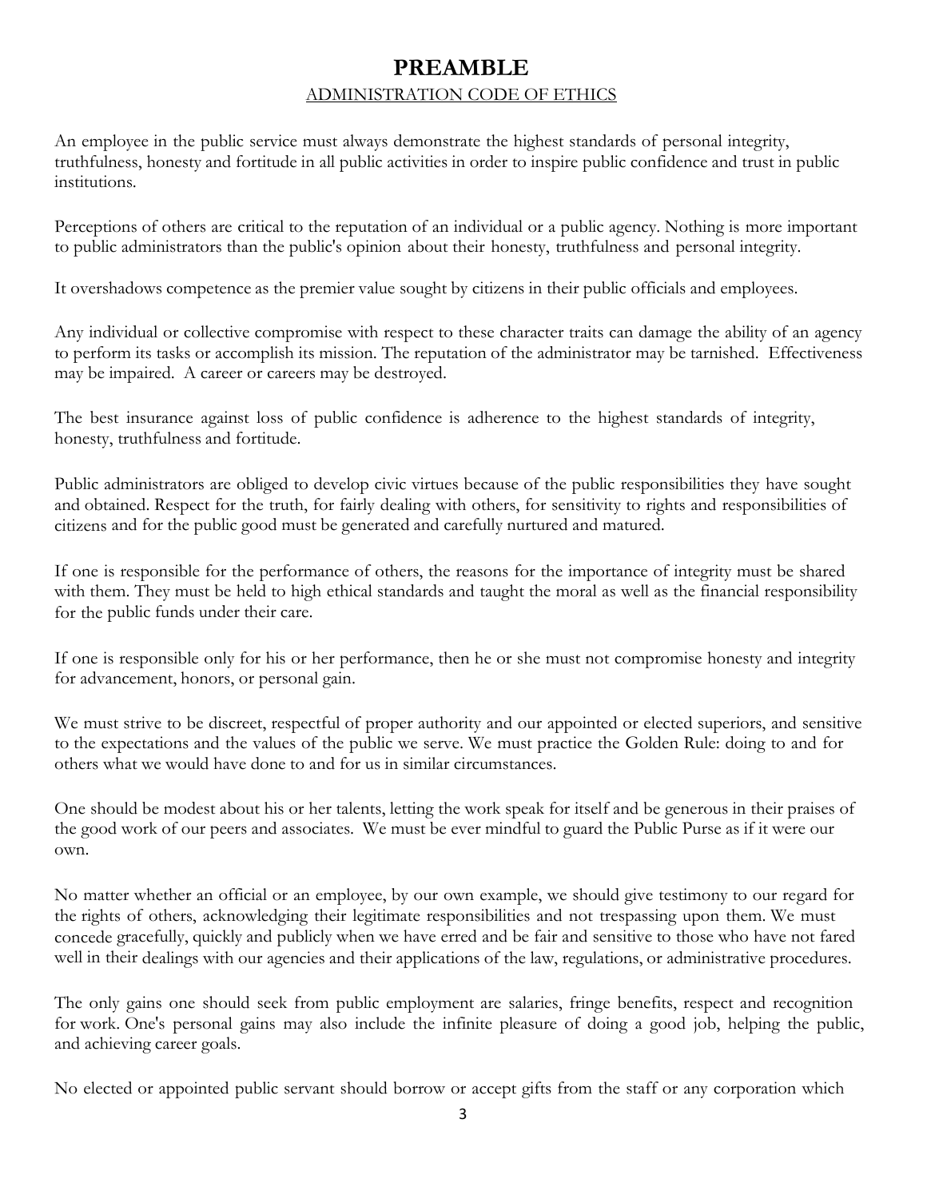# PREAMBLE

## ADMINISTRATION CODE OF ETHICS

An employee in the public service must always demonstrate the highest standards of personal integrity, truthfulness, honesty and fortitude in all public activities in order to inspire public confidence and trust in public institutions.

Perceptions of others are critical to the reputation of an individual or a public agency. Nothing is more important to public administrators than the public's opinion about their honesty, truthfulness and personal integrity.

It overshadows competence as the premier value sought by citizens in their public officials and employees.

Any individual or collective compromise with respect to these character traits can damage the ability of an agency to perform its tasks or accomplish its mission. The reputation of the administrator may be tarnished. Effectiveness may be impaired. A career or careers may be destroyed.

The best insurance against loss of public confidence is adherence to the highest standards of integrity, honesty, truthfulness and fortitude.

Public administrators are obliged to develop civic virtues because of the public responsibilities they have sought and obtained. Respect for the truth, for fairly dealing with others, for sensitivity to rights and responsibilities of citizens and for the public good must be generated and carefully nurtured and matured.

If one is responsible for the performance of others, the reasons for the importance of integrity must be shared with them. They must be held to high ethical standards and taught the moral as well as the financial responsibility for the public funds under their care.

If one is responsible only for his or her performance, then he or she must not compromise honesty and integrity for advancement, honors, or personal gain.

We must strive to be discreet, respectful of proper authority and our appointed or elected superiors, and sensitive to the expectations and the values of the public we serve. We must practice the Golden Rule: doing to and for others what we would have done to and for us in similar circumstances.

One should be modest about his or her talents, letting the work speak for itself and be generous in their praises of the good work of our peers and associates. We must be ever mindful to guard the Public Purse as if it were our own.

No matter whether an official or an employee, by our own example, we should give testimony to our regard for the rights of others, acknowledging their legitimate responsibilities and not trespassing upon them. We must concede gracefully, quickly and publicly when we have erred and be fair and sensitive to those who have not fared well in their dealings with our agencies and their applications of the law, regulations, or administrative procedures.

The only gains one should seek from public employment are salaries, fringe benefits, respect and recognition for work. One's personal gains may also include the infinite pleasure of doing a good job, helping the public, and achieving career goals.

No elected or appointed public servant should borrow or accept gifts from the staff or any corporation which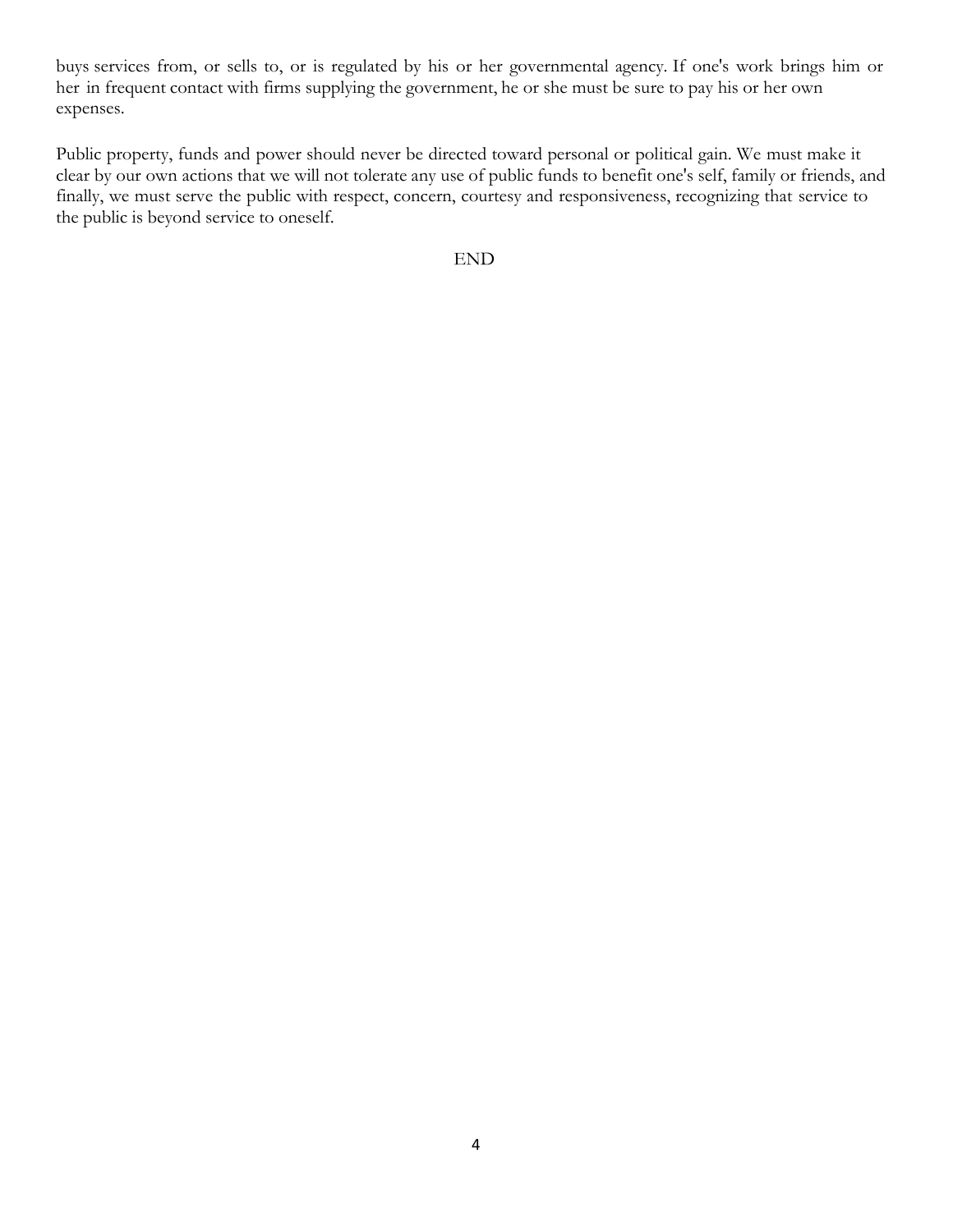buys services from, or sells to, or is regulated by his or her governmental agency. If one's work brings him or her in frequent contact with firms supplying the government, he or she must be sure to pay his or her own expenses.

Public property, funds and power should never be directed toward personal or political gain. We must make it clear by our own actions that we will not tolerate any use of public funds to benefit one's self, family or friends, and finally, we must serve the public with respect, concern, courtesy and responsiveness, recognizing that service to the public is beyond service to oneself.

END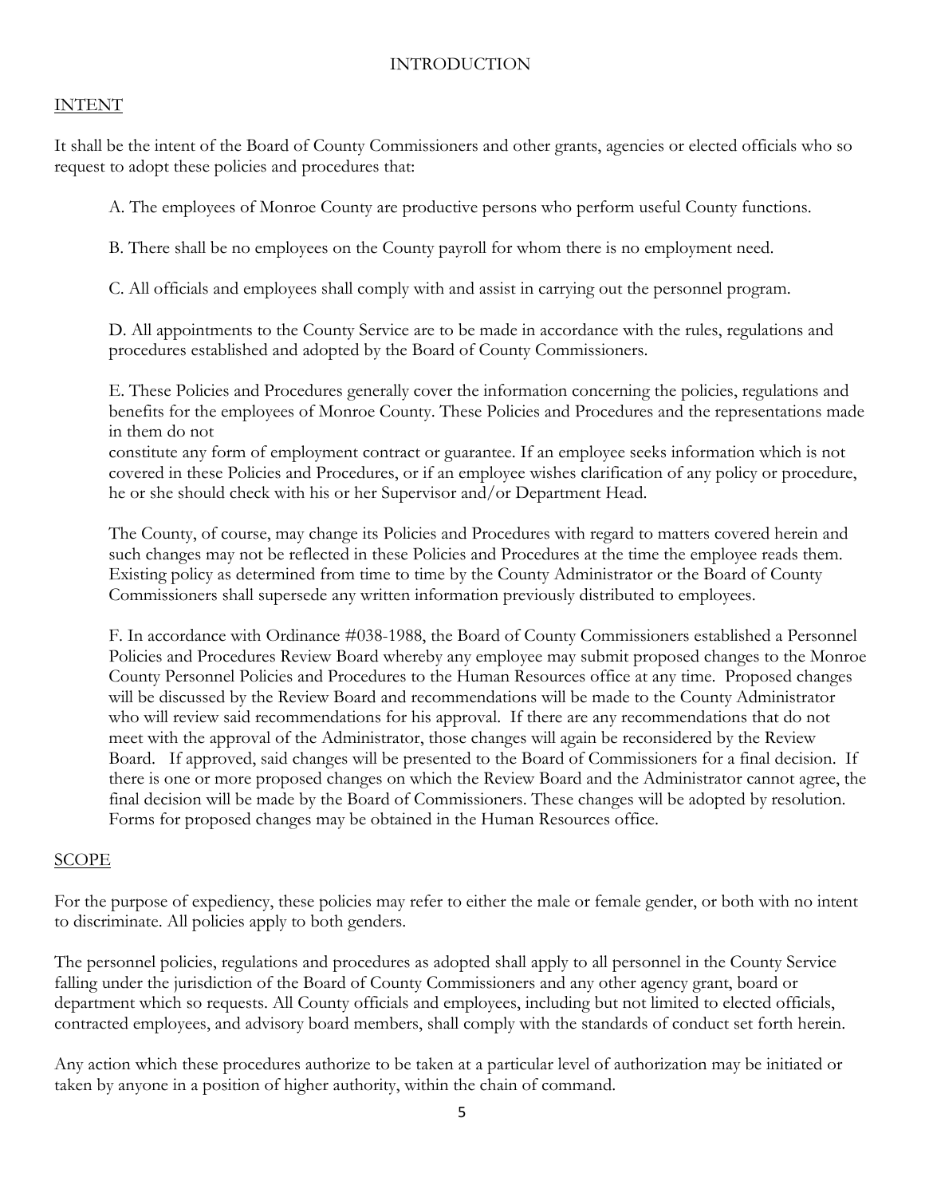# INTRODUCTION

## INTENT

It shall be the intent of the Board of County Commissioners and other grants, agencies or elected officials who so request to adopt these policies and procedures that:

A. The employees of Monroe County are productive persons who perform useful County functions.

B. There shall be no employees on the County payroll for whom there is no employment need.

C. All officials and employees shall comply with and assist in carrying out the personnel program.

D. All appointments to the County Service are to be made in accordance with the rules, regulations and procedures established and adopted by the Board of County Commissioners.

E. These Policies and Procedures generally cover the information concerning the policies, regulations and benefits for the employees of Monroe County. These Policies and Procedures and the representations made in them do not constitute any form of employment contract or guarantee. If an employee seeks information which is not covered in these Policies and Procedures, or if an employee wishes clarification of any policy or procedure, he or she should check with his or her Supervisor and/or Department Head.

The County, of course, may change its Policies and Procedures with regard to matters covered herein and such changes may not be reflected in these Policies and Procedures at the time the employee reads them. Existing policy as determined from time to time by the County Administrator or the Board of County Commissioners shall supersede any written information previously distributed to employees.

F. In accordance with Ordinance #038-1988, the Board of County Commissioners established a Personnel Policies and Procedures Review Board whereby any employee may submit proposed changes to the Monroe County Personnel Policies and Procedures to the Human Resources office at any time. Proposed changes will be discussed by the Review Board and recommendations will be made to the County Administrator who will review said recommendations for his approval. If there are any recommendations that do not meet with the approval of the Administrator, those changes will again be reconsidered by the Review Board. If approved, said changes will be presented to the Board of Commissioners for a final decision. If there is one or more proposed changes on which the Review Board and the Administrator cannot agree, the final decision will be made by the Board of Commissioners. These changes will be adopted by resolution. Forms for proposed changes may be obtained in the Human Resources office.

## SCOPE

For the purpose of expediency, these policies may refer to either the male or female gender, or both with no intent to discriminate. All policies apply to both genders.

The personnel policies, regulations and procedures as adopted shall apply to all personnel in the County Service falling under the jurisdiction of the Board of County Commissioners and any other agency grant, board or department which so requests. All County officials and employees, including but not limited to elected officials, contracted employees, and advisory board members, shall comply with the standards of conduct set forth herein.

Any action which these procedures authorize to be taken at a particular level of authorization may be initiated or taken by anyone in a position of higher authority, within the chain of command.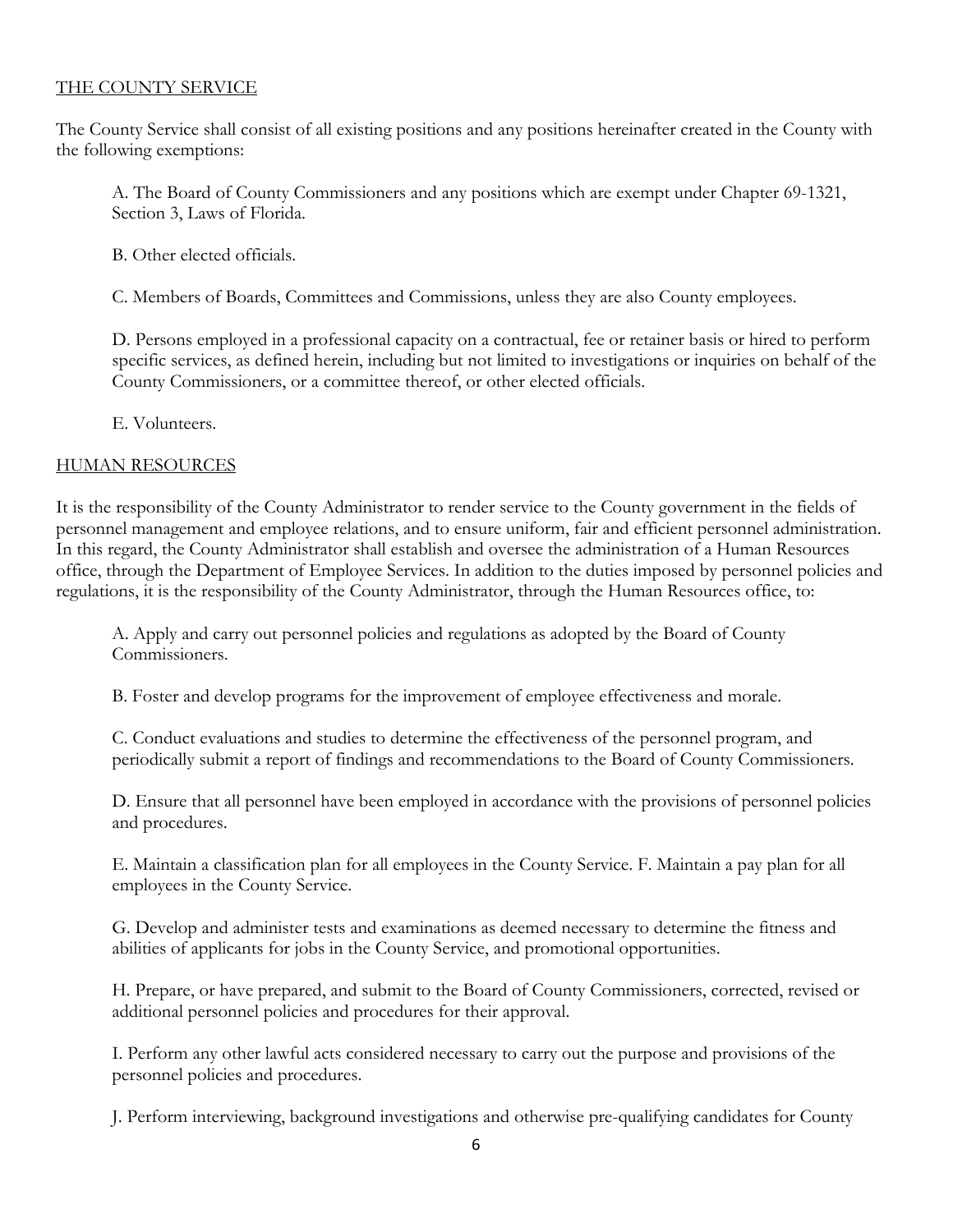## THE COUNTY SERVICE

The County Service shall consist of all existing positions and any positions hereinafter created in the County with the following exemptions:

A. The Board of County Commissioners and any positions which are exempt under Chapter 69-1321, Section 3, Laws of Florida.

B. Other elected officials.

C. Members of Boards, Committees and Commissions, unless they are also County employees.

D. Persons employed in a professional capacity on a contractual, fee or retainer basis or hired to perform specific services, as defined herein, including but not limited to investigations or inquiries on behalf of the County Commissioners, or a committee thereof, or other elected officials.

E. Volunteers.

## HUMAN RESOURCES

It is the responsibility of the County Administrator to render service to the County government in the fields of personnel management and employee relations, and to ensure uniform, fair and efficient personnel administration. In this regard, the County Administrator shall establish and oversee the administration of a Human Resources office, through the Department of Employee Services. In addition to the duties imposed by personnel policies and regulations, it is the responsibility of the County Administrator, through the Human Resources office, to:

A. Apply and carry out personnel policies and regulations as adopted by the Board of County Commissioners.

B. Foster and develop programs for the improvement of employee effectiveness and morale.

C. Conduct evaluations and studies to determine the effectiveness of the personnel program, and periodically submit a report of findings and recommendations to the Board of County Commissioners.

D. Ensure that all personnel have been employed in accordance with the provisions of personnel policies and procedures.

E. Maintain a classification plan for all employees in the County Service. F. Maintain a pay plan for all employees in the County Service.

G. Develop and administer tests and examinations as deemed necessary to determine the fitness and abilities of applicants for jobs in the County Service, and promotional opportunities.

H. Prepare, or have prepared, and submit to the Board of County Commissioners, corrected, revised or additional personnel policies and procedures for their approval.

I. Perform any other lawful acts considered necessary to carry out the purpose and provisions of the personnel policies and procedures.

J. Perform interviewing, background investigations and otherwise pre-qualifying candidates for County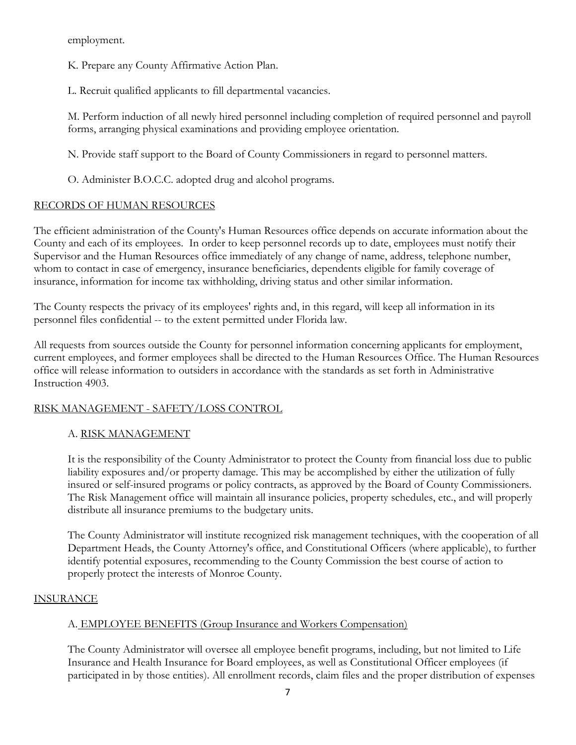employment.

K. Prepare any County Affirmative Action Plan.

L. Recruit qualified applicants to fill departmental vacancies.

M. Perform induction of all newly hired personnel including completion of required personnel and payroll forms, arranging physical examinations and providing employee orientation.

N. Provide staff support to the Board of County Commissioners in regard to personnel matters.

O. Administer B.O.C.C. adopted drug and alcohol programs.

## RECORDS OF HUMAN RESOURCES

The efficient administration of the County's Human Resources office depends on accurate information about the County and each of its employees. In order to keep personnel records up to date, employees must notify their Supervisor and the Human Resources office immediately of any change of name, address, telephone number, whom to contact in case of emergency, insurance beneficiaries, dependents eligible for family coverage of insurance, information for income tax withholding, driving status and other similar information.

The County respects the privacy of its employees' rights and, in this regard, will keep all information in its personnel files confidential -- to the extent permitted under Florida law.

All requests from sources outside the County for personnel information concerning applicants for employment, current employees, and former employees shall be directed to the Human Resources Office. The Human Resources office will release information to outsiders in accordance with the standards as set forth in Administrative Instruction 4903.

## RISK MANAGEMENT - SAFETY/LOSS CONTROL

### A. RISK MANAGEMENT

It is the responsibility of the County Administrator to protect the County from financial loss due to public liability exposures and/or property damage. This may be accomplished by either the utilization of fully insured or self-insured programs or policy contracts, as approved by the Board of County Commissioners. The Risk Management office will maintain all insurance policies, property schedules, etc., and will properly distribute all insurance premiums to the budgetary units.

The County Administrator will institute recognized risk management techniques, with the cooperation of all Department Heads, the County Attorney's office, and Constitutional Officers (where applicable), to further identify potential exposures, recommending to the County Commission the best course of action to properly protect the interests of Monroe County.

## INSURANCE

### A. EMPLOYEE BENEFITS (Group Insurance and Workers Compensation)

The County Administrator will oversee all employee benefit programs, including, but not limited to Life Insurance and Health Insurance for Board employees, as well as Constitutional Officer employees (if participated in by those entities). All enrollment records, claim files and the proper distribution of expenses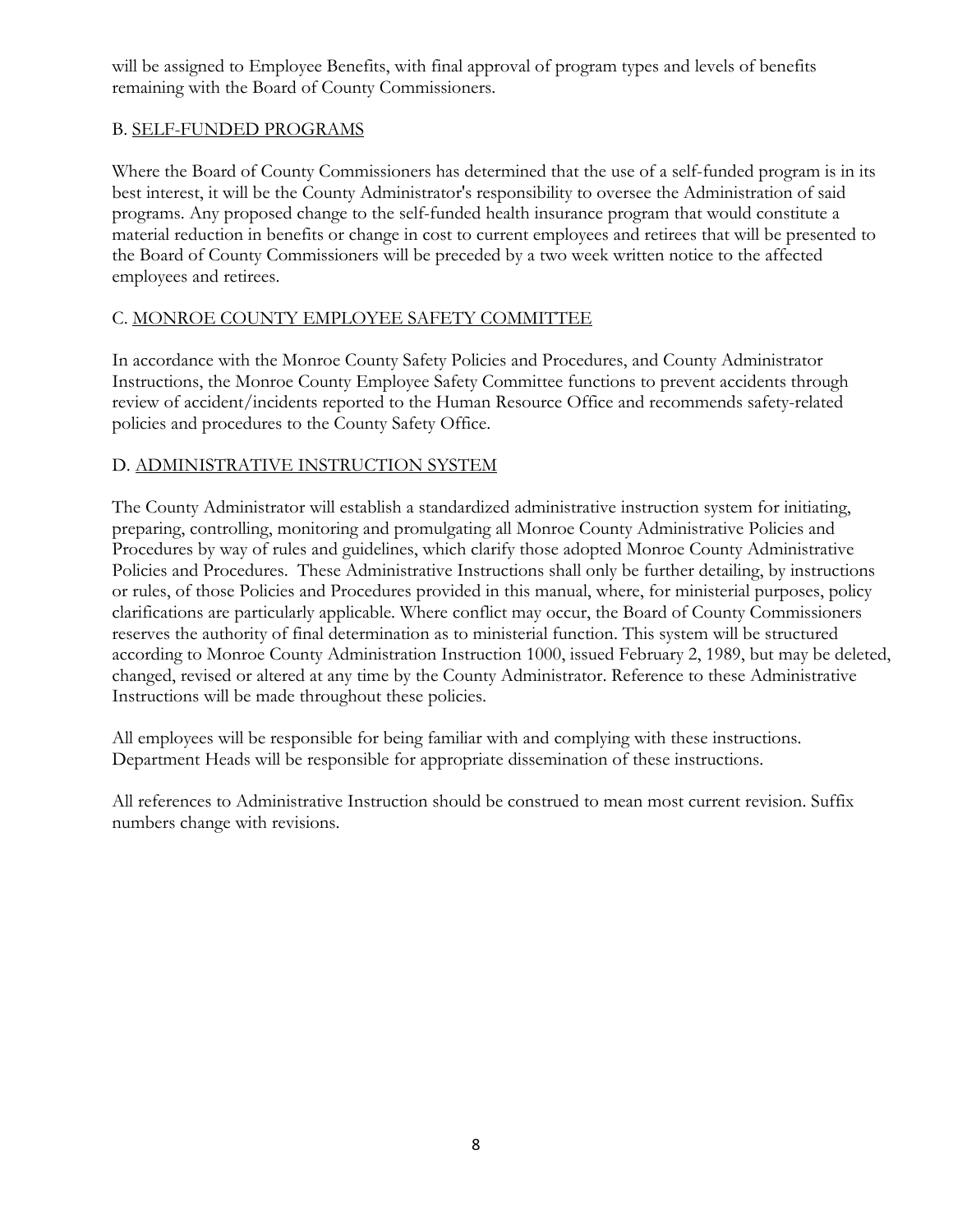will be assigned to Employee Benefits, with final approval of program types and levels of benefits remaining with the Board of County Commissioners.

### B. SELF-FUNDED PROGRAMS

Where the Board of County Commissioners has determined that the use of a self-funded program is in its best interest, it will be the County Administrator's responsibility to oversee the Administration of said programs. Any proposed change to the self-funded health insurance program that would constitute a material reduction in benefits or change in cost to current employees and retirees that will be presented to the Board of County Commissioners will be preceded by a two week written notice to the affected employees and retirees.

### C. MONROE COUNTY EMPLOYEE SAFETY COMMITTEE

In accordance with the Monroe County Safety Policies and Procedures, and County Administrator Instructions, the Monroe County Employee Safety Committee functions to prevent accidents through review of accident/incidents reported to the Human Resource Office and recommends safety-related policies and procedures to the County Safety Office.

### D. ADMINISTRATIVE INSTRUCTION SYSTEM

The County Administrator will establish a standardized administrative instruction system for initiating, preparing, controlling, monitoring and promulgating all Monroe County Administrative Policies and Procedures by way of rules and guidelines, which clarify those adopted Monroe County Administrative Policies and Procedures. These Administrative Instructions shall only be further detailing, by instructions or rules, of those Policies and Procedures provided in this manual, where, for ministerial purposes, policy clarifications are particularly applicable. Where conflict may occur, the Board of County Commissioners reserves the authority of final determination as to ministerial function. This system will be structured according to Monroe County Administration Instruction 1000, issued February 2, 1989, but may be deleted, changed, revised or altered at any time by the County Administrator. Reference to these Administrative Instructions will be made throughout these policies.

All employees will be responsible for being familiar with and complying with these instructions. Department Heads will be responsible for appropriate dissemination of these instructions.

All references to Administrative Instruction should be construed to mean most current revision. Suffix numbers change with revisions.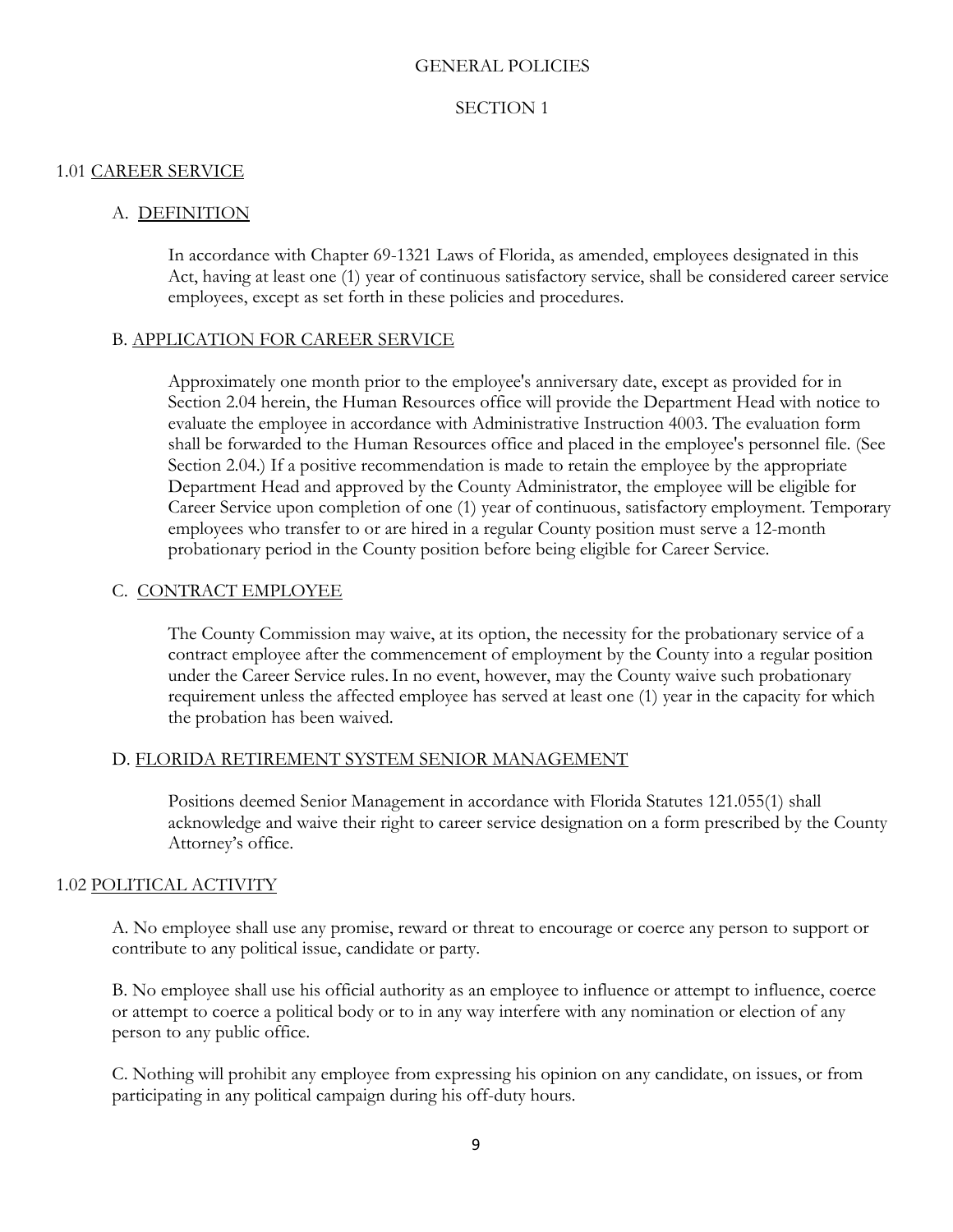# GENERAL POLICIES

## SECTION 1

### 1.01 CAREER SERVICE

#### A. DEFINITION

In accordance with Chapter 69-1321 Laws of Florida, as amended, employees designated in this Act, having at least one (1) year of continuous satisfactory service, shall be considered career service employees, except as set forth in these policies and procedures.

#### B. APPLICATION FOR CAREER SERVICE

Approximately one month prior to the employee's anniversary date, except as provided for in Section 2.04 herein, the Human Resources office will provide the Department Head with notice to evaluate the employee in accordance with Administrative Instruction 4003. The evaluation form shall be forwarded to the Human Resources office and placed in the employee's personnel file. (See Section 2.04.) If a positive recommendation is made to retain the employee by the appropriate Department Head and approved by the County Administrator, the employee will be eligible for Career Service upon completion of one (1) year of continuous, satisfactory employment. Temporary employees who transfer to or are hired in a regular County position must serve a 12-month probationary period in the County position before being eligible for Career Service.

#### C. CONTRACT EMPLOYEE

The County Commission may waive, at its option, the necessity for the probationary service of a contract employee after the commencement of employment by the County into a regular position under the Career Service rules. In no event, however, may the County waive such probationary requirement unless the affected employee has served at least one (1) year in the capacity for which the probation has been waived.

#### D. FLORIDA RETIREMENT SYSTEM SENIOR MANAGEMENT

Positions deemed Senior Management in accordance with Florida Statutes 121.055(1) shall acknowledge and waive their right to career service designation on a form prescribed by the County Attorney's office.

### 1.02 POLITICAL ACTIVITY

A. No employee shall use any promise, reward or threat to encourage or coerce any person to support or contribute to any political issue, candidate or party.

B. No employee shall use his official authority as an employee to influence or attempt to influence, coerce or attempt to coerce a political body or to in any way interfere with any nomination or election of any person to any public office.

C. Nothing will prohibit any employee from expressing his opinion on any candidate, on issues, or from participating in any political campaign during his off-duty hours.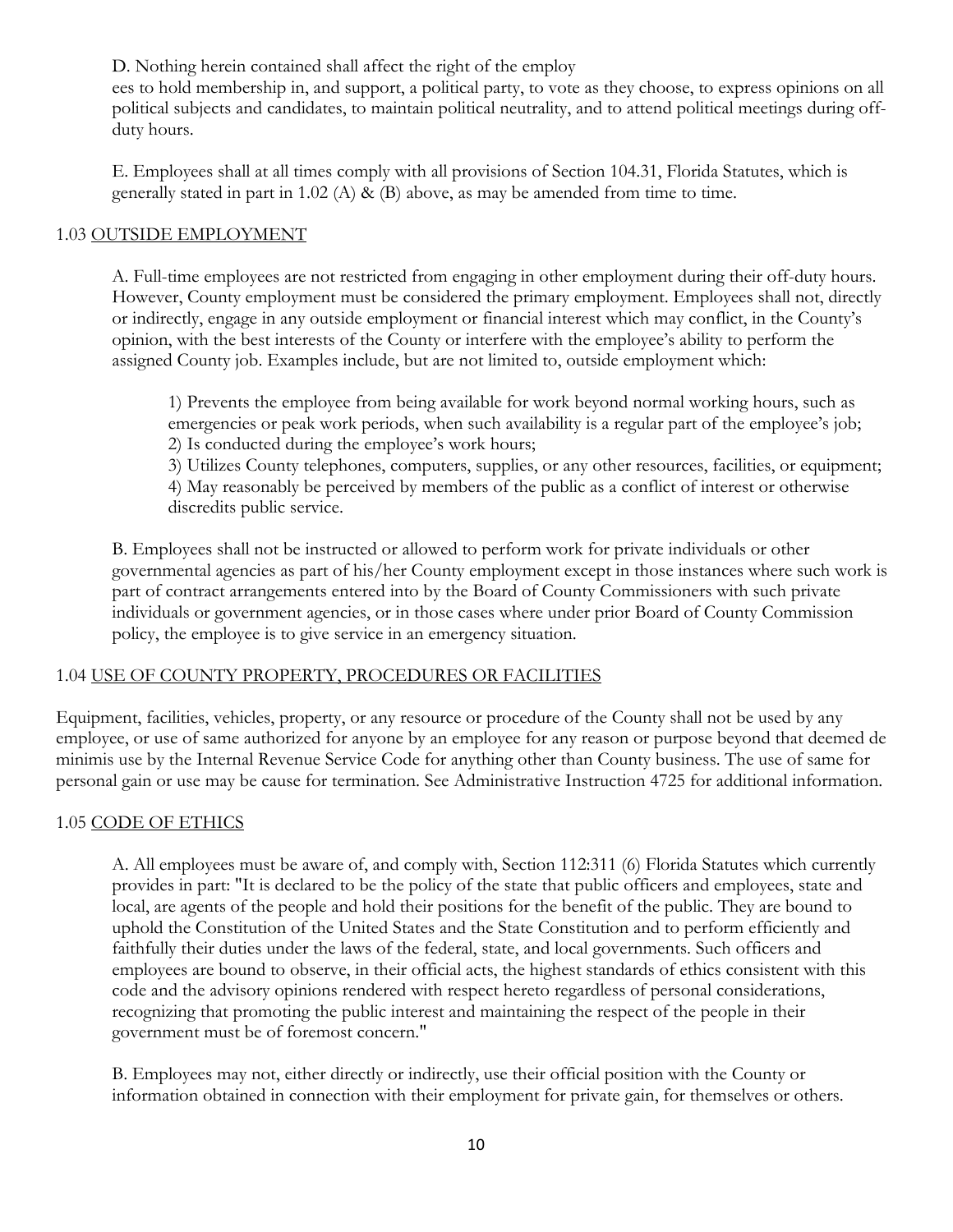D. Nothing herein contained shall affect the right of the employ
ees to hold membership in, and support, a political party, to vote as they choose, to express opinions on all political subjects and candidates, to maintain political neutrality, and to attend political meetings during off-duty hours.

E. Employees shall at all times comply with all provisions of Section 104.31, Florida Statutes, which is generally stated in part in 1.02 (A) & (B) above, as may be amended from time to time.

## 1.03 <u>OUTSIDE EMPLOYMENT</u>

A. Full-time employees are not restricted from engaging in other employment during their off-duty hours. However, County employment must be considered the primary employment. Employees shall not, directly or indirectly, engage in any outside employment or financial interest which may conflict, in the County's opinion, with the best interests of the County or interfere with the employee's ability to perform the assigned County job. Examples include, but are not limited to, outside employment which:

1) Prevents the employee from being available for work beyond normal working hours, such as emergencies or peak work periods, when such availability is a regular part of the employee's job;
2) Is conducted during the employee's work hours;
3) Utilizes County telephones, computers, supplies, or any other resources, facilities, or equipment;
4) May reasonably be perceived by members of the public as a conflict of interest or otherwise discredits public service.

B. Employees shall not be instructed or allowed to perform work for private individuals or other governmental agencies as part of his/her County employment except in those instances where such work is part of contract arrangements entered into by the Board of County Commissioners with such private individuals or government agencies, or in those cases where under prior Board of County Commission policy, the employee is to give service in an emergency situation.

## 1.04 <u>USE OF COUNTY PROPERTY, PROCEDURES OR FACILITIES</u>

Equipment, facilities, vehicles, property, or any resource or procedure of the County shall not be used by any employee, or use of same authorized for anyone by an employee for any reason or purpose beyond that deemed de minimis use by the Internal Revenue Service Code for anything other than County business. The use of same for personal gain or use may be cause for termination. See Administrative Instruction 4725 for additional information.

## 1.05 <u>CODE OF ETHICS</u>

A. All employees must be aware of, and comply with, Section 112:311 (6) Florida Statutes which currently provides in part: "It is declared to be the policy of the state that public officers and employees, state and local, are agents of the people and hold their positions for the benefit of the public. They are bound to uphold the Constitution of the United States and the State Constitution and to perform efficiently and faithfully their duties under the laws of the federal, state, and local governments. Such officers and employees are bound to observe, in their official acts, the highest standards of ethics consistent with this code and the advisory opinions rendered with respect hereto regardless of personal considerations, recognizing that promoting the public interest and maintaining the respect of the people in their government must be of foremost concern."

B. Employees may not, either directly or indirectly, use their official position with the County or information obtained in connection with their employment for private gain, for themselves or others.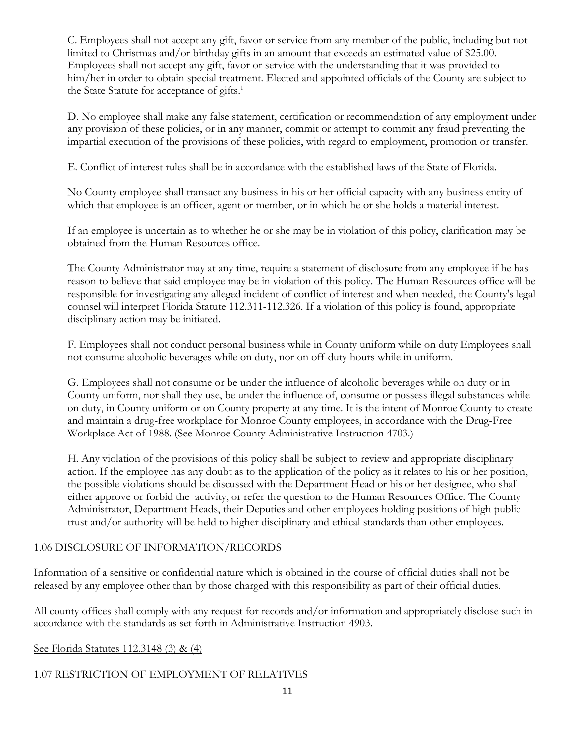C. Employees shall not accept any gift, favor or service from any member of the public, including but not limited to Christmas and/or birthday gifts in an amount that exceeds an estimated value of $25.00. Employees shall not accept any gift, favor or service with the understanding that it was provided to him/her in order to obtain special treatment. Elected and appointed officials of the County are subject to the State Statute for acceptance of gifts.[1]

D. No employee shall make any false statement, certification or recommendation of any employment under any provision of these policies, or in any manner, commit or attempt to commit any fraud preventing the impartial execution of the provisions of these policies, with regard to employment, promotion or transfer.

E. Conflict of interest rules shall be in accordance with the established laws of the State of Florida.

No County employee shall transact any business in his or her official capacity with any business entity of which that employee is an officer, agent or member, or in which he or she holds a material interest.

If an employee is uncertain as to whether he or she may be in violation of this policy, clarification may be obtained from the Human Resources office.

The County Administrator may at any time, require a statement of disclosure from any employee if he has reason to believe that said employee may be in violation of this policy. The Human Resources office will be responsible for investigating any alleged incident of conflict of interest and when needed, the County's legal counsel will interpret Florida Statute 112.311-112.326. If a violation of this policy is found, appropriate disciplinary action may be initiated.

F. Employees shall not conduct personal business while in County uniform while on duty Employees shall not consume alcoholic beverages while on duty, nor on off-duty hours while in uniform.

G. Employees shall not consume or be under the influence of alcoholic beverages while on duty or in County uniform, nor shall they use, be under the influence of, consume or possess illegal substances while on duty, in County uniform or on County property at any time. It is the intent of Monroe County to create and maintain a drug-free workplace for Monroe County employees, in accordance with the Drug-Free Workplace Act of 1988. (See Monroe County Administrative Instruction 4703.)

H. Any violation of the provisions of this policy shall be subject to review and appropriate disciplinary action. If the employee has any doubt as to the application of the policy as it relates to his or her position, the possible violations should be discussed with the Department Head or his or her designee, who shall either approve or forbid the activity, or refer the question to the Human Resources Office. The County Administrator, Department Heads, their Deputies and other employees holding positions of high public trust and/or authority will be held to higher disciplinary and ethical standards than other employees.

## 1.06 DISCLOSURE OF INFORMATION/RECORDS

Information of a sensitive or confidential nature which is obtained in the course of official duties shall not be released by any employee other than by those charged with this responsibility as part of their official duties.

All county offices shall comply with any request for records and/or information and appropriately disclose such in accordance with the standards as set forth in Administrative Instruction 4903.

See Florida Statutes 112.3148 (3) & (4)

## 1.07 RESTRICTION OF EMPLOYMENT OF RELATIVES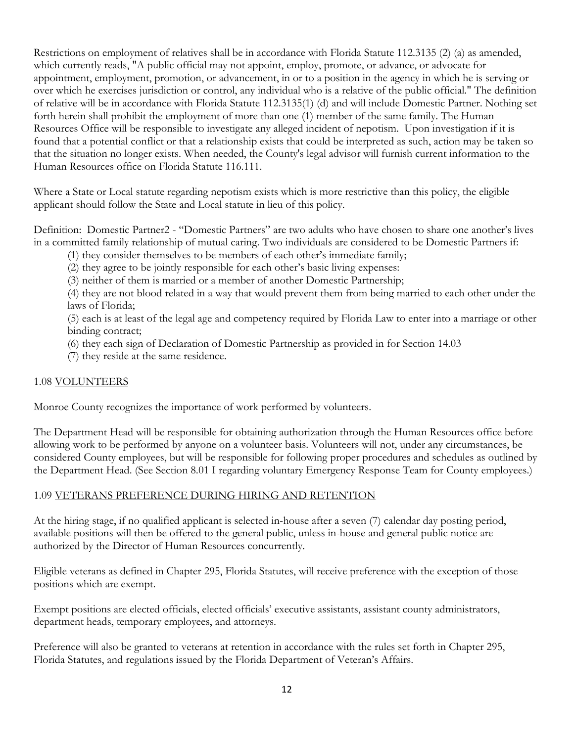Restrictions on employment of relatives shall be in accordance with Florida Statute 112.3135 (2) (a) as amended, which currently reads, "A public official may not appoint, employ, promote, or advance, or advocate for appointment, employment, promotion, or advancement, in or to a position in the agency in which he is serving or over which he exercises jurisdiction or control, any individual who is a relative of the public official." The definition of relative will be in accordance with Florida Statute 112.3135(1) (d) and will include Domestic Partner. Nothing set forth herein shall prohibit the employment of more than one (1) member of the same family. The Human Resources Office will be responsible to investigate any alleged incident of nepotism. Upon investigation if it is found that a potential conflict or that a relationship exists that could be interpreted as such, action may be taken so that the situation no longer exists. When needed, the County's legal advisor will furnish current information to the Human Resources office on Florida Statute 116.111.

Where a State or Local statute regarding nepotism exists which is more restrictive than this policy, the eligible applicant should follow the State and Local statute in lieu of this policy.

Definition: Domestic Partner2 - "Domestic Partners" are two adults who have chosen to share one another's lives in a committed family relationship of mutual caring. Two individuals are considered to be Domestic Partners if:

(1) they consider themselves to be members of each other's immediate family;
(2) they agree to be jointly responsible for each other's basic living expenses:
(3) neither of them is married or a member of another Domestic Partnership;
(4) they are not blood related in a way that would prevent them from being married to each other under the laws of Florida;
(5) each is at least of the legal age and competency required by Florida Law to enter into a marriage or other binding contract;
(6) they each sign of Declaration of Domestic Partnership as provided in for Section 14.03
(7) they reside at the same residence.

## 1.08 VOLUNTEERS

Monroe County recognizes the importance of work performed by volunteers.

The Department Head will be responsible for obtaining authorization through the Human Resources office before allowing work to be performed by anyone on a volunteer basis. Volunteers will not, under any circumstances, be considered County employees, but will be responsible for following proper procedures and schedules as outlined by the Department Head. (See Section 8.01 I regarding voluntary Emergency Response Team for County employees.)

## 1.09 VETERANS PREFERENCE DURING HIRING AND RETENTION

At the hiring stage, if no qualified applicant is selected in-house after a seven (7) calendar day posting period, available positions will then be offered to the general public, unless in-house and general public notice are authorized by the Director of Human Resources concurrently.

Eligible veterans as defined in Chapter 295, Florida Statutes, will receive preference with the exception of those positions which are exempt.

Exempt positions are elected officials, elected officials' executive assistants, assistant county administrators, department heads, temporary employees, and attorneys.

Preference will also be granted to veterans at retention in accordance with the rules set forth in Chapter 295, Florida Statutes, and regulations issued by the Florida Department of Veteran's Affairs.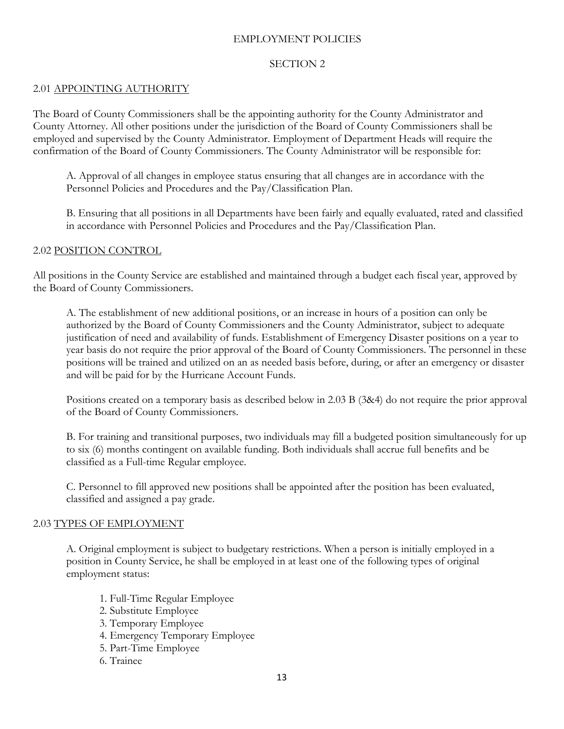# EMPLOYMENT POLICIES

## SECTION 2

### 2.01 APPOINTING AUTHORITY

The Board of County Commissioners shall be the appointing authority for the County Administrator and County Attorney. All other positions under the jurisdiction of the Board of County Commissioners shall be employed and supervised by the County Administrator. Employment of Department Heads will require the confirmation of the Board of County Commissioners. The County Administrator will be responsible for:

A. Approval of all changes in employee status ensuring that all changes are in accordance with the Personnel Policies and Procedures and the Pay/Classification Plan.

B. Ensuring that all positions in all Departments have been fairly and equally evaluated, rated and classified in accordance with Personnel Policies and Procedures and the Pay/Classification Plan.

### 2.02 POSITION CONTROL

All positions in the County Service are established and maintained through a budget each fiscal year, approved by the Board of County Commissioners.

A. The establishment of new additional positions, or an increase in hours of a position can only be authorized by the Board of County Commissioners and the County Administrator, subject to adequate justification of need and availability of funds. Establishment of Emergency Disaster positions on a year to year basis do not require the prior approval of the Board of County Commissioners. The personnel in these positions will be trained and utilized on an as needed basis before, during, or after an emergency or disaster and will be paid for by the Hurricane Account Funds.

Positions created on a temporary basis as described below in 2.03 B (3&4) do not require the prior approval of the Board of County Commissioners.

B. For training and transitional purposes, two individuals may fill a budgeted position simultaneously for up to six (6) months contingent on available funding. Both individuals shall accrue full benefits and be classified as a Full-time Regular employee.

C. Personnel to fill approved new positions shall be appointed after the position has been evaluated, classified and assigned a pay grade.

### 2.03 TYPES OF EMPLOYMENT

A. Original employment is subject to budgetary restrictions. When a person is initially employed in a position in County Service, he shall be employed in at least one of the following types of original employment status:

1. Full-Time Regular Employee
2. Substitute Employee
3. Temporary Employee
4. Emergency Temporary Employee
5. Part-Time Employee
6. Trainee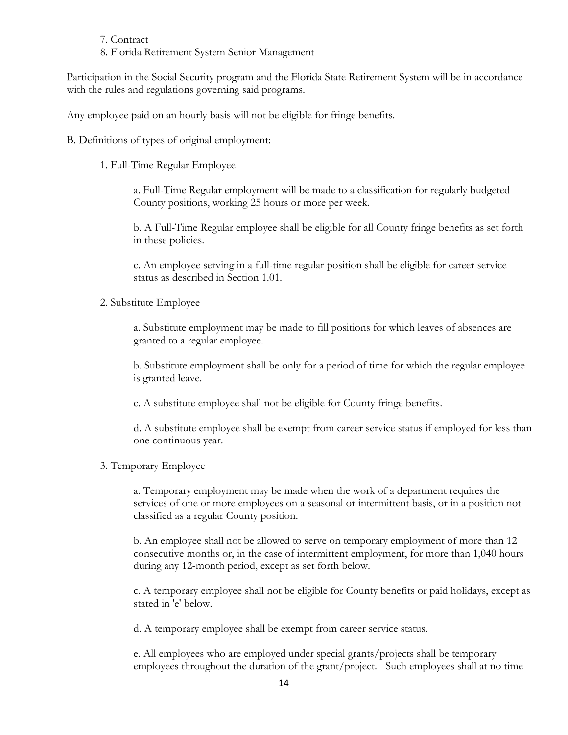7. Contract
8. Florida Retirement System Senior Management

Participation in the Social Security program and the Florida State Retirement System will be in accordance with the rules and regulations governing said programs.

Any employee paid on an hourly basis will not be eligible for fringe benefits.

B. Definitions of types of original employment:

1. Full-Time Regular Employee

   a. Full-Time Regular employment will be made to a classification for regularly budgeted County positions, working 25 hours or more per week.

   b. A Full-Time Regular employee shall be eligible for all County fringe benefits as set forth in these policies.

   c. An employee serving in a full-time regular position shall be eligible for career service status as described in Section 1.01.

2. Substitute Employee

   a. Substitute employment may be made to fill positions for which leaves of absences are granted to a regular employee.

   b. Substitute employment shall be only for a period of time for which the regular employee is granted leave.

   c. A substitute employee shall not be eligible for County fringe benefits.

   d. A substitute employee shall be exempt from career service status if employed for less than one continuous year.

3. Temporary Employee

   a. Temporary employment may be made when the work of a department requires the services of one or more employees on a seasonal or intermittent basis, or in a position not classified as a regular County position.

   b. An employee shall not be allowed to serve on temporary employment of more than 12 consecutive months or, in the case of intermittent employment, for more than 1,040 hours during any 12-month period, except as set forth below.

   c. A temporary employee shall not be eligible for County benefits or paid holidays, except as stated in 'e' below.

   d. A temporary employee shall be exempt from career service status.

   e. All employees who are employed under special grants/projects shall be temporary employees throughout the duration of the grant/project. Such employees shall at no time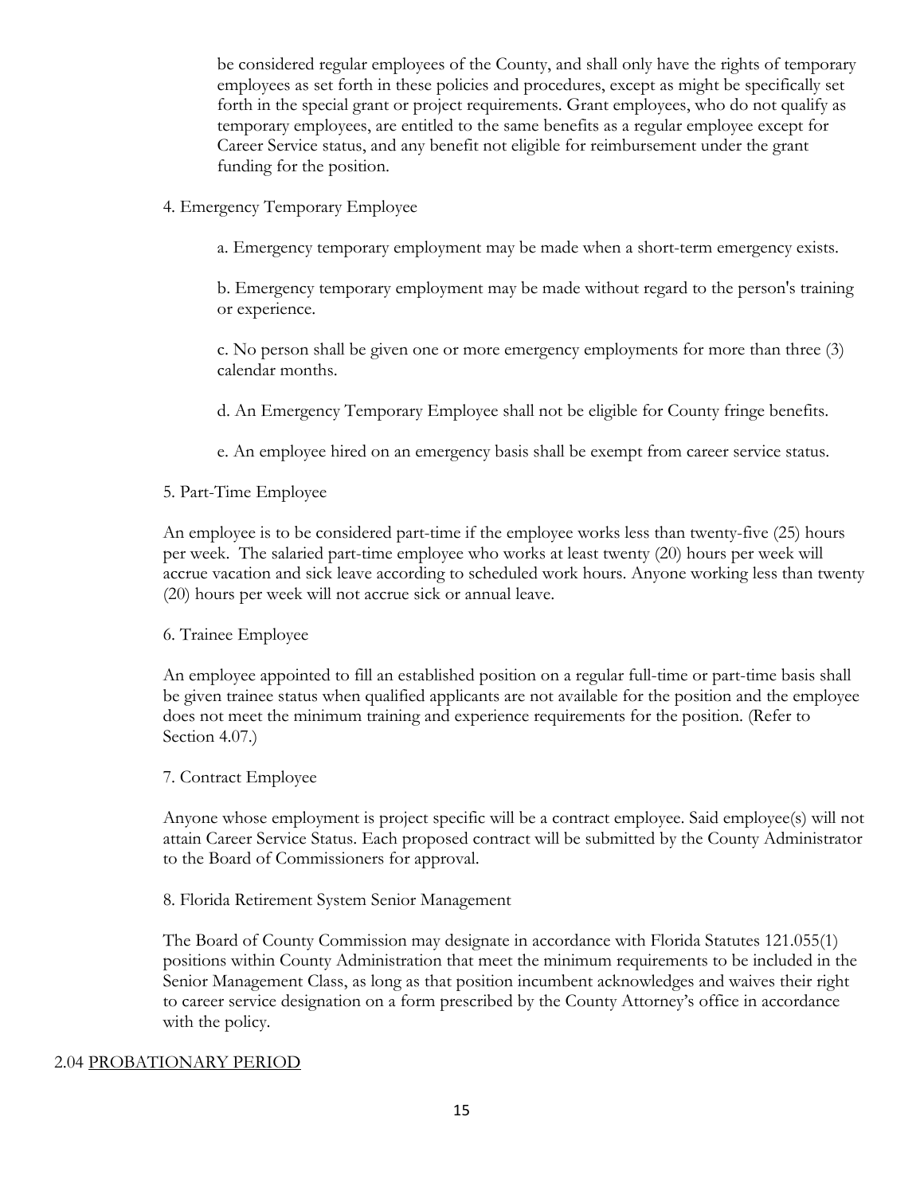be considered regular employees of the County, and shall only have the rights of temporary employees as set forth in these policies and procedures, except as might be specifically set forth in the special grant or project requirements. Grant employees, who do not qualify as temporary employees, are entitled to the same benefits as a regular employee except for Career Service status, and any benefit not eligible for reimbursement under the grant funding for the position.

4. Emergency Temporary Employee

   a. Emergency temporary employment may be made when a short-term emergency exists.

   b. Emergency temporary employment may be made without regard to the person's training or experience.

   c. No person shall be given one or more emergency employments for more than three (3) calendar months.

   d. An Emergency Temporary Employee shall not be eligible for County fringe benefits.

   e. An employee hired on an emergency basis shall be exempt from career service status.

5. Part-Time Employee

An employee is to be considered part-time if the employee works less than twenty-five (25) hours per week. The salaried part-time employee who works at least twenty (20) hours per week will accrue vacation and sick leave according to scheduled work hours. Anyone working less than twenty (20) hours per week will not accrue sick or annual leave.

6. Trainee Employee

An employee appointed to fill an established position on a regular full-time or part-time basis shall be given trainee status when qualified applicants are not available for the position and the employee does not meet the minimum training and experience requirements for the position. (Refer to Section 4.07.)

7. Contract Employee

Anyone whose employment is project specific will be a contract employee. Said employee(s) will not attain Career Service Status. Each proposed contract will be submitted by the County Administrator to the Board of Commissioners for approval.

8. Florida Retirement System Senior Management

The Board of County Commission may designate in accordance with Florida Statutes 121.055(1) positions within County Administration that meet the minimum requirements to be included in the Senior Management Class, as long as that position incumbent acknowledges and waives their right to career service designation on a form prescribed by the County Attorney's office in accordance with the policy.

## 2.04 PROBATIONARY PERIOD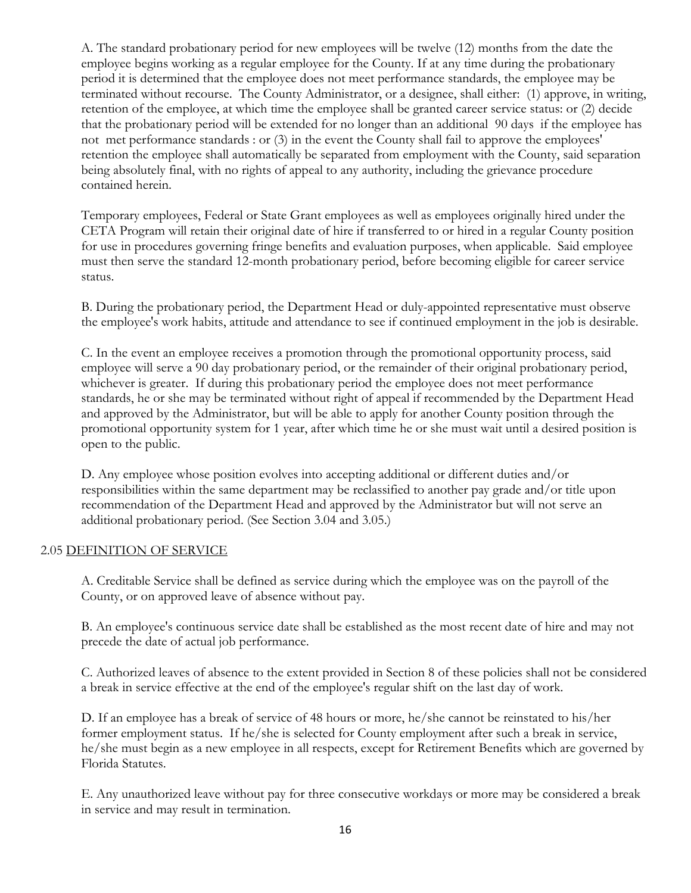A. The standard probationary period for new employees will be twelve (12) months from the date the employee begins working as a regular employee for the County. If at any time during the probationary period it is determined that the employee does not meet performance standards, the employee may be terminated without recourse. The County Administrator, or a designee, shall either: (1) approve, in writing, retention of the employee, at which time the employee shall be granted career service status: or (2) decide that the probationary period will be extended for no longer than an additional 90 days if the employee has not met performance standards : or (3) in the event the County shall fail to approve the employees' retention the employee shall automatically be separated from employment with the County, said separation being absolutely final, with no rights of appeal to any authority, including the grievance procedure contained herein.

Temporary employees, Federal or State Grant employees as well as employees originally hired under the CETA Program will retain their original date of hire if transferred to or hired in a regular County position for use in procedures governing fringe benefits and evaluation purposes, when applicable. Said employee must then serve the standard 12-month probationary period, before becoming eligible for career service status.

B. During the probationary period, the Department Head or duly-appointed representative must observe the employee's work habits, attitude and attendance to see if continued employment in the job is desirable.

C. In the event an employee receives a promotion through the promotional opportunity process, said employee will serve a 90 day probationary period, or the remainder of their original probationary period, whichever is greater. If during this probationary period the employee does not meet performance standards, he or she may be terminated without right of appeal if recommended by the Department Head and approved by the Administrator, but will be able to apply for another County position through the promotional opportunity system for 1 year, after which time he or she must wait until a desired position is open to the public.

D. Any employee whose position evolves into accepting additional or different duties and/or responsibilities within the same department may be reclassified to another pay grade and/or title upon recommendation of the Department Head and approved by the Administrator but will not serve an additional probationary period. (See Section 3.04 and 3.05.)

## 2.05 DEFINITION OF SERVICE

A. Creditable Service shall be defined as service during which the employee was on the payroll of the County, or on approved leave of absence without pay.

B. An employee's continuous service date shall be established as the most recent date of hire and may not precede the date of actual job performance.

C. Authorized leaves of absence to the extent provided in Section 8 of these policies shall not be considered a break in service effective at the end of the employee's regular shift on the last day of work.

D. If an employee has a break of service of 48 hours or more, he/she cannot be reinstated to his/her former employment status. If he/she is selected for County employment after such a break in service, he/she must begin as a new employee in all respects, except for Retirement Benefits which are governed by Florida Statutes.

E. Any unauthorized leave without pay for three consecutive workdays or more may be considered a break in service and may result in termination.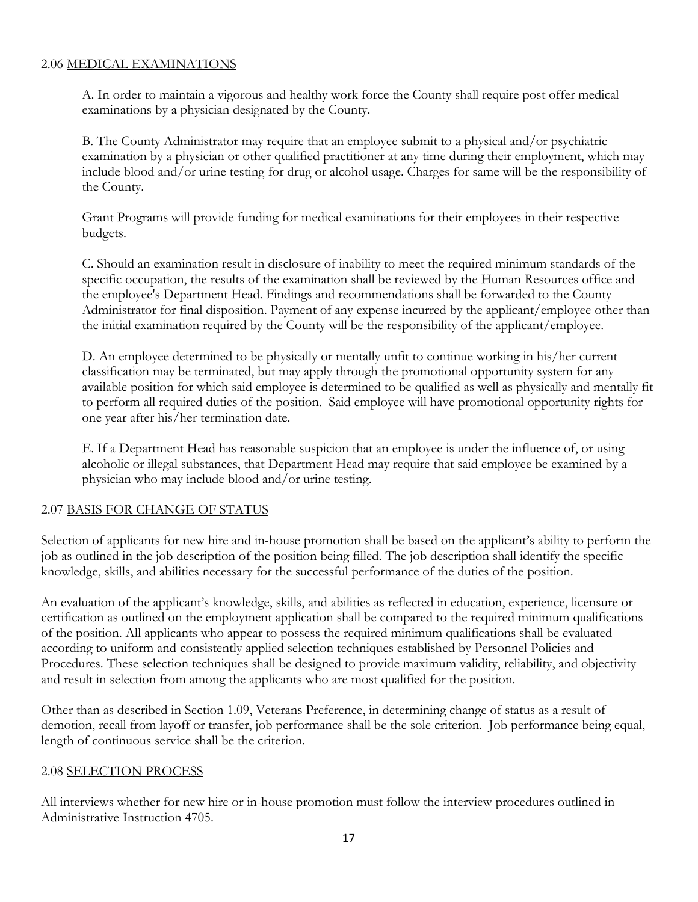## 2.06 <u>MEDICAL EXAMINATIONS</u>

A. In order to maintain a vigorous and healthy work force the County shall require post offer medical examinations by a physician designated by the County.

B. The County Administrator may require that an employee submit to a physical and/or psychiatric examination by a physician or other qualified practitioner at any time during their employment, which may include blood and/or urine testing for drug or alcohol usage. Charges for same will be the responsibility of the County.

Grant Programs will provide funding for medical examinations for their employees in their respective budgets.

C. Should an examination result in disclosure of inability to meet the required minimum standards of the specific occupation, the results of the examination shall be reviewed by the Human Resources office and the employee's Department Head. Findings and recommendations shall be forwarded to the County Administrator for final disposition. Payment of any expense incurred by the applicant/employee other than the initial examination required by the County will be the responsibility of the applicant/employee.

D. An employee determined to be physically or mentally unfit to continue working in his/her current classification may be terminated, but may apply through the promotional opportunity system for any available position for which said employee is determined to be qualified as well as physically and mentally fit to perform all required duties of the position. Said employee will have promotional opportunity rights for one year after his/her termination date.

E. If a Department Head has reasonable suspicion that an employee is under the influence of, or using alcoholic or illegal substances, that Department Head may require that said employee be examined by a physician who may include blood and/or urine testing.

## 2.07 <u>BASIS FOR CHANGE OF STATUS</u>

Selection of applicants for new hire and in-house promotion shall be based on the applicant's ability to perform the job as outlined in the job description of the position being filled. The job description shall identify the specific knowledge, skills, and abilities necessary for the successful performance of the duties of the position.

An evaluation of the applicant's knowledge, skills, and abilities as reflected in education, experience, licensure or certification as outlined on the employment application shall be compared to the required minimum qualifications of the position. All applicants who appear to possess the required minimum qualifications shall be evaluated according to uniform and consistently applied selection techniques established by Personnel Policies and Procedures. These selection techniques shall be designed to provide maximum validity, reliability, and objectivity and result in selection from among the applicants who are most qualified for the position.

Other than as described in Section 1.09, Veterans Preference, in determining change of status as a result of demotion, recall from layoff or transfer, job performance shall be the sole criterion. Job performance being equal, length of continuous service shall be the criterion.

## 2.08 <u>SELECTION PROCESS</u>

All interviews whether for new hire or in-house promotion must follow the interview procedures outlined in Administrative Instruction 4705.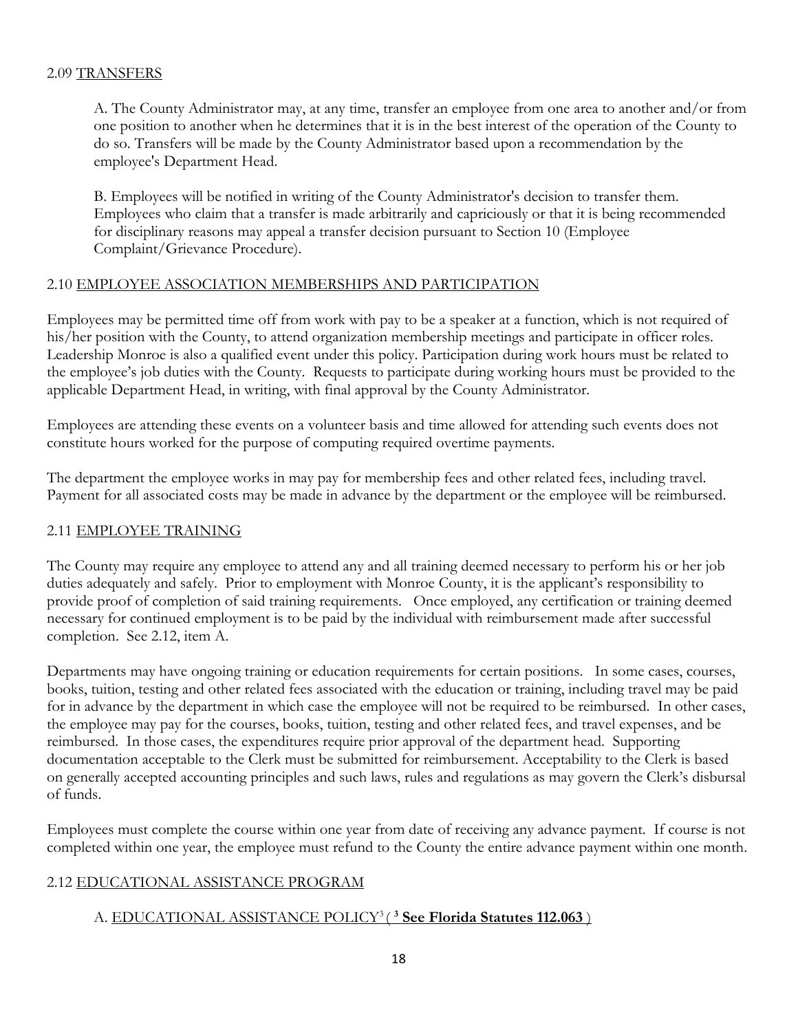### 2.09 <u>TRANSFERS</u>

A. The County Administrator may, at any time, transfer an employee from one area to another and/or from one position to another when he determines that it is in the best interest of the operation of the County to do so. Transfers will be made by the County Administrator based upon a recommendation by the employee's Department Head.

B. Employees will be notified in writing of the County Administrator's decision to transfer them. Employees who claim that a transfer is made arbitrarily and capriciously or that it is being recommended for disciplinary reasons may appeal a transfer decision pursuant to Section 10 (Employee Complaint/Grievance Procedure).

### 2.10 <u>EMPLOYEE ASSOCIATION MEMBERSHIPS AND PARTICIPATION</u>

Employees may be permitted time off from work with pay to be a speaker at a function, which is not required of his/her position with the County, to attend organization membership meetings and participate in officer roles. Leadership Monroe is also a qualified event under this policy. Participation during work hours must be related to the employee's job duties with the County. Requests to participate during working hours must be provided to the applicable Department Head, in writing, with final approval by the County Administrator.

Employees are attending these events on a volunteer basis and time allowed for attending such events does not constitute hours worked for the purpose of computing required overtime payments.

The department the employee works in may pay for membership fees and other related fees, including travel. Payment for all associated costs may be made in advance by the department or the employee will be reimbursed.

### 2.11 <u>EMPLOYEE TRAINING</u>

The County may require any employee to attend any and all training deemed necessary to perform his or her job duties adequately and safely. Prior to employment with Monroe County, it is the applicant's responsibility to provide proof of completion of said training requirements. Once employed, any certification or training deemed necessary for continued employment is to be paid by the individual with reimbursement made after successful completion. See 2.12, item A.

Departments may have ongoing training or education requirements for certain positions. In some cases, courses, books, tuition, testing and other related fees associated with the education or training, including travel may be paid for in advance by the department in which case the employee will not be required to be reimbursed. In other cases, the employee may pay for the courses, books, tuition, testing and other related fees, and travel expenses, and be reimbursed. In those cases, the expenditures require prior approval of the department head. Supporting documentation acceptable to the Clerk must be submitted for reimbursement. Acceptability to the Clerk is based on generally accepted accounting principles and such laws, rules and regulations as may govern the Clerk's disbursal of funds.

Employees must complete the course within one year from date of receiving any advance payment. If course is not completed within one year, the employee must refund to the County the entire advance payment within one month.

### 2.12 <u>EDUCATIONAL ASSISTANCE PROGRAM</u>

#### A. <u>EDUCATIONAL ASSISTANCE POLICY[3] ( [3] **See Florida Statutes 112.063** )</u>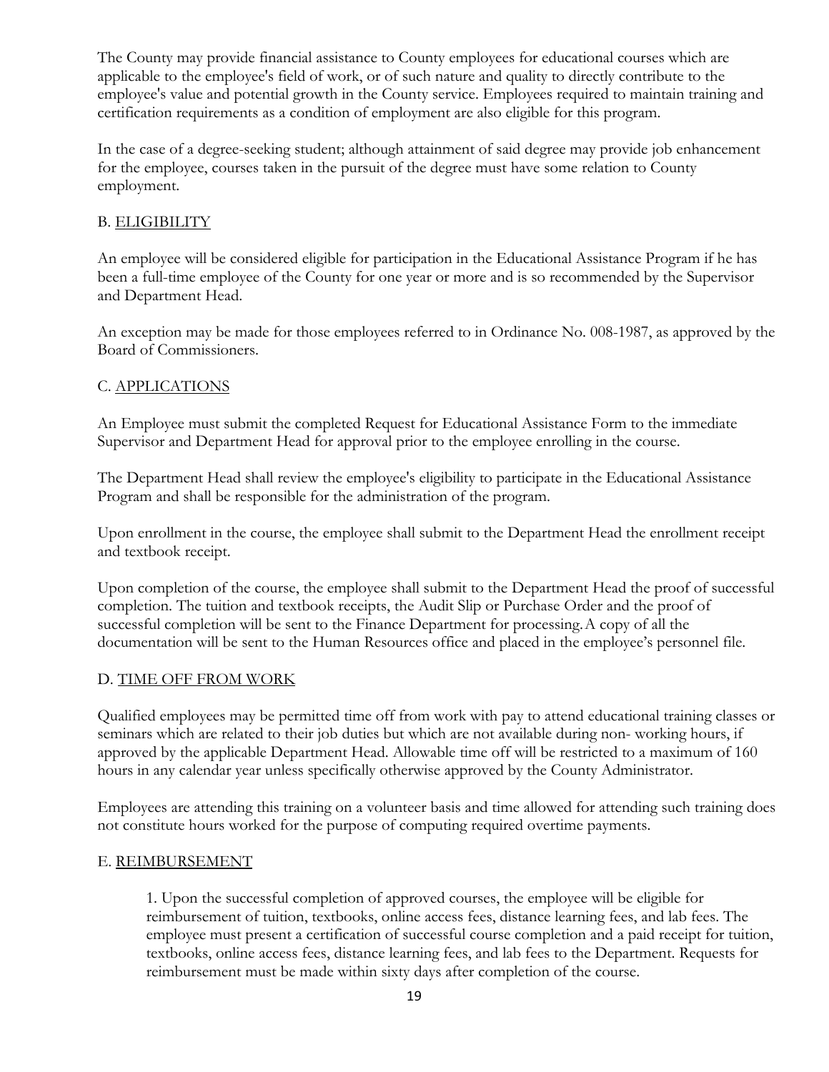The County may provide financial assistance to County employees for educational courses which are applicable to the employee's field of work, or of such nature and quality to directly contribute to the employee's value and potential growth in the County service. Employees required to maintain training and certification requirements as a condition of employment are also eligible for this program.

In the case of a degree-seeking student; although attainment of said degree may provide job enhancement for the employee, courses taken in the pursuit of the degree must have some relation to County employment.

B. <u>ELIGIBILITY</u>

An employee will be considered eligible for participation in the Educational Assistance Program if he has been a full-time employee of the County for one year or more and is so recommended by the Supervisor and Department Head.

An exception may be made for those employees referred to in Ordinance No. 008-1987, as approved by the Board of Commissioners.

C. <u>APPLICATIONS</u>

An Employee must submit the completed Request for Educational Assistance Form to the immediate Supervisor and Department Head for approval prior to the employee enrolling in the course.

The Department Head shall review the employee's eligibility to participate in the Educational Assistance Program and shall be responsible for the administration of the program.

Upon enrollment in the course, the employee shall submit to the Department Head the enrollment receipt and textbook receipt.

Upon completion of the course, the employee shall submit to the Department Head the proof of successful completion. The tuition and textbook receipts, the Audit Slip or Purchase Order and the proof of successful completion will be sent to the Finance Department for processing. A copy of all the documentation will be sent to the Human Resources office and placed in the employee's personnel file.

D. <u>TIME OFF FROM WORK</u>

Qualified employees may be permitted time off from work with pay to attend educational training classes or seminars which are related to their job duties but which are not available during non- working hours, if approved by the applicable Department Head. Allowable time off will be restricted to a maximum of 160 hours in any calendar year unless specifically otherwise approved by the County Administrator.

Employees are attending this training on a volunteer basis and time allowed for attending such training does not constitute hours worked for the purpose of computing required overtime payments.

E. <u>REIMBURSEMENT</u>

1. Upon the successful completion of approved courses, the employee will be eligible for reimbursement of tuition, textbooks, online access fees, distance learning fees, and lab fees. The employee must present a certification of successful course completion and a paid receipt for tuition, textbooks, online access fees, distance learning fees, and lab fees to the Department. Requests for reimbursement must be made within sixty days after completion of the course.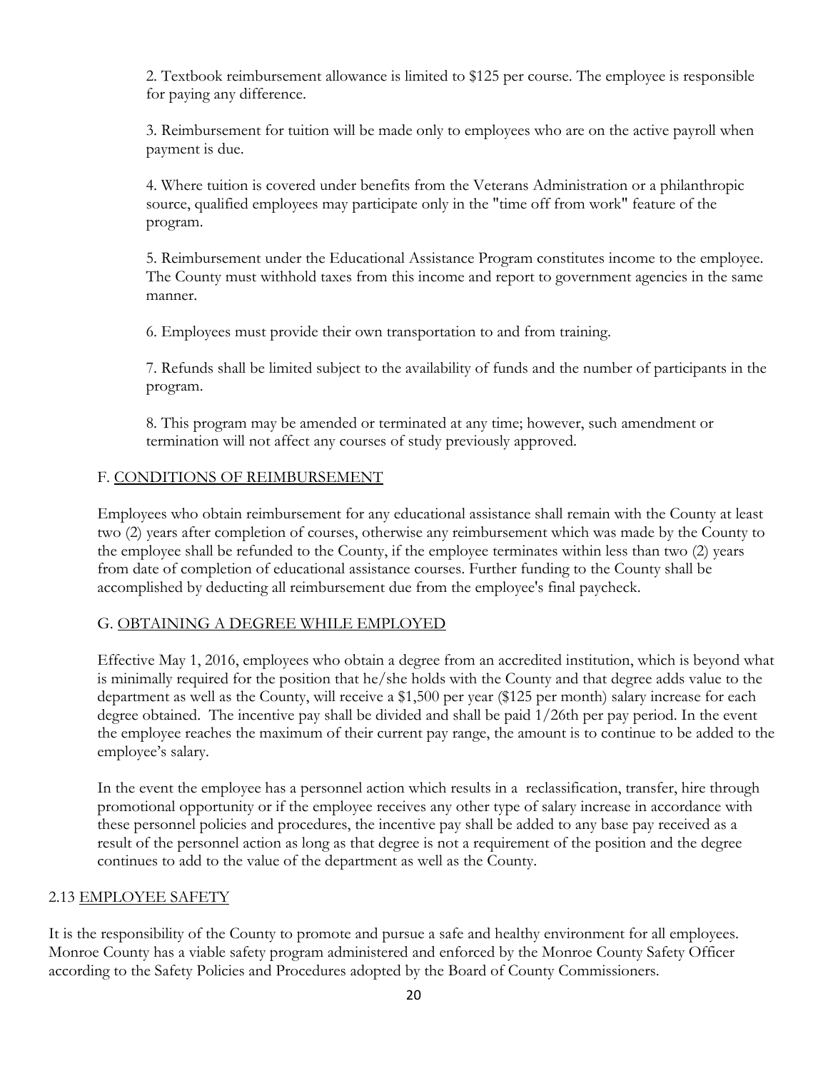2. Textbook reimbursement allowance is limited to $125 per course. The employee is responsible for paying any difference.

3. Reimbursement for tuition will be made only to employees who are on the active payroll when payment is due.

4. Where tuition is covered under benefits from the Veterans Administration or a philanthropic source, qualified employees may participate only in the "time off from work" feature of the program.

5. Reimbursement under the Educational Assistance Program constitutes income to the employee. The County must withhold taxes from this income and report to government agencies in the same manner.

6. Employees must provide their own transportation to and from training.

7. Refunds shall be limited subject to the availability of funds and the number of participants in the program.

8. This program may be amended or terminated at any time; however, such amendment or termination will not affect any courses of study previously approved.

### F. CONDITIONS OF REIMBURSEMENT

Employees who obtain reimbursement for any educational assistance shall remain with the County at least two (2) years after completion of courses, otherwise any reimbursement which was made by the County to the employee shall be refunded to the County, if the employee terminates within less than two (2) years from date of completion of educational assistance courses. Further funding to the County shall be accomplished by deducting all reimbursement due from the employee's final paycheck.

### G. OBTAINING A DEGREE WHILE EMPLOYED

Effective May 1, 2016, employees who obtain a degree from an accredited institution, which is beyond what is minimally required for the position that he/she holds with the County and that degree adds value to the department as well as the County, will receive a $1,500 per year ($125 per month) salary increase for each degree obtained. The incentive pay shall be divided and shall be paid 1/26th per pay period. In the event the employee reaches the maximum of their current pay range, the amount is to continue to be added to the employee's salary.

In the event the employee has a personnel action which results in a reclassification, transfer, hire through promotional opportunity or if the employee receives any other type of salary increase in accordance with these personnel policies and procedures, the incentive pay shall be added to any base pay received as a result of the personnel action as long as that degree is not a requirement of the position and the degree continues to add to the value of the department as well as the County.

## 2.13 EMPLOYEE SAFETY

It is the responsibility of the County to promote and pursue a safe and healthy environment for all employees. Monroe County has a viable safety program administered and enforced by the Monroe County Safety Officer according to the Safety Policies and Procedures adopted by the Board of County Commissioners.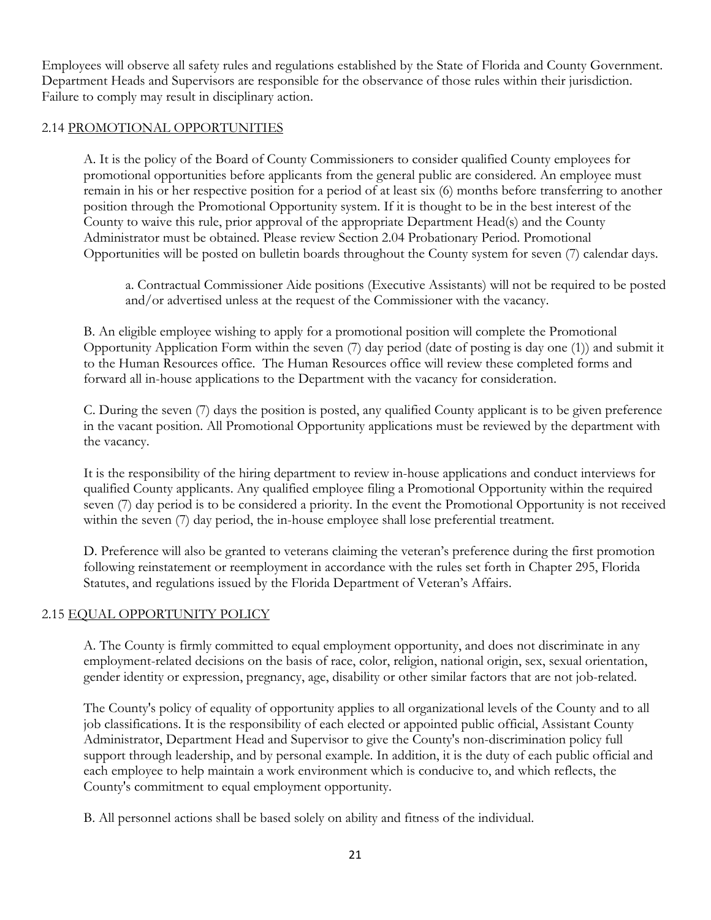Employees will observe all safety rules and regulations established by the State of Florida and County Government. Department Heads and Supervisors are responsible for the observance of those rules within their jurisdiction. Failure to comply may result in disciplinary action.

## 2.14 PROMOTIONAL OPPORTUNITIES

A. It is the policy of the Board of County Commissioners to consider qualified County employees for promotional opportunities before applicants from the general public are considered. An employee must remain in his or her respective position for a period of at least six (6) months before transferring to another position through the Promotional Opportunity system. If it is thought to be in the best interest of the County to waive this rule, prior approval of the appropriate Department Head(s) and the County Administrator must be obtained. Please review Section 2.04 Probationary Period. Promotional Opportunities will be posted on bulletin boards throughout the County system for seven (7) calendar days.

a. Contractual Commissioner Aide positions (Executive Assistants) will not be required to be posted and/or advertised unless at the request of the Commissioner with the vacancy.

B. An eligible employee wishing to apply for a promotional position will complete the Promotional Opportunity Application Form within the seven (7) day period (date of posting is day one (1)) and submit it to the Human Resources office. The Human Resources office will review these completed forms and forward all in-house applications to the Department with the vacancy for consideration.

C. During the seven (7) days the position is posted, any qualified County applicant is to be given preference in the vacant position. All Promotional Opportunity applications must be reviewed by the department with the vacancy.

It is the responsibility of the hiring department to review in-house applications and conduct interviews for qualified County applicants. Any qualified employee filing a Promotional Opportunity within the required seven (7) day period is to be considered a priority. In the event the Promotional Opportunity is not received within the seven (7) day period, the in-house employee shall lose preferential treatment.

D. Preference will also be granted to veterans claiming the veteran's preference during the first promotion following reinstatement or reemployment in accordance with the rules set forth in Chapter 295, Florida Statutes, and regulations issued by the Florida Department of Veteran's Affairs.

## 2.15 EQUAL OPPORTUNITY POLICY

A. The County is firmly committed to equal employment opportunity, and does not discriminate in any employment-related decisions on the basis of race, color, religion, national origin, sex, sexual orientation, gender identity or expression, pregnancy, age, disability or other similar factors that are not job-related.

The County's policy of equality of opportunity applies to all organizational levels of the County and to all job classifications. It is the responsibility of each elected or appointed public official, Assistant County Administrator, Department Head and Supervisor to give the County's non-discrimination policy full support through leadership, and by personal example. In addition, it is the duty of each public official and each employee to help maintain a work environment which is conducive to, and which reflects, the County's commitment to equal employment opportunity.

B. All personnel actions shall be based solely on ability and fitness of the individual.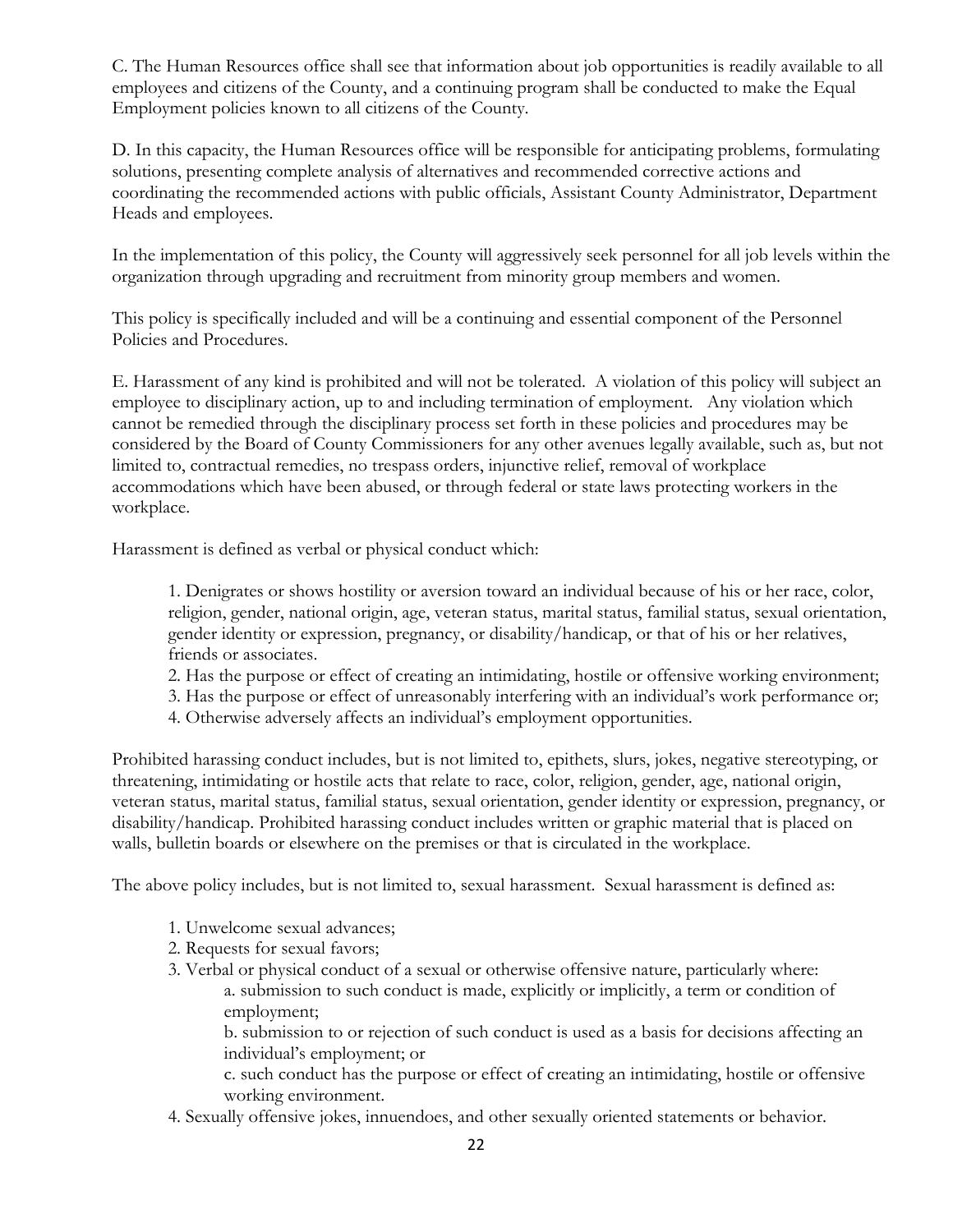C. The Human Resources office shall see that information about job opportunities is readily available to all employees and citizens of the County, and a continuing program shall be conducted to make the Equal Employment policies known to all citizens of the County.

D. In this capacity, the Human Resources office will be responsible for anticipating problems, formulating solutions, presenting complete analysis of alternatives and recommended corrective actions and coordinating the recommended actions with public officials, Assistant County Administrator, Department Heads and employees.

In the implementation of this policy, the County will aggressively seek personnel for all job levels within the organization through upgrading and recruitment from minority group members and women.

This policy is specifically included and will be a continuing and essential component of the Personnel Policies and Procedures.

E. Harassment of any kind is prohibited and will not be tolerated. A violation of this policy will subject an employee to disciplinary action, up to and including termination of employment. Any violation which cannot be remedied through the disciplinary process set forth in these policies and procedures may be considered by the Board of County Commissioners for any other avenues legally available, such as, but not limited to, contractual remedies, no trespass orders, injunctive relief, removal of workplace accommodations which have been abused, or through federal or state laws protecting workers in the workplace.

Harassment is defined as verbal or physical conduct which:

1. Denigrates or shows hostility or aversion toward an individual because of his or her race, color, religion, gender, national origin, age, veteran status, marital status, familial status, sexual orientation, gender identity or expression, pregnancy, or disability/handicap, or that of his or her relatives, friends or associates.
2. Has the purpose or effect of creating an intimidating, hostile or offensive working environment;
3. Has the purpose or effect of unreasonably interfering with an individual's work performance or;
4. Otherwise adversely affects an individual's employment opportunities.

Prohibited harassing conduct includes, but is not limited to, epithets, slurs, jokes, negative stereotyping, or threatening, intimidating or hostile acts that relate to race, color, religion, gender, age, national origin, veteran status, marital status, familial status, sexual orientation, gender identity or expression, pregnancy, or disability/handicap. Prohibited harassing conduct includes written or graphic material that is placed on walls, bulletin boards or elsewhere on the premises or that is circulated in the workplace.

The above policy includes, but is not limited to, sexual harassment. Sexual harassment is defined as:

1. Unwelcome sexual advances;
2. Requests for sexual favors;
3. Verbal or physical conduct of a sexual or otherwise offensive nature, particularly where:
   a. submission to such conduct is made, explicitly or implicitly, a term or condition of employment;
   b. submission to or rejection of such conduct is used as a basis for decisions affecting an individual's employment; or
   c. such conduct has the purpose or effect of creating an intimidating, hostile or offensive working environment.
4. Sexually offensive jokes, innuendoes, and other sexually oriented statements or behavior.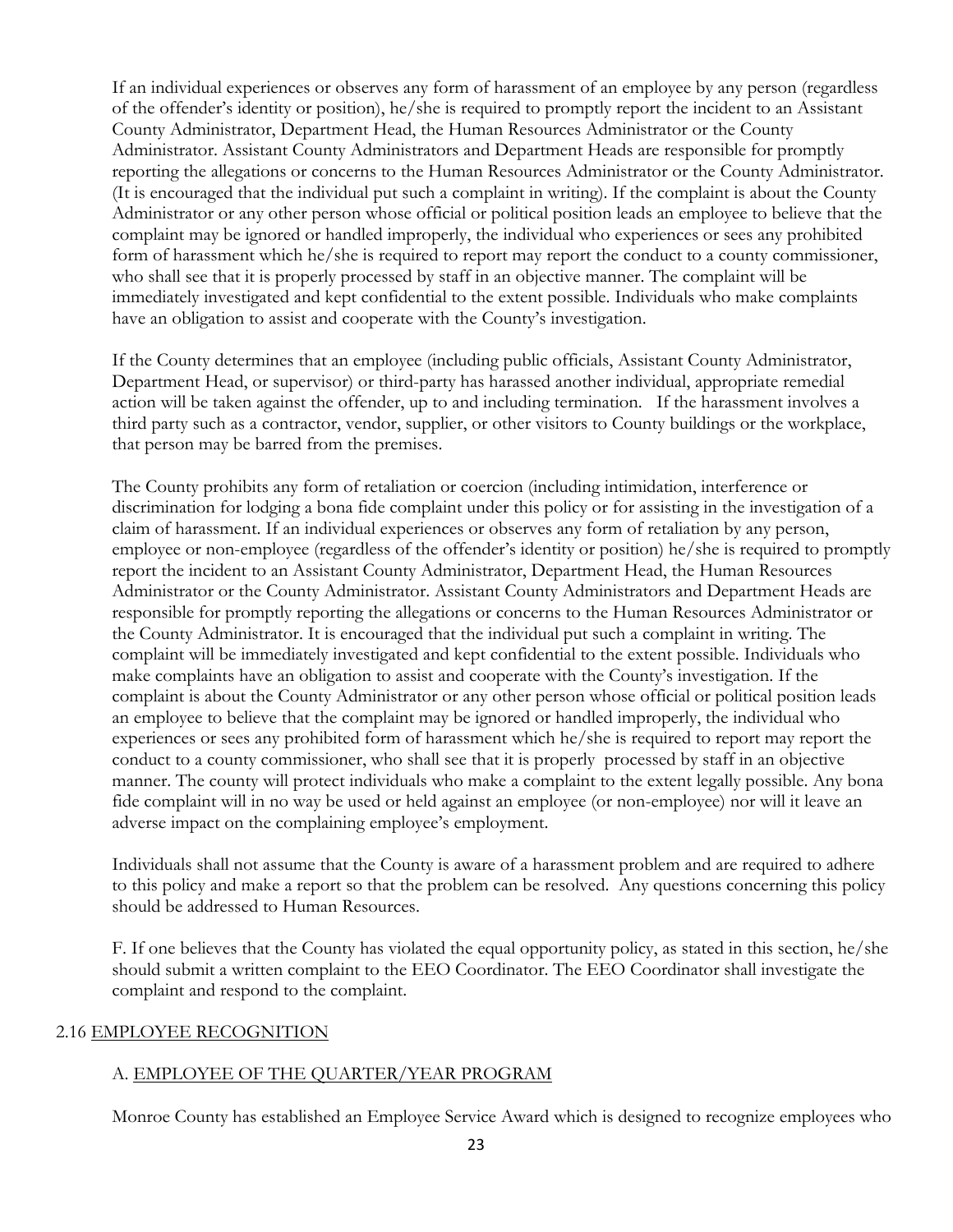If an individual experiences or observes any form of harassment of an employee by any person (regardless of the offender's identity or position), he/she is required to promptly report the incident to an Assistant County Administrator, Department Head, the Human Resources Administrator or the County Administrator. Assistant County Administrators and Department Heads are responsible for promptly reporting the allegations or concerns to the Human Resources Administrator or the County Administrator. (It is encouraged that the individual put such a complaint in writing). If the complaint is about the County Administrator or any other person whose official or political position leads an employee to believe that the complaint may be ignored or handled improperly, the individual who experiences or sees any prohibited form of harassment which he/she is required to report may report the conduct to a county commissioner, who shall see that it is properly processed by staff in an objective manner. The complaint will be immediately investigated and kept confidential to the extent possible. Individuals who make complaints have an obligation to assist and cooperate with the County's investigation.

If the County determines that an employee (including public officials, Assistant County Administrator, Department Head, or supervisor) or third-party has harassed another individual, appropriate remedial action will be taken against the offender, up to and including termination. If the harassment involves a third party such as a contractor, vendor, supplier, or other visitors to County buildings or the workplace, that person may be barred from the premises.

The County prohibits any form of retaliation or coercion (including intimidation, interference or discrimination for lodging a bona fide complaint under this policy or for assisting in the investigation of a claim of harassment. If an individual experiences or observes any form of retaliation by any person, employee or non-employee (regardless of the offender's identity or position) he/she is required to promptly report the incident to an Assistant County Administrator, Department Head, the Human Resources Administrator or the County Administrator. Assistant County Administrators and Department Heads are responsible for promptly reporting the allegations or concerns to the Human Resources Administrator or the County Administrator. It is encouraged that the individual put such a complaint in writing. The complaint will be immediately investigated and kept confidential to the extent possible. Individuals who make complaints have an obligation to assist and cooperate with the County's investigation. If the complaint is about the County Administrator or any other person whose official or political position leads an employee to believe that the complaint may be ignored or handled improperly, the individual who experiences or sees any prohibited form of harassment which he/she is required to report may report the conduct to a county commissioner, who shall see that it is properly processed by staff in an objective manner. The county will protect individuals who make a complaint to the extent legally possible. Any bona fide complaint will in no way be used or held against an employee (or non-employee) nor will it leave an adverse impact on the complaining employee's employment.

Individuals shall not assume that the County is aware of a harassment problem and are required to adhere to this policy and make a report so that the problem can be resolved. Any questions concerning this policy should be addressed to Human Resources.

F. If one believes that the County has violated the equal opportunity policy, as stated in this section, he/she should submit a written complaint to the EEO Coordinator. The EEO Coordinator shall investigate the complaint and respond to the complaint.

## 2.16 EMPLOYEE RECOGNITION

### A. EMPLOYEE OF THE QUARTER/YEAR PROGRAM

Monroe County has established an Employee Service Award which is designed to recognize employees who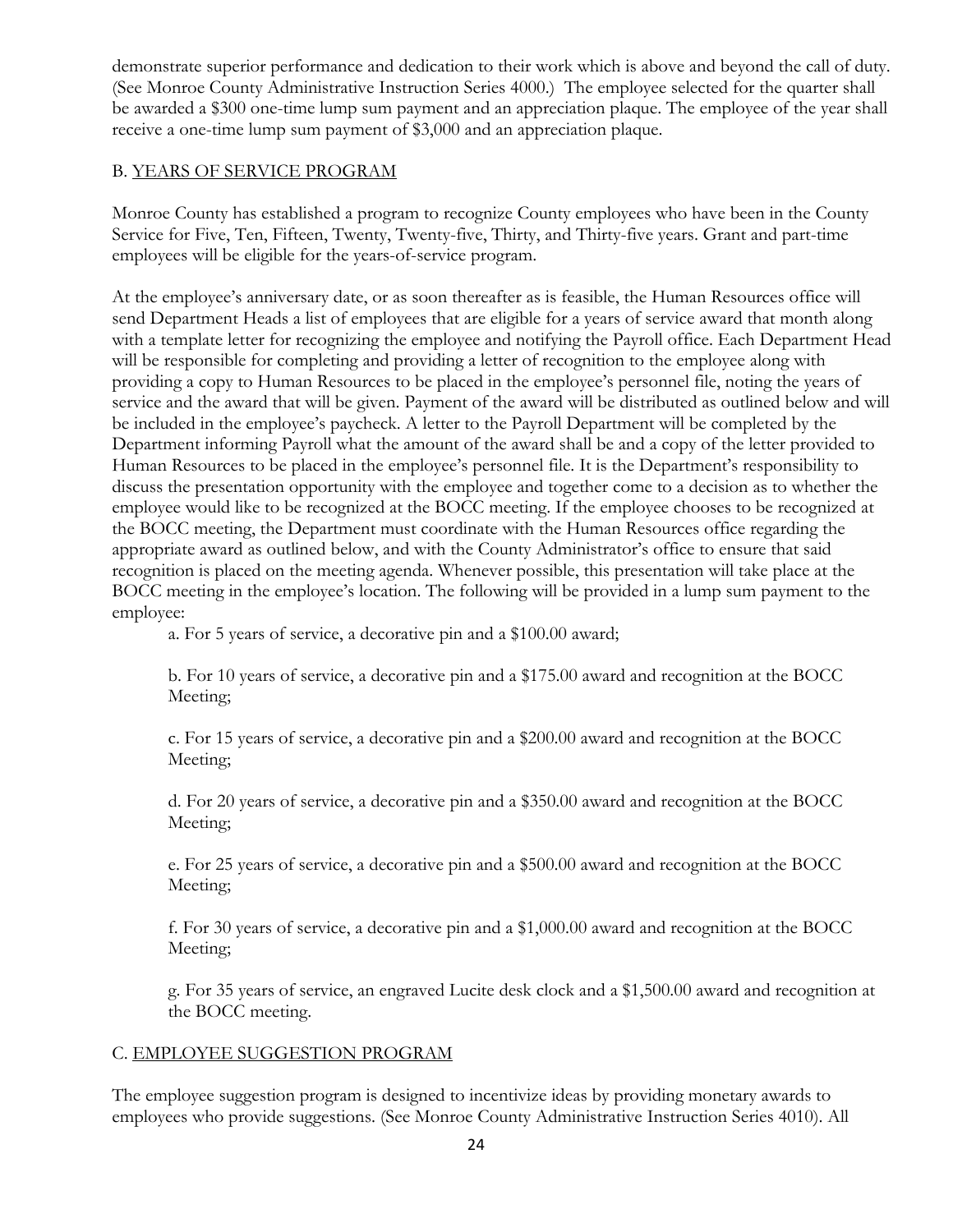demonstrate superior performance and dedication to their work which is above and beyond the call of duty. (See Monroe County Administrative Instruction Series 4000.) The employee selected for the quarter shall be awarded a $300 one-time lump sum payment and an appreciation plaque. The employee of the year shall receive a one-time lump sum payment of $3,000 and an appreciation plaque.

### B. YEARS OF SERVICE PROGRAM

Monroe County has established a program to recognize County employees who have been in the County Service for Five, Ten, Fifteen, Twenty, Twenty-five, Thirty, and Thirty-five years. Grant and part-time employees will be eligible for the years-of-service program.

At the employee's anniversary date, or as soon thereafter as is feasible, the Human Resources office will send Department Heads a list of employees that are eligible for a years of service award that month along with a template letter for recognizing the employee and notifying the Payroll office. Each Department Head will be responsible for completing and providing a letter of recognition to the employee along with providing a copy to Human Resources to be placed in the employee's personnel file, noting the years of service and the award that will be given. Payment of the award will be distributed as outlined below and will be included in the employee's paycheck. A letter to the Payroll Department will be completed by the Department informing Payroll what the amount of the award shall be and a copy of the letter provided to Human Resources to be placed in the employee's personnel file. It is the Department's responsibility to discuss the presentation opportunity with the employee and together come to a decision as to whether the employee would like to be recognized at the BOCC meeting. If the employee chooses to be recognized at the BOCC meeting, the Department must coordinate with the Human Resources office regarding the appropriate award as outlined below, and with the County Administrator's office to ensure that said recognition is placed on the meeting agenda. Whenever possible, this presentation will take place at the BOCC meeting in the employee's location. The following will be provided in a lump sum payment to the employee:

a. For 5 years of service, a decorative pin and a $100.00 award;

b. For 10 years of service, a decorative pin and a $175.00 award and recognition at the BOCC Meeting;

c. For 15 years of service, a decorative pin and a $200.00 award and recognition at the BOCC Meeting;

d. For 20 years of service, a decorative pin and a $350.00 award and recognition at the BOCC Meeting;

e. For 25 years of service, a decorative pin and a $500.00 award and recognition at the BOCC Meeting;

f. For 30 years of service, a decorative pin and a $1,000.00 award and recognition at the BOCC Meeting;

g. For 35 years of service, an engraved Lucite desk clock and a $1,500.00 award and recognition at the BOCC meeting.

### C. EMPLOYEE SUGGESTION PROGRAM

The employee suggestion program is designed to incentivize ideas by providing monetary awards to employees who provide suggestions. (See Monroe County Administrative Instruction Series 4010). All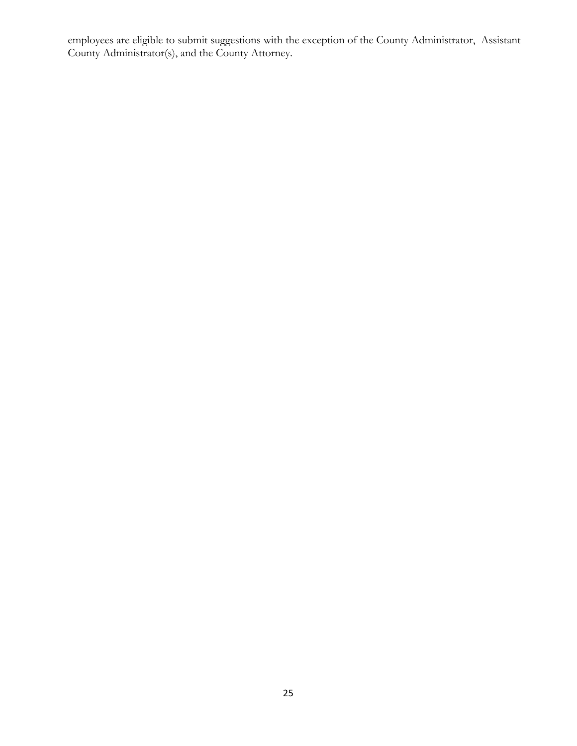employees are eligible to submit suggestions with the exception of the County Administrator, Assistant County Administrator(s), and the County Attorney.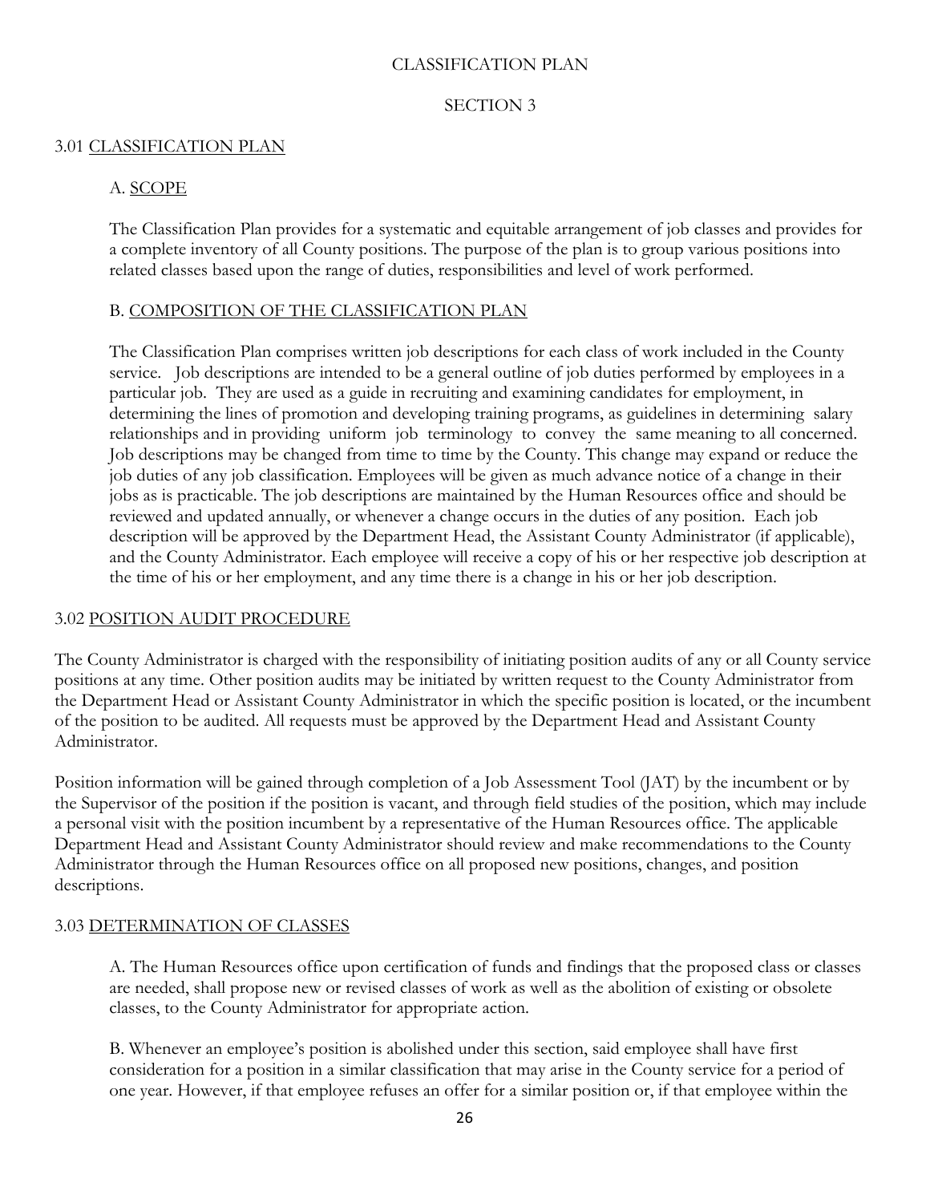# CLASSIFICATION PLAN

## SECTION 3

### 3.01 CLASSIFICATION PLAN

#### A. SCOPE

The Classification Plan provides for a systematic and equitable arrangement of job classes and provides for a complete inventory of all County positions. The purpose of the plan is to group various positions into related classes based upon the range of duties, responsibilities and level of work performed.

#### B. COMPOSITION OF THE CLASSIFICATION PLAN

The Classification Plan comprises written job descriptions for each class of work included in the County service. Job descriptions are intended to be a general outline of job duties performed by employees in a particular job. They are used as a guide in recruiting and examining candidates for employment, in determining the lines of promotion and developing training programs, as guidelines in determining salary relationships and in providing uniform job terminology to convey the same meaning to all concerned. Job descriptions may be changed from time to time by the County. This change may expand or reduce the job duties of any job classification. Employees will be given as much advance notice of a change in their jobs as is practicable. The job descriptions are maintained by the Human Resources office and should be reviewed and updated annually, or whenever a change occurs in the duties of any position. Each job description will be approved by the Department Head, the Assistant County Administrator (if applicable), and the County Administrator. Each employee will receive a copy of his or her respective job description at the time of his or her employment, and any time there is a change in his or her job description.

### 3.02 POSITION AUDIT PROCEDURE

The County Administrator is charged with the responsibility of initiating position audits of any or all County service positions at any time. Other position audits may be initiated by written request to the County Administrator from the Department Head or Assistant County Administrator in which the specific position is located, or the incumbent of the position to be audited. All requests must be approved by the Department Head and Assistant County Administrator.

Position information will be gained through completion of a Job Assessment Tool (JAT) by the incumbent or by the Supervisor of the position if the position is vacant, and through field studies of the position, which may include a personal visit with the position incumbent by a representative of the Human Resources office. The applicable Department Head and Assistant County Administrator should review and make recommendations to the County Administrator through the Human Resources office on all proposed new positions, changes, and position descriptions.

### 3.03 DETERMINATION OF CLASSES

A. The Human Resources office upon certification of funds and findings that the proposed class or classes are needed, shall propose new or revised classes of work as well as the abolition of existing or obsolete classes, to the County Administrator for appropriate action.

B. Whenever an employee's position is abolished under this section, said employee shall have first consideration for a position in a similar classification that may arise in the County service for a period of one year. However, if that employee refuses an offer for a similar position or, if that employee within the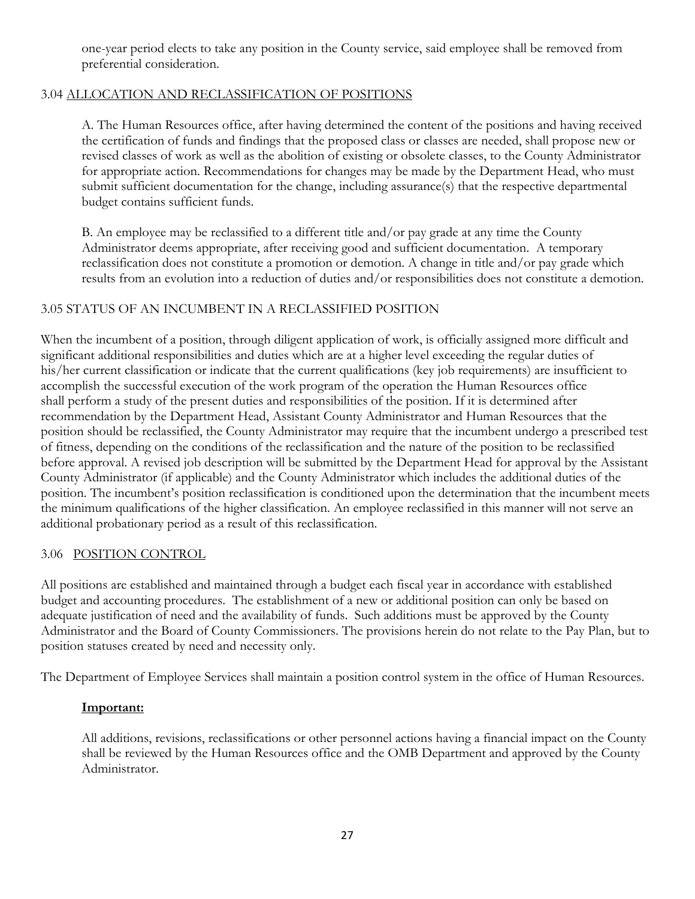one-year period elects to take any position in the County service, said employee shall be removed from preferential consideration.

### 3.04 ALLOCATION AND RECLASSIFICATION OF POSITIONS

A. The Human Resources office, after having determined the content of the positions and having received the certification of funds and findings that the proposed class or classes are needed, shall propose new or revised classes of work as well as the abolition of existing or obsolete classes, to the County Administrator for appropriate action. Recommendations for changes may be made by the Department Head, who must submit sufficient documentation for the change, including assurance(s) that the respective departmental budget contains sufficient funds.

B. An employee may be reclassified to a different title and/or pay grade at any time the County Administrator deems appropriate, after receiving good and sufficient documentation. A temporary reclassification does not constitute a promotion or demotion. A change in title and/or pay grade which results from an evolution into a reduction of duties and/or responsibilities does not constitute a demotion.

### 3.05 STATUS OF AN INCUMBENT IN A RECLASSIFIED POSITION

When the incumbent of a position, through diligent application of work, is officially assigned more difficult and significant additional responsibilities and duties which are at a higher level exceeding the regular duties of his/her current classification or indicate that the current qualifications (key job requirements) are insufficient to accomplish the successful execution of the work program of the operation the Human Resources office shall perform a study of the present duties and responsibilities of the position. If it is determined after recommendation by the Department Head, Assistant County Administrator and Human Resources that the position should be reclassified, the County Administrator may require that the incumbent undergo a prescribed test of fitness, depending on the conditions of the reclassification and the nature of the position to be reclassified before approval. A revised job description will be submitted by the Department Head for approval by the Assistant County Administrator (if applicable) and the County Administrator which includes the additional duties of the position. The incumbent's position reclassification is conditioned upon the determination that the incumbent meets the minimum qualifications of the higher classification. An employee reclassified in this manner will not serve an additional probationary period as a result of this reclassification.

### 3.06 POSITION CONTROL

All positions are established and maintained through a budget each fiscal year in accordance with established budget and accounting procedures. The establishment of a new or additional position can only be based on adequate justification of need and the availability of funds. Such additions must be approved by the County Administrator and the Board of County Commissioners. The provisions herein do not relate to the Pay Plan, but to position statuses created by need and necessity only.

The Department of Employee Services shall maintain a position control system in the office of Human Resources.

**Important:**

All additions, revisions, reclassifications or other personnel actions having a financial impact on the County shall be reviewed by the Human Resources office and the OMB Department and approved by the County Administrator.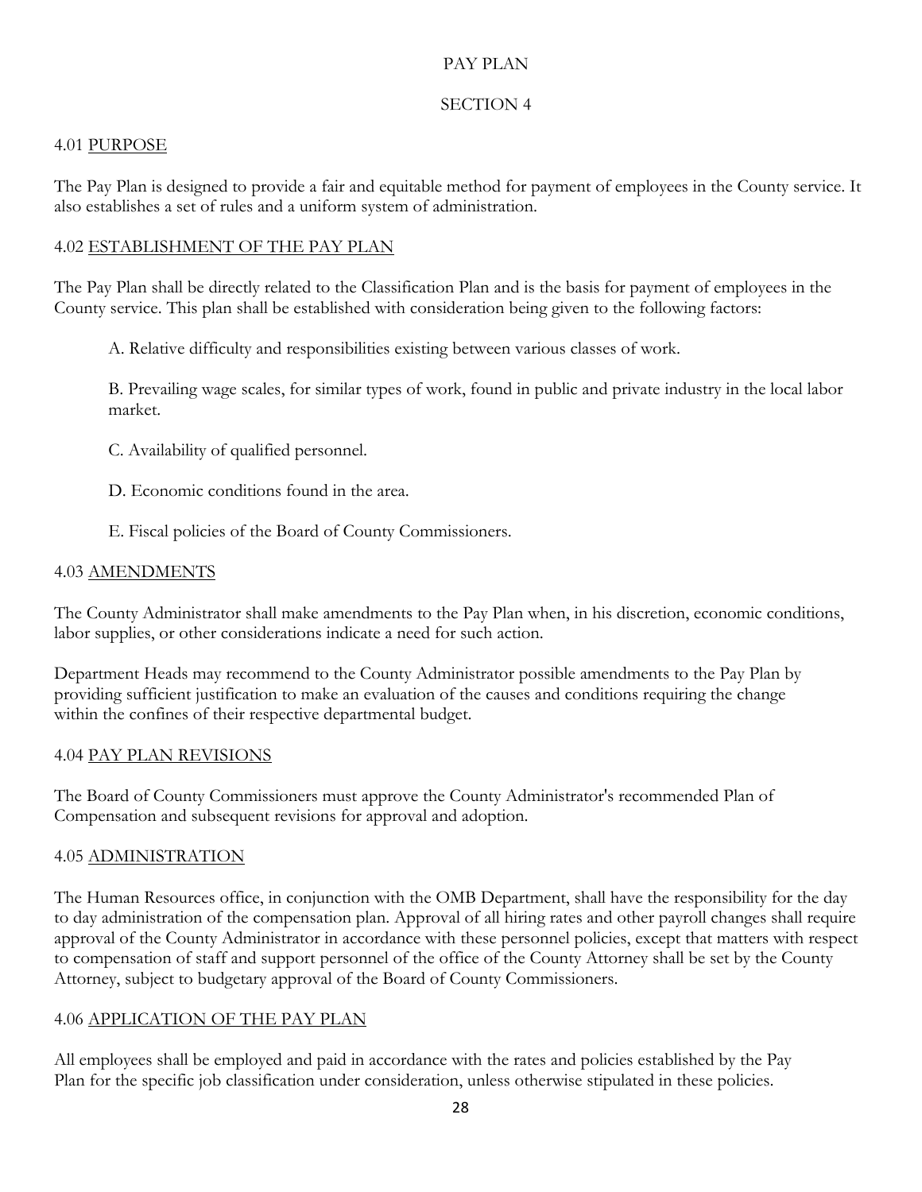# PAY PLAN

## SECTION 4

### 4.01 PURPOSE

The Pay Plan is designed to provide a fair and equitable method for payment of employees in the County service. It also establishes a set of rules and a uniform system of administration.

### 4.02 ESTABLISHMENT OF THE PAY PLAN

The Pay Plan shall be directly related to the Classification Plan and is the basis for payment of employees in the County service. This plan shall be established with consideration being given to the following factors:

A. Relative difficulty and responsibilities existing between various classes of work.

B. Prevailing wage scales, for similar types of work, found in public and private industry in the local labor market.

C. Availability of qualified personnel.

D. Economic conditions found in the area.

E. Fiscal policies of the Board of County Commissioners.

### 4.03 AMENDMENTS

The County Administrator shall make amendments to the Pay Plan when, in his discretion, economic conditions, labor supplies, or other considerations indicate a need for such action.

Department Heads may recommend to the County Administrator possible amendments to the Pay Plan by providing sufficient justification to make an evaluation of the causes and conditions requiring the change within the confines of their respective departmental budget.

### 4.04 PAY PLAN REVISIONS

The Board of County Commissioners must approve the County Administrator's recommended Plan of Compensation and subsequent revisions for approval and adoption.

### 4.05 ADMINISTRATION

The Human Resources office, in conjunction with the OMB Department, shall have the responsibility for the day to day administration of the compensation plan. Approval of all hiring rates and other payroll changes shall require approval of the County Administrator in accordance with these personnel policies, except that matters with respect to compensation of staff and support personnel of the office of the County Attorney shall be set by the County Attorney, subject to budgetary approval of the Board of County Commissioners.

### 4.06 APPLICATION OF THE PAY PLAN

All employees shall be employed and paid in accordance with the rates and policies established by the Pay Plan for the specific job classification under consideration, unless otherwise stipulated in these policies.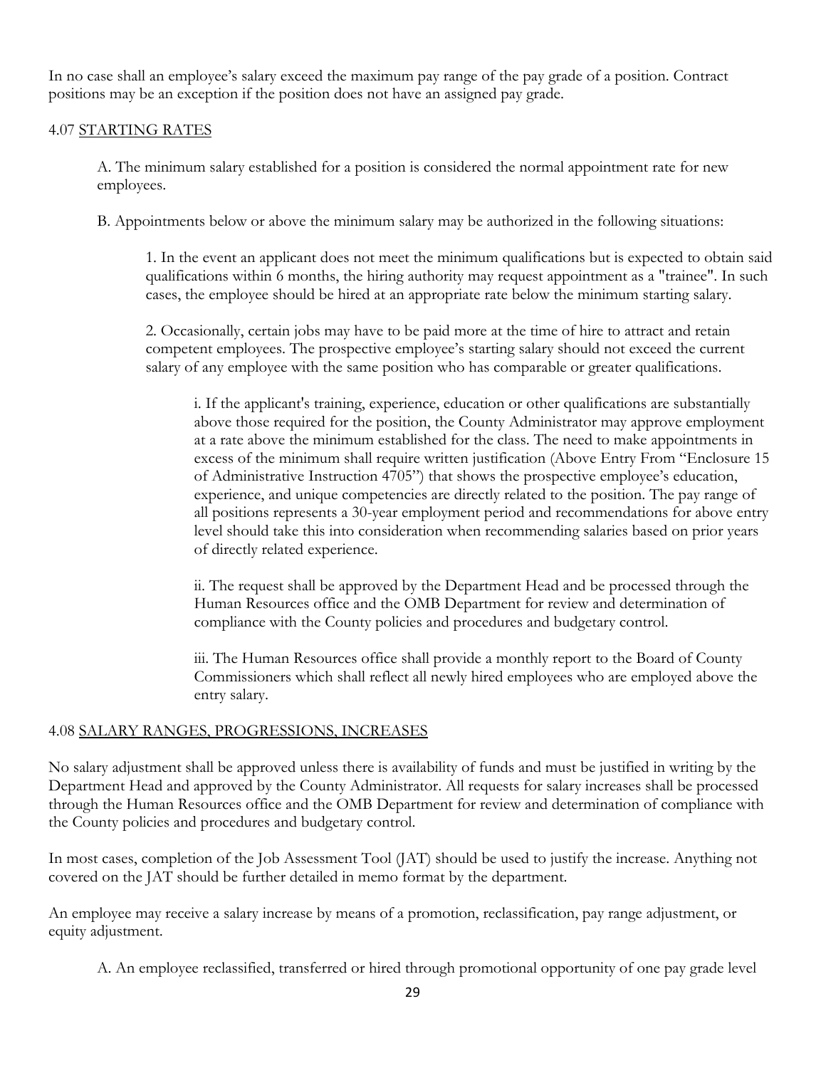In no case shall an employee's salary exceed the maximum pay range of the pay grade of a position. Contract positions may be an exception if the position does not have an assigned pay grade.

## 4.07 STARTING RATES

A. The minimum salary established for a position is considered the normal appointment rate for new employees.

B. Appointments below or above the minimum salary may be authorized in the following situations:

1. In the event an applicant does not meet the minimum qualifications but is expected to obtain said qualifications within 6 months, the hiring authority may request appointment as a "trainee". In such cases, the employee should be hired at an appropriate rate below the minimum starting salary.

2. Occasionally, certain jobs may have to be paid more at the time of hire to attract and retain competent employees. The prospective employee's starting salary should not exceed the current salary of any employee with the same position who has comparable or greater qualifications.

   i. If the applicant's training, experience, education or other qualifications are substantially above those required for the position, the County Administrator may approve employment at a rate above the minimum established for the class. The need to make appointments in excess of the minimum shall require written justification (Above Entry From "Enclosure 15 of Administrative Instruction 4705") that shows the prospective employee's education, experience, and unique competencies are directly related to the position. The pay range of all positions represents a 30-year employment period and recommendations for above entry level should take this into consideration when recommending salaries based on prior years of directly related experience.

   ii. The request shall be approved by the Department Head and be processed through the Human Resources office and the OMB Department for review and determination of compliance with the County policies and procedures and budgetary control.

   iii. The Human Resources office shall provide a monthly report to the Board of County Commissioners which shall reflect all newly hired employees who are employed above the entry salary.

## 4.08 SALARY RANGES, PROGRESSIONS, INCREASES

No salary adjustment shall be approved unless there is availability of funds and must be justified in writing by the Department Head and approved by the County Administrator. All requests for salary increases shall be processed through the Human Resources office and the OMB Department for review and determination of compliance with the County policies and procedures and budgetary control.

In most cases, completion of the Job Assessment Tool (JAT) should be used to justify the increase. Anything not covered on the JAT should be further detailed in memo format by the department.

An employee may receive a salary increase by means of a promotion, reclassification, pay range adjustment, or equity adjustment.

A. An employee reclassified, transferred or hired through promotional opportunity of one pay grade level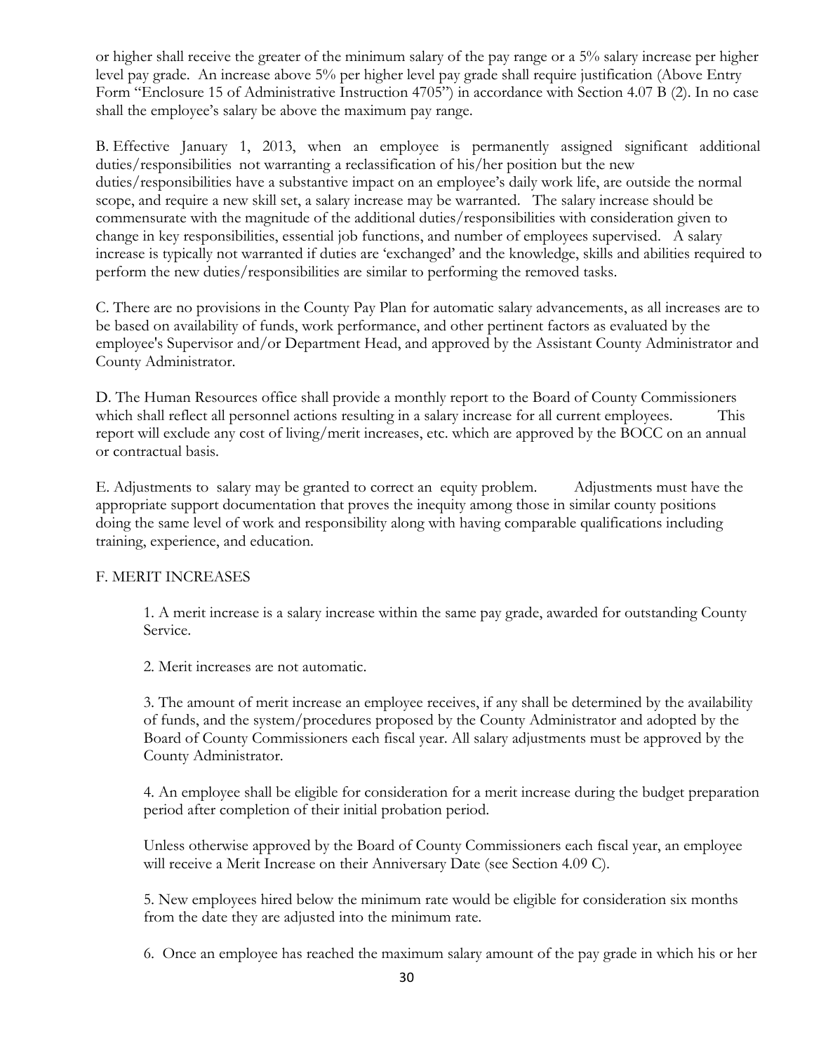or higher shall receive the greater of the minimum salary of the pay range or a 5% salary increase per higher level pay grade. An increase above 5% per higher level pay grade shall require justification (Above Entry Form "Enclosure 15 of Administrative Instruction 4705") in accordance with Section 4.07 B (2). In no case shall the employee's salary be above the maximum pay range.

B. Effective January 1, 2013, when an employee is permanently assigned significant additional duties/responsibilities not warranting a reclassification of his/her position but the new duties/responsibilities have a substantive impact on an employee's daily work life, are outside the normal scope, and require a new skill set, a salary increase may be warranted. The salary increase should be commensurate with the magnitude of the additional duties/responsibilities with consideration given to change in key responsibilities, essential job functions, and number of employees supervised. A salary increase is typically not warranted if duties are 'exchanged' and the knowledge, skills and abilities required to perform the new duties/responsibilities are similar to performing the removed tasks.

C. There are no provisions in the County Pay Plan for automatic salary advancements, as all increases are to be based on availability of funds, work performance, and other pertinent factors as evaluated by the employee's Supervisor and/or Department Head, and approved by the Assistant County Administrator and County Administrator.

D. The Human Resources office shall provide a monthly report to the Board of County Commissioners which shall reflect all personnel actions resulting in a salary increase for all current employees. This report will exclude any cost of living/merit increases, etc. which are approved by the BOCC on an annual or contractual basis.

E. Adjustments to salary may be granted to correct an equity problem. Adjustments must have the appropriate support documentation that proves the inequity among those in similar county positions doing the same level of work and responsibility along with having comparable qualifications including training, experience, and education.

F. MERIT INCREASES

1. A merit increase is a salary increase within the same pay grade, awarded for outstanding County Service.

2. Merit increases are not automatic.

3. The amount of merit increase an employee receives, if any shall be determined by the availability of funds, and the system/procedures proposed by the County Administrator and adopted by the Board of County Commissioners each fiscal year. All salary adjustments must be approved by the County Administrator.

4. An employee shall be eligible for consideration for a merit increase during the budget preparation period after completion of their initial probation period.

Unless otherwise approved by the Board of County Commissioners each fiscal year, an employee will receive a Merit Increase on their Anniversary Date (see Section 4.09 C).

5. New employees hired below the minimum rate would be eligible for consideration six months from the date they are adjusted into the minimum rate.

6. Once an employee has reached the maximum salary amount of the pay grade in which his or her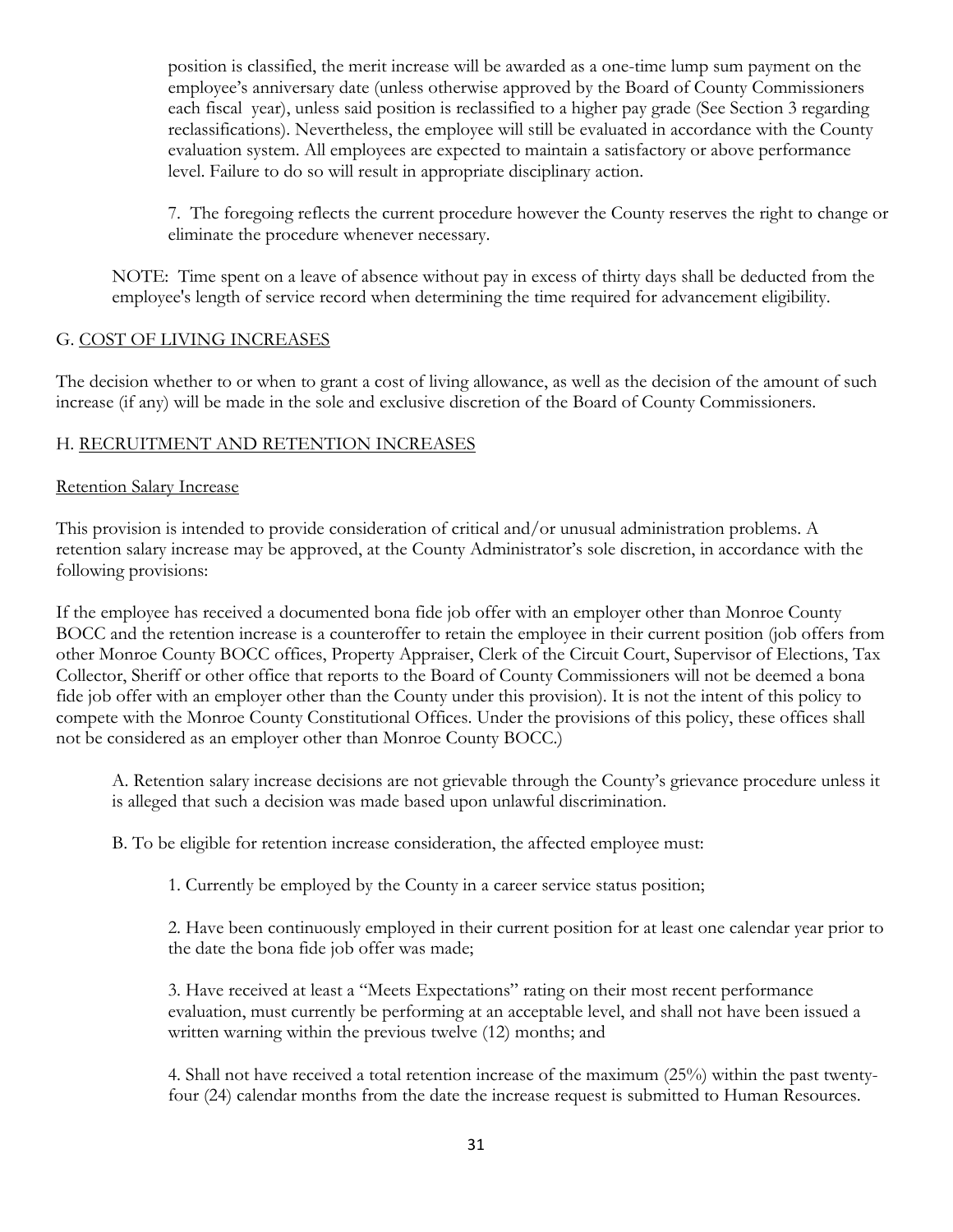position is classified, the merit increase will be awarded as a one-time lump sum payment on the employee's anniversary date (unless otherwise approved by the Board of County Commissioners each fiscal year), unless said position is reclassified to a higher pay grade (See Section 3 regarding reclassifications). Nevertheless, the employee will still be evaluated in accordance with the County evaluation system. All employees are expected to maintain a satisfactory or above performance level. Failure to do so will result in appropriate disciplinary action.

7. The foregoing reflects the current procedure however the County reserves the right to change or eliminate the procedure whenever necessary.

NOTE: Time spent on a leave of absence without pay in excess of thirty days shall be deducted from the employee's length of service record when determining the time required for advancement eligibility.

## G. <u>COST OF LIVING INCREASES</u>

The decision whether to or when to grant a cost of living allowance, as well as the decision of the amount of such increase (if any) will be made in the sole and exclusive discretion of the Board of County Commissioners.

## H. <u>RECRUITMENT AND RETENTION INCREASES</u>

<u>Retention Salary Increase</u>

This provision is intended to provide consideration of critical and/or unusual administration problems. A retention salary increase may be approved, at the County Administrator's sole discretion, in accordance with the following provisions:

If the employee has received a documented bona fide job offer with an employer other than Monroe County BOCC and the retention increase is a counteroffer to retain the employee in their current position (job offers from other Monroe County BOCC offices, Property Appraiser, Clerk of the Circuit Court, Supervisor of Elections, Tax Collector, Sheriff or other office that reports to the Board of County Commissioners will not be deemed a bona fide job offer with an employer other than the County under this provision). It is not the intent of this policy to compete with the Monroe County Constitutional Offices. Under the provisions of this policy, these offices shall not be considered as an employer other than Monroe County BOCC.)

A. Retention salary increase decisions are not grievable through the County's grievance procedure unless it is alleged that such a decision was made based upon unlawful discrimination.

B. To be eligible for retention increase consideration, the affected employee must:

1. Currently be employed by the County in a career service status position;

2. Have been continuously employed in their current position for at least one calendar year prior to the date the bona fide job offer was made;

3. Have received at least a "Meets Expectations" rating on their most recent performance evaluation, must currently be performing at an acceptable level, and shall not have been issued a written warning within the previous twelve (12) months; and

4. Shall not have received a total retention increase of the maximum (25%) within the past twenty-four (24) calendar months from the date the increase request is submitted to Human Resources.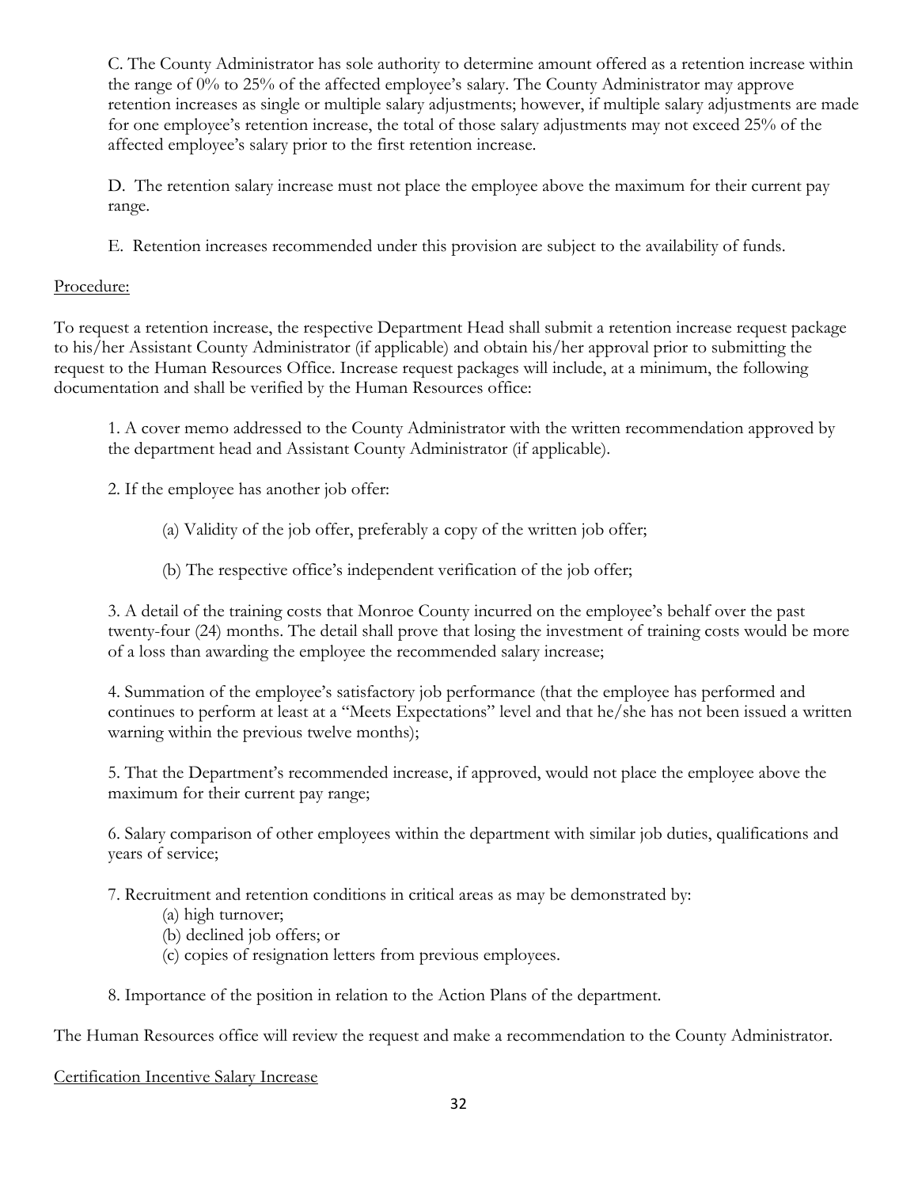C. The County Administrator has sole authority to determine amount offered as a retention increase within the range of 0% to 25% of the affected employee's salary. The County Administrator may approve retention increases as single or multiple salary adjustments; however, if multiple salary adjustments are made for one employee's retention increase, the total of those salary adjustments may not exceed 25% of the affected employee's salary prior to the first retention increase.

D. The retention salary increase must not place the employee above the maximum for their current pay range.

E. Retention increases recommended under this provision are subject to the availability of funds.

Procedure:

To request a retention increase, the respective Department Head shall submit a retention increase request package to his/her Assistant County Administrator (if applicable) and obtain his/her approval prior to submitting the request to the Human Resources Office. Increase request packages will include, at a minimum, the following documentation and shall be verified by the Human Resources office:

1. A cover memo addressed to the County Administrator with the written recommendation approved by the department head and Assistant County Administrator (if applicable).

2. If the employee has another job offer:

   (a) Validity of the job offer, preferably a copy of the written job offer;

   (b) The respective office's independent verification of the job offer;

3. A detail of the training costs that Monroe County incurred on the employee's behalf over the past twenty-four (24) months. The detail shall prove that losing the investment of training costs would be more of a loss than awarding the employee the recommended salary increase;

4. Summation of the employee's satisfactory job performance (that the employee has performed and continues to perform at least at a "Meets Expectations" level and that he/she has not been issued a written warning within the previous twelve months);

5. That the Department's recommended increase, if approved, would not place the employee above the maximum for their current pay range;

6. Salary comparison of other employees within the department with similar job duties, qualifications and years of service;

7. Recruitment and retention conditions in critical areas as may be demonstrated by:
   (a) high turnover;
   (b) declined job offers; or
   (c) copies of resignation letters from previous employees.

8. Importance of the position in relation to the Action Plans of the department.

The Human Resources office will review the request and make a recommendation to the County Administrator.

Certification Incentive Salary Increase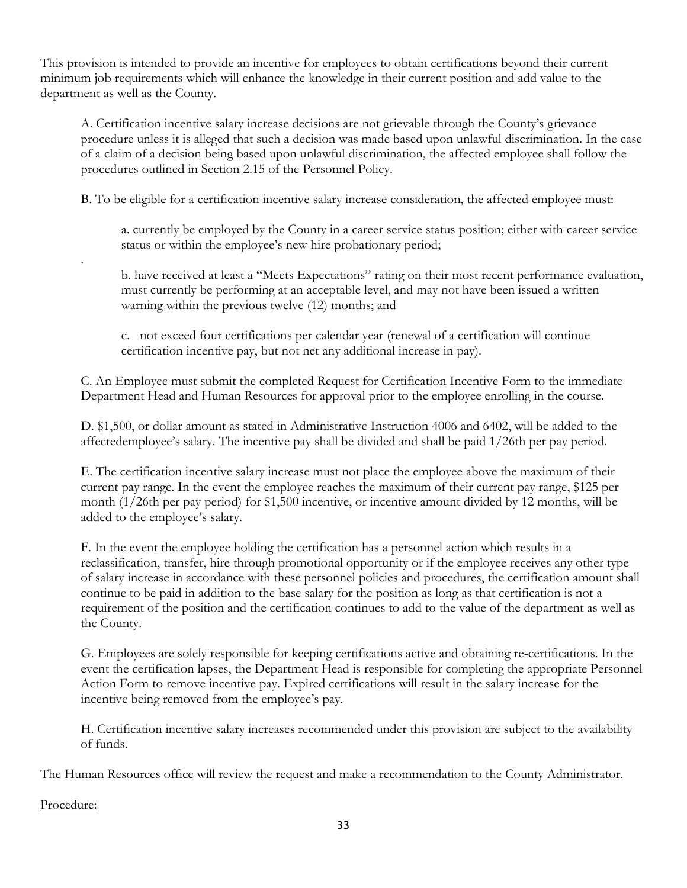This provision is intended to provide an incentive for employees to obtain certifications beyond their current minimum job requirements which will enhance the knowledge in their current position and add value to the department as well as the County.

A. Certification incentive salary increase decisions are not grievable through the County's grievance procedure unless it is alleged that such a decision was made based upon unlawful discrimination. In the case of a claim of a decision being based upon unlawful discrimination, the affected employee shall follow the procedures outlined in Section 2.15 of the Personnel Policy.

B. To be eligible for a certification incentive salary increase consideration, the affected employee must:

a. currently be employed by the County in a career service status position; either with career service status or within the employee's new hire probationary period;

.

b. have received at least a "Meets Expectations" rating on their most recent performance evaluation, must currently be performing at an acceptable level, and may not have been issued a written warning within the previous twelve (12) months; and

c. not exceed four certifications per calendar year (renewal of a certification will continue certification incentive pay, but not net any additional increase in pay).

C. An Employee must submit the completed Request for Certification Incentive Form to the immediate Department Head and Human Resources for approval prior to the employee enrolling in the course.

D. $1,500, or dollar amount as stated in Administrative Instruction 4006 and 6402, will be added to the affectedemployee's salary. The incentive pay shall be divided and shall be paid 1/26th per pay period.

E. The certification incentive salary increase must not place the employee above the maximum of their current pay range. In the event the employee reaches the maximum of their current pay range, $125 per month (1/26th per pay period) for $1,500 incentive, or incentive amount divided by 12 months, will be added to the employee's salary.

F. In the event the employee holding the certification has a personnel action which results in a reclassification, transfer, hire through promotional opportunity or if the employee receives any other type of salary increase in accordance with these personnel policies and procedures, the certification amount shall continue to be paid in addition to the base salary for the position as long as that certification is not a requirement of the position and the certification continues to add to the value of the department as well as the County.

G. Employees are solely responsible for keeping certifications active and obtaining re-certifications. In the event the certification lapses, the Department Head is responsible for completing the appropriate Personnel Action Form to remove incentive pay. Expired certifications will result in the salary increase for the incentive being removed from the employee's pay.

H. Certification incentive salary increases recommended under this provision are subject to the availability of funds.

The Human Resources office will review the request and make a recommendation to the County Administrator.

Procedure: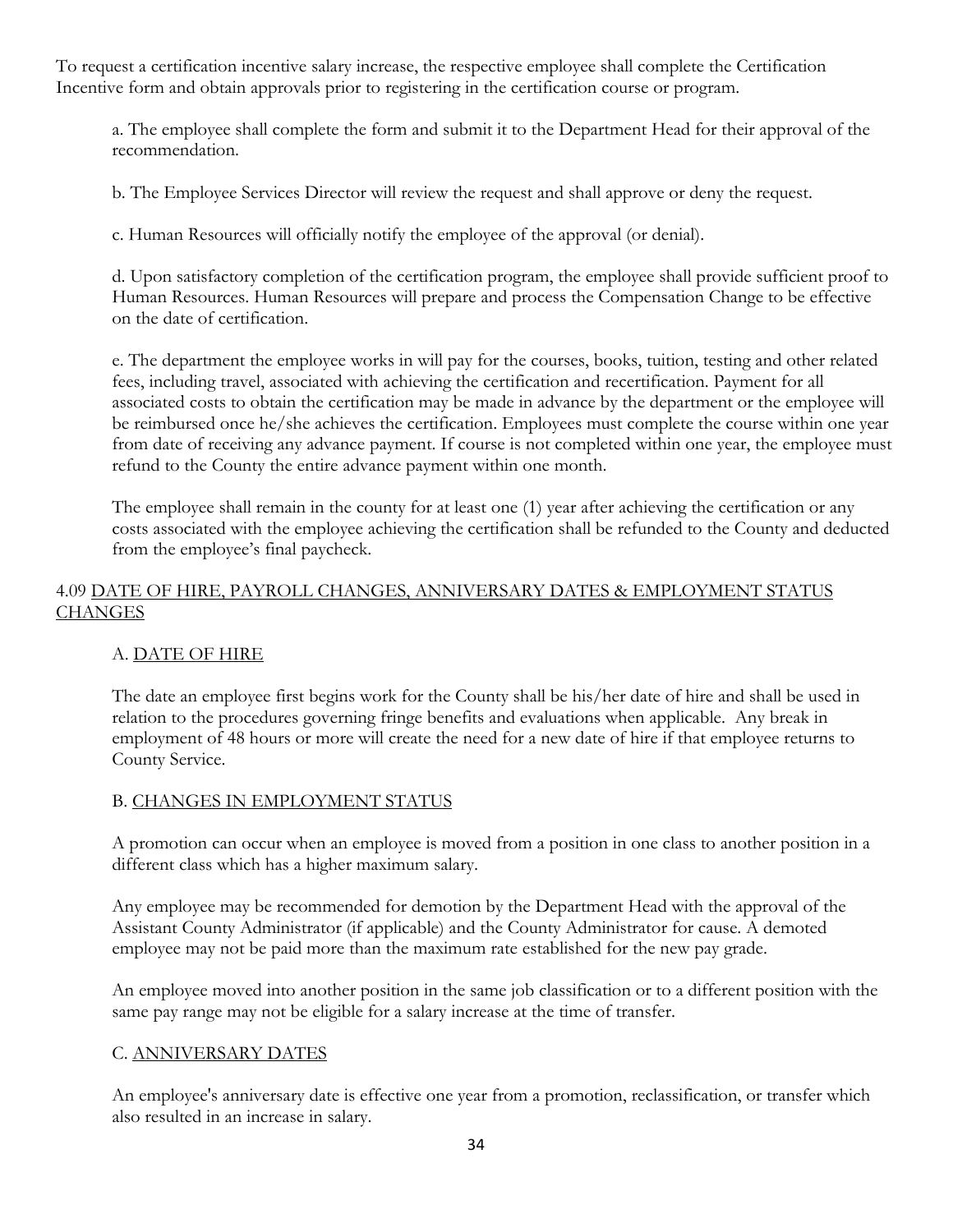To request a certification incentive salary increase, the respective employee shall complete the Certification Incentive form and obtain approvals prior to registering in the certification course or program.

a. The employee shall complete the form and submit it to the Department Head for their approval of the recommendation.

b. The Employee Services Director will review the request and shall approve or deny the request.

c. Human Resources will officially notify the employee of the approval (or denial).

d. Upon satisfactory completion of the certification program, the employee shall provide sufficient proof to Human Resources. Human Resources will prepare and process the Compensation Change to be effective on the date of certification.

e. The department the employee works in will pay for the courses, books, tuition, testing and other related fees, including travel, associated with achieving the certification and recertification. Payment for all associated costs to obtain the certification may be made in advance by the department or the employee will be reimbursed once he/she achieves the certification. Employees must complete the course within one year from date of receiving any advance payment. If course is not completed within one year, the employee must refund to the County the entire advance payment within one month.

The employee shall remain in the county for at least one (1) year after achieving the certification or any costs associated with the employee achieving the certification shall be refunded to the County and deducted from the employee's final paycheck.

## 4.09 DATE OF HIRE, PAYROLL CHANGES, ANNIVERSARY DATES & EMPLOYMENT STATUS CHANGES

### A. DATE OF HIRE

The date an employee first begins work for the County shall be his/her date of hire and shall be used in relation to the procedures governing fringe benefits and evaluations when applicable. Any break in employment of 48 hours or more will create the need for a new date of hire if that employee returns to County Service.

### B. CHANGES IN EMPLOYMENT STATUS

A promotion can occur when an employee is moved from a position in one class to another position in a different class which has a higher maximum salary.

Any employee may be recommended for demotion by the Department Head with the approval of the Assistant County Administrator (if applicable) and the County Administrator for cause. A demoted employee may not be paid more than the maximum rate established for the new pay grade.

An employee moved into another position in the same job classification or to a different position with the same pay range may not be eligible for a salary increase at the time of transfer.

### C. ANNIVERSARY DATES

An employee's anniversary date is effective one year from a promotion, reclassification, or transfer which also resulted in an increase in salary.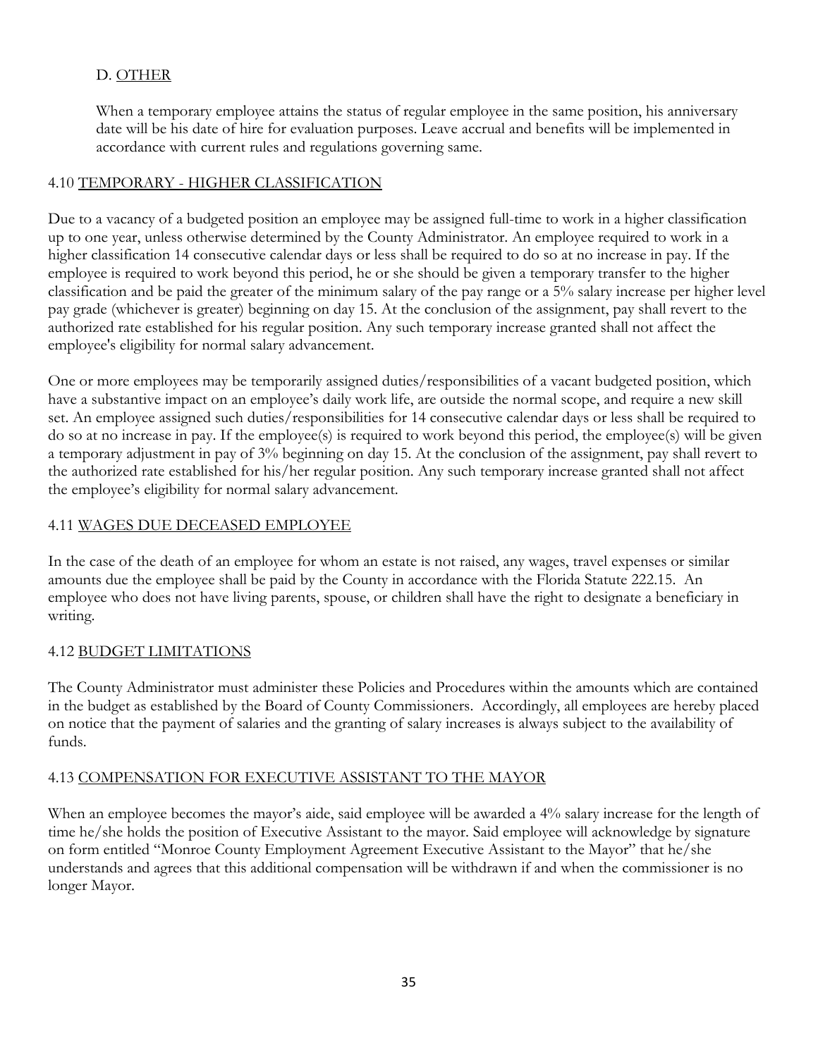### D. OTHER

When a temporary employee attains the status of regular employee in the same position, his anniversary date will be his date of hire for evaluation purposes. Leave accrual and benefits will be implemented in accordance with current rules and regulations governing same.

## 4.10 TEMPORARY - HIGHER CLASSIFICATION

Due to a vacancy of a budgeted position an employee may be assigned full-time to work in a higher classification up to one year, unless otherwise determined by the County Administrator. An employee required to work in a higher classification 14 consecutive calendar days or less shall be required to do so at no increase in pay. If the employee is required to work beyond this period, he or she should be given a temporary transfer to the higher classification and be paid the greater of the minimum salary of the pay range or a 5% salary increase per higher level pay grade (whichever is greater) beginning on day 15. At the conclusion of the assignment, pay shall revert to the authorized rate established for his regular position. Any such temporary increase granted shall not affect the employee's eligibility for normal salary advancement.

One or more employees may be temporarily assigned duties/responsibilities of a vacant budgeted position, which have a substantive impact on an employee's daily work life, are outside the normal scope, and require a new skill set. An employee assigned such duties/responsibilities for 14 consecutive calendar days or less shall be required to do so at no increase in pay. If the employee(s) is required to work beyond this period, the employee(s) will be given a temporary adjustment in pay of 3% beginning on day 15. At the conclusion of the assignment, pay shall revert to the authorized rate established for his/her regular position. Any such temporary increase granted shall not affect the employee's eligibility for normal salary advancement.

## 4.11 WAGES DUE DECEASED EMPLOYEE

In the case of the death of an employee for whom an estate is not raised, any wages, travel expenses or similar amounts due the employee shall be paid by the County in accordance with the Florida Statute 222.15. An employee who does not have living parents, spouse, or children shall have the right to designate a beneficiary in writing.

## 4.12 BUDGET LIMITATIONS

The County Administrator must administer these Policies and Procedures within the amounts which are contained in the budget as established by the Board of County Commissioners. Accordingly, all employees are hereby placed on notice that the payment of salaries and the granting of salary increases is always subject to the availability of funds.

## 4.13 COMPENSATION FOR EXECUTIVE ASSISTANT TO THE MAYOR

When an employee becomes the mayor's aide, said employee will be awarded a 4% salary increase for the length of time he/she holds the position of Executive Assistant to the mayor. Said employee will acknowledge by signature on form entitled "Monroe County Employment Agreement Executive Assistant to the Mayor" that he/she understands and agrees that this additional compensation will be withdrawn if and when the commissioner is no longer Mayor.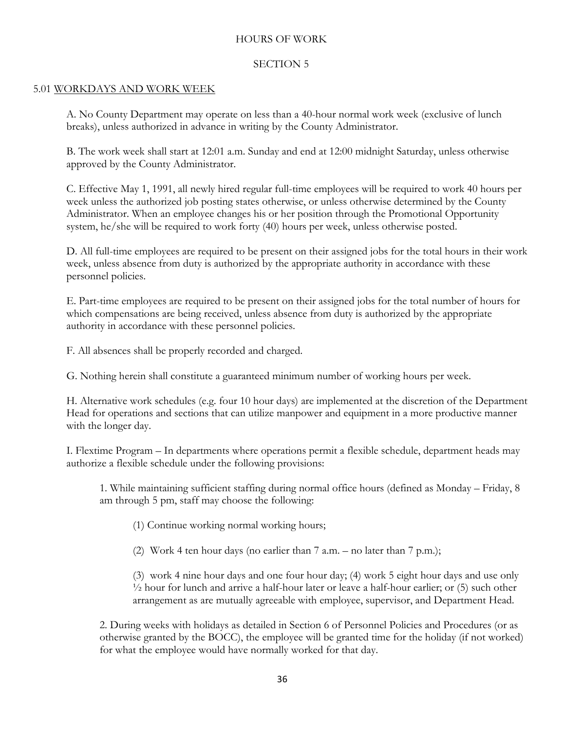# HOURS OF WORK

# SECTION 5

## 5.01 WORKDAYS AND WORK WEEK

A. No County Department may operate on less than a 40-hour normal work week (exclusive of lunch breaks), unless authorized in advance in writing by the County Administrator.

B. The work week shall start at 12:01 a.m. Sunday and end at 12:00 midnight Saturday, unless otherwise approved by the County Administrator.

C. Effective May 1, 1991, all newly hired regular full-time employees will be required to work 40 hours per week unless the authorized job posting states otherwise, or unless otherwise determined by the County Administrator. When an employee changes his or her position through the Promotional Opportunity system, he/she will be required to work forty (40) hours per week, unless otherwise posted.

D. All full-time employees are required to be present on their assigned jobs for the total hours in their work week, unless absence from duty is authorized by the appropriate authority in accordance with these personnel policies.

E. Part-time employees are required to be present on their assigned jobs for the total number of hours for which compensations are being received, unless absence from duty is authorized by the appropriate authority in accordance with these personnel policies.

F. All absences shall be properly recorded and charged.

G. Nothing herein shall constitute a guaranteed minimum number of working hours per week.

H. Alternative work schedules (e.g. four 10 hour days) are implemented at the discretion of the Department Head for operations and sections that can utilize manpower and equipment in a more productive manner with the longer day.

I. Flextime Program – In departments where operations permit a flexible schedule, department heads may authorize a flexible schedule under the following provisions:

1. While maintaining sufficient staffing during normal office hours (defined as Monday – Friday, 8 am through 5 pm, staff may choose the following:

(1) Continue working normal working hours;

(2) Work 4 ten hour days (no earlier than 7 a.m. – no later than 7 p.m.);

(3) work 4 nine hour days and one four hour day; (4) work 5 eight hour days and use only ½ hour for lunch and arrive a half-hour later or leave a half-hour earlier; or (5) such other arrangement as are mutually agreeable with employee, supervisor, and Department Head.

2. During weeks with holidays as detailed in Section 6 of Personnel Policies and Procedures (or as otherwise granted by the BOCC), the employee will be granted time for the holiday (if not worked) for what the employee would have normally worked for that day.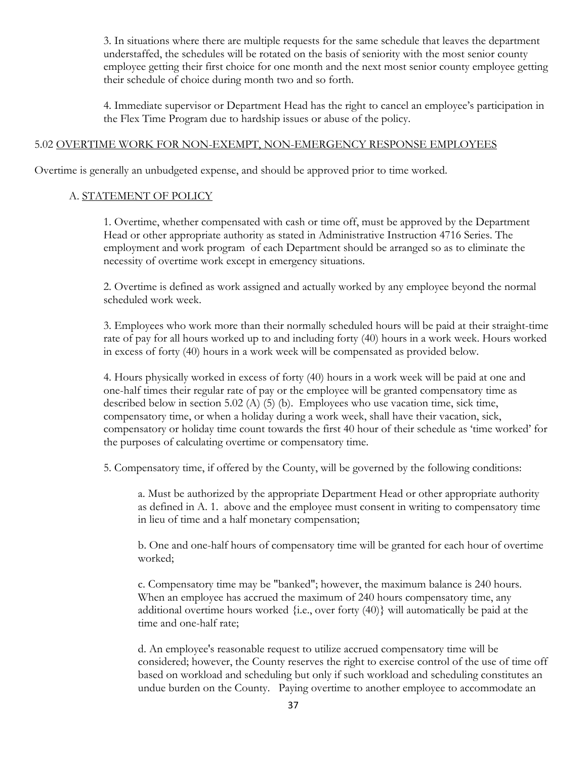3. In situations where there are multiple requests for the same schedule that leaves the department understaffed, the schedules will be rotated on the basis of seniority with the most senior county employee getting their first choice for one month and the next most senior county employee getting their schedule of choice during month two and so forth.

4. Immediate supervisor or Department Head has the right to cancel an employee's participation in the Flex Time Program due to hardship issues or abuse of the policy.

## 5.02 OVERTIME WORK FOR NON-EXEMPT, NON-EMERGENCY RESPONSE EMPLOYEES

Overtime is generally an unbudgeted expense, and should be approved prior to time worked.

### A. STATEMENT OF POLICY

1. Overtime, whether compensated with cash or time off, must be approved by the Department Head or other appropriate authority as stated in Administrative Instruction 4716 Series. The employment and work program of each Department should be arranged so as to eliminate the necessity of overtime work except in emergency situations.

2. Overtime is defined as work assigned and actually worked by any employee beyond the normal scheduled work week.

3. Employees who work more than their normally scheduled hours will be paid at their straight-time rate of pay for all hours worked up to and including forty (40) hours in a work week. Hours worked in excess of forty (40) hours in a work week will be compensated as provided below.

4. Hours physically worked in excess of forty (40) hours in a work week will be paid at one and one-half times their regular rate of pay or the employee will be granted compensatory time as described below in section 5.02 (A) (5) (b). Employees who use vacation time, sick time, compensatory time, or when a holiday during a work week, shall have their vacation, sick, compensatory or holiday time count towards the first 40 hour of their schedule as 'time worked' for the purposes of calculating overtime or compensatory time.

5. Compensatory time, if offered by the County, will be governed by the following conditions:

   a. Must be authorized by the appropriate Department Head or other appropriate authority as defined in A. 1. above and the employee must consent in writing to compensatory time in lieu of time and a half monetary compensation;

   b. One and one-half hours of compensatory time will be granted for each hour of overtime worked;

   c. Compensatory time may be "banked"; however, the maximum balance is 240 hours. When an employee has accrued the maximum of 240 hours compensatory time, any additional overtime hours worked {i.e., over forty (40)} will automatically be paid at the time and one-half rate;

   d. An employee's reasonable request to utilize accrued compensatory time will be considered; however, the County reserves the right to exercise control of the use of time off based on workload and scheduling but only if such workload and scheduling constitutes an undue burden on the County. Paying overtime to another employee to accommodate an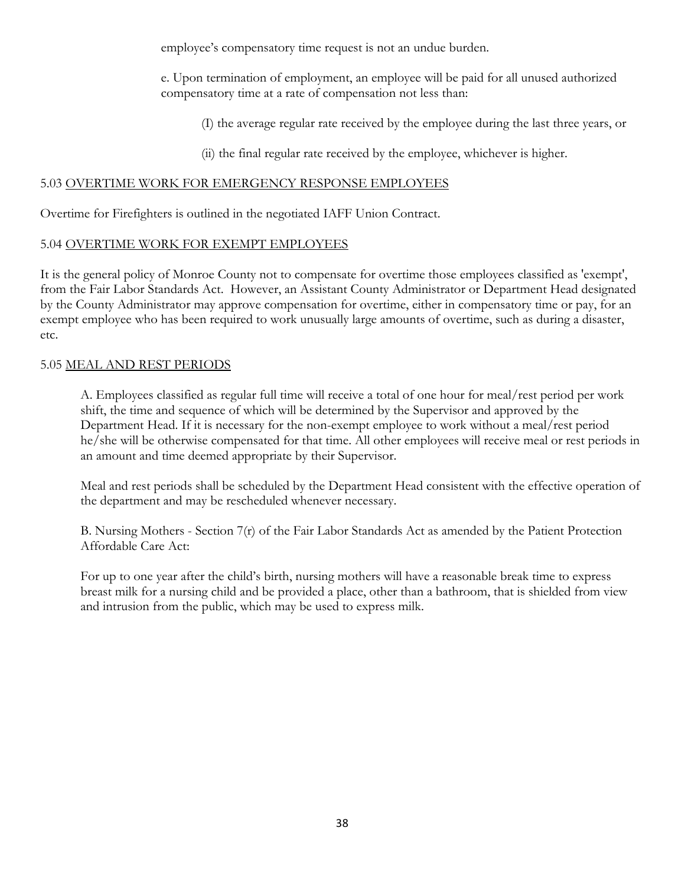employee's compensatory time request is not an undue burden.

e. Upon termination of employment, an employee will be paid for all unused authorized compensatory time at a rate of compensation not less than:

(I) the average regular rate received by the employee during the last three years, or

(ii) the final regular rate received by the employee, whichever is higher.

## 5.03 OVERTIME WORK FOR EMERGENCY RESPONSE EMPLOYEES

Overtime for Firefighters is outlined in the negotiated IAFF Union Contract.

## 5.04 OVERTIME WORK FOR EXEMPT EMPLOYEES

It is the general policy of Monroe County not to compensate for overtime those employees classified as 'exempt', from the Fair Labor Standards Act. However, an Assistant County Administrator or Department Head designated by the County Administrator may approve compensation for overtime, either in compensatory time or pay, for an exempt employee who has been required to work unusually large amounts of overtime, such as during a disaster, etc.

## 5.05 MEAL AND REST PERIODS

A. Employees classified as regular full time will receive a total of one hour for meal/rest period per work shift, the time and sequence of which will be determined by the Supervisor and approved by the Department Head. If it is necessary for the non-exempt employee to work without a meal/rest period he/she will be otherwise compensated for that time. All other employees will receive meal or rest periods in an amount and time deemed appropriate by their Supervisor.

Meal and rest periods shall be scheduled by the Department Head consistent with the effective operation of the department and may be rescheduled whenever necessary.

B. Nursing Mothers - Section 7(r) of the Fair Labor Standards Act as amended by the Patient Protection Affordable Care Act:

For up to one year after the child's birth, nursing mothers will have a reasonable break time to express breast milk for a nursing child and be provided a place, other than a bathroom, that is shielded from view and intrusion from the public, which may be used to express milk.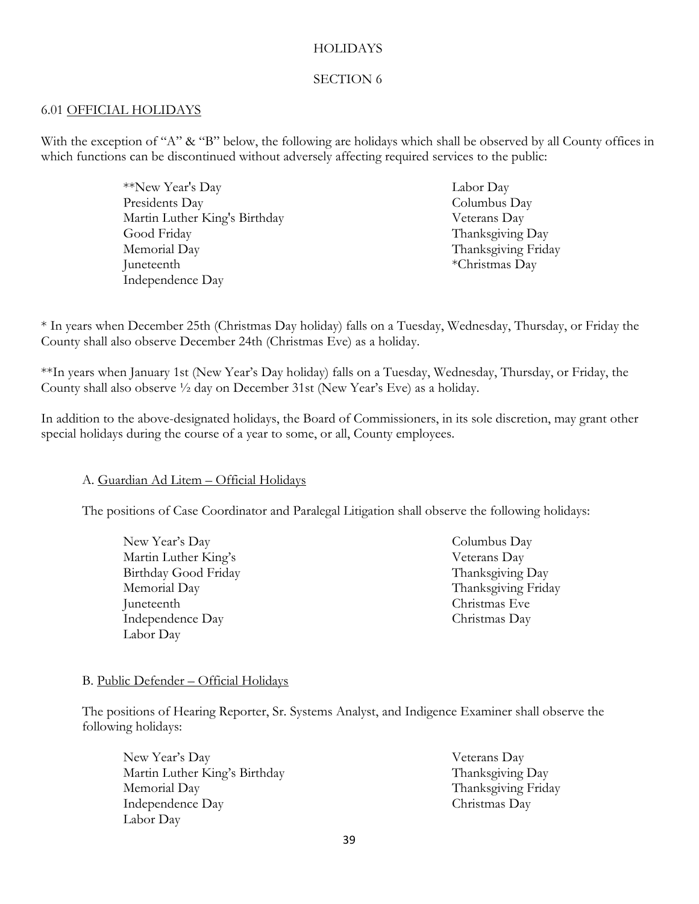# HOLIDAYS

## SECTION 6

### 6.01 OFFICIAL HOLIDAYS

With the exception of "A" & "B" below, the following are holidays which shall be observed by all County offices in which functions can be discontinued without adversely affecting required services to the public:

- **New Year's Day
- Presidents Day
- Martin Luther King's Birthday
- Good Friday
- Memorial Day
- Juneteenth
- Independence Day
- Labor Day
- Columbus Day
- Veterans Day
- Thanksgiving Day
- Thanksgiving Friday
- *Christmas Day

* In years when December 25th (Christmas Day holiday) falls on a Tuesday, Wednesday, Thursday, or Friday the County shall also observe December 24th (Christmas Eve) as a holiday.

**In years when January 1st (New Year's Day holiday) falls on a Tuesday, Wednesday, Thursday, or Friday, the County shall also observe ½ day on December 31st (New Year's Eve) as a holiday.

In addition to the above-designated holidays, the Board of Commissioners, in its sole discretion, may grant other special holidays during the course of a year to some, or all, County employees.

#### A. Guardian Ad Litem – Official Holidays

The positions of Case Coordinator and Paralegal Litigation shall observe the following holidays:

- New Year's Day
- Martin Luther King's
- Birthday Good Friday
- Memorial Day
- Juneteenth
- Independence Day
- Labor Day
- Columbus Day
- Veterans Day
- Thanksgiving Day
- Thanksgiving Friday
- Christmas Eve
- Christmas Day

#### B. Public Defender – Official Holidays

The positions of Hearing Reporter, Sr. Systems Analyst, and Indigence Examiner shall observe the following holidays:

- New Year's Day
- Martin Luther King's Birthday
- Memorial Day
- Independence Day
- Labor Day
- Veterans Day
- Thanksgiving Day
- Thanksgiving Friday
- Christmas Day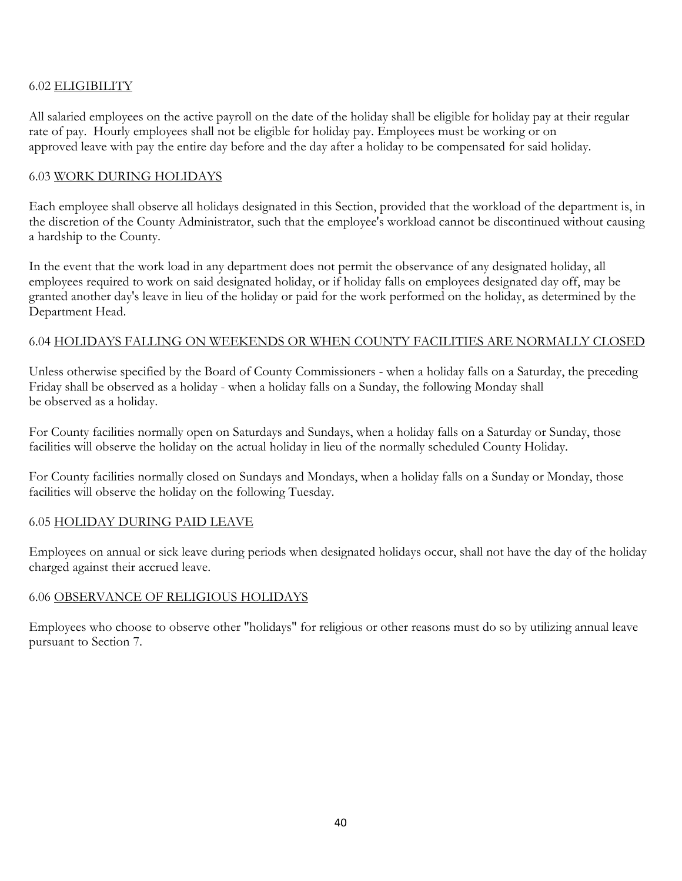### 6.02 <u>ELIGIBILITY</u>

All salaried employees on the active payroll on the date of the holiday shall be eligible for holiday pay at their regular rate of pay. Hourly employees shall not be eligible for holiday pay. Employees must be working or on approved leave with pay the entire day before and the day after a holiday to be compensated for said holiday.

### 6.03 <u>WORK DURING HOLIDAYS</u>

Each employee shall observe all holidays designated in this Section, provided that the workload of the department is, in the discretion of the County Administrator, such that the employee's workload cannot be discontinued without causing a hardship to the County.

In the event that the work load in any department does not permit the observance of any designated holiday, all employees required to work on said designated holiday, or if holiday falls on employees designated day off, may be granted another day's leave in lieu of the holiday or paid for the work performed on the holiday, as determined by the Department Head.

### 6.04 <u>HOLIDAYS FALLING ON WEEKENDS OR WHEN COUNTY FACILITIES ARE NORMALLY CLOSED</u>

Unless otherwise specified by the Board of County Commissioners - when a holiday falls on a Saturday, the preceding Friday shall be observed as a holiday - when a holiday falls on a Sunday, the following Monday shall be observed as a holiday.

For County facilities normally open on Saturdays and Sundays, when a holiday falls on a Saturday or Sunday, those facilities will observe the holiday on the actual holiday in lieu of the normally scheduled County Holiday.

For County facilities normally closed on Sundays and Mondays, when a holiday falls on a Sunday or Monday, those facilities will observe the holiday on the following Tuesday.

### 6.05 <u>HOLIDAY DURING PAID LEAVE</u>

Employees on annual or sick leave during periods when designated holidays occur, shall not have the day of the holiday charged against their accrued leave.

### 6.06 <u>OBSERVANCE OF RELIGIOUS HOLIDAYS</u>

Employees who choose to observe other "holidays" for religious or other reasons must do so by utilizing annual leave pursuant to Section 7.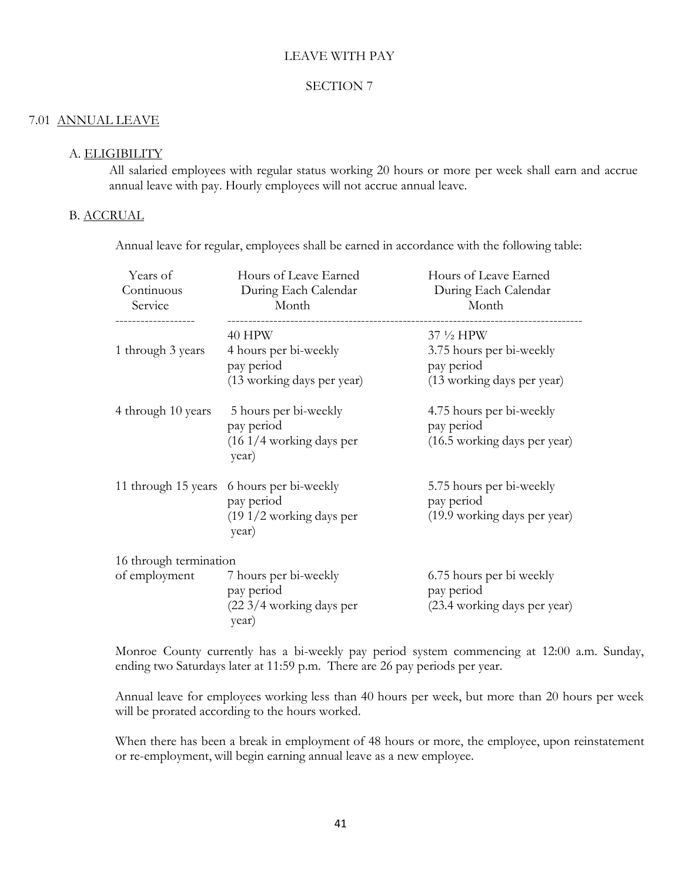LEAVE WITH PAY

SECTION 7

## 7.01 ANNUAL LEAVE

### A. ELIGIBILITY

All salaried employees with regular status working 20 hours or more per week shall earn and accrue annual leave with pay. Hourly employees will not accrue annual leave.

### B. ACCRUAL

Annual leave for regular, employees shall be earned in accordance with the following table:

| Years of Continuous Service | Hours of Leave Earned During Each Calendar Month | Hours of Leave Earned During Each Calendar Month |
|---|---|---|
| | 40 HPW | 37 ½ HPW |
| 1 through 3 years | 4 hours per bi-weekly pay period (13 working days per year) | 3.75 hours per bi-weekly pay period (13 working days per year) |
| 4 through 10 years | 5 hours per bi-weekly pay period (16 1/4 working days per year) | 4.75 hours per bi-weekly pay period (16.5 working days per year) |
| 11 through 15 years | 6 hours per bi-weekly pay period (19 1/2 working days per year) | 5.75 hours per bi-weekly pay period (19.9 working days per year) |
| 16 through termination of employment | 7 hours per bi-weekly pay period (22 3/4 working days per year) | 6.75 hours per bi weekly pay period (23.4 working days per year) |

Monroe County currently has a bi-weekly pay period system commencing at 12:00 a.m. Sunday, ending two Saturdays later at 11:59 p.m. There are 26 pay periods per year.

Annual leave for employees working less than 40 hours per week, but more than 20 hours per week will be prorated according to the hours worked.

When there has been a break in employment of 48 hours or more, the employee, upon reinstatement or re-employment, will begin earning annual leave as a new employee.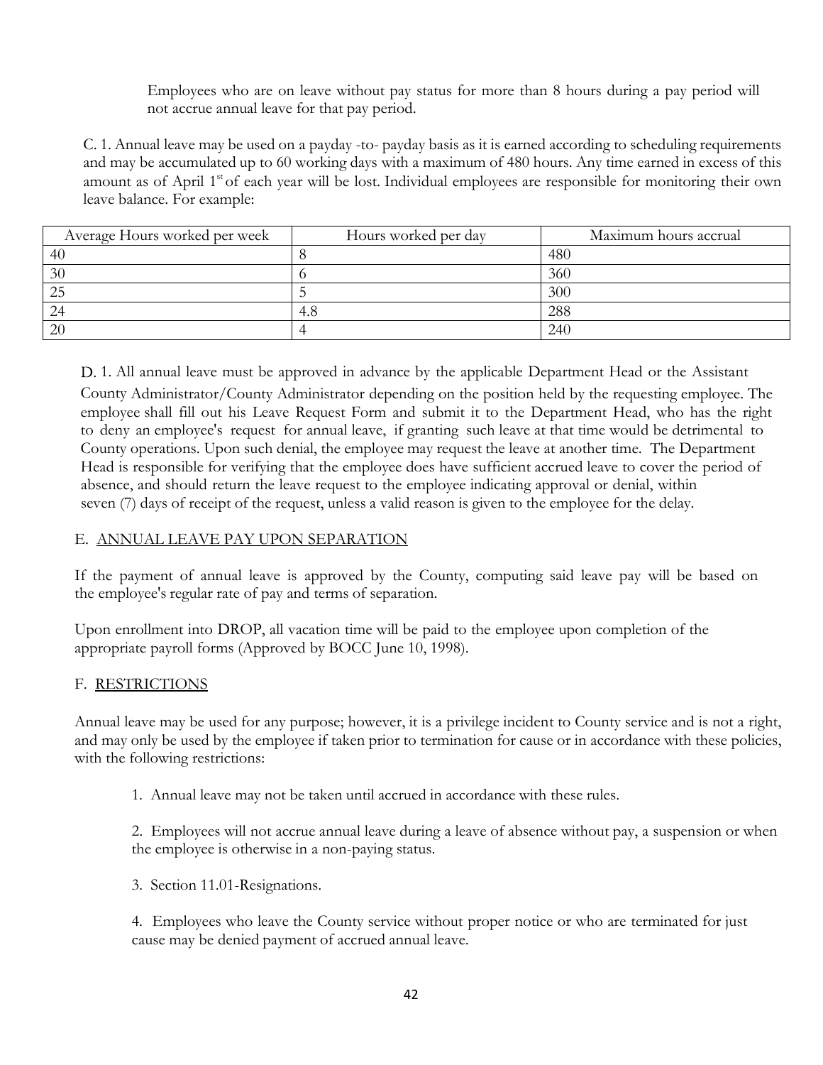Employees who are on leave without pay status for more than 8 hours during a pay period will not accrue annual leave for that pay period.

C. 1. Annual leave may be used on a payday -to- payday basis as it is earned according to scheduling requirements and may be accumulated up to 60 working days with a maximum of 480 hours. Any time earned in excess of this amount as of April 1st of each year will be lost. Individual employees are responsible for monitoring their own leave balance. For example:

| Average Hours worked per week | Hours worked per day | Maximum hours accrual |
| --- | --- | --- |
| 40 | 8 | 480 |
| 30 | 6 | 360 |
| 25 | 5 | 300 |
| 24 | 4.8 | 288 |
| 20 | 4 | 240 |

D. 1. All annual leave must be approved in advance by the applicable Department Head or the Assistant County Administrator/County Administrator depending on the position held by the requesting employee. The employee shall fill out his Leave Request Form and submit it to the Department Head, who has the right to deny an employee's request for annual leave, if granting such leave at that time would be detrimental to County operations. Upon such denial, the employee may request the leave at another time. The Department Head is responsible for verifying that the employee does have sufficient accrued leave to cover the period of absence, and should return the leave request to the employee indicating approval or denial, within seven (7) days of receipt of the request, unless a valid reason is given to the employee for the delay.

E. ANNUAL LEAVE PAY UPON SEPARATION

If the payment of annual leave is approved by the County, computing said leave pay will be based on the employee's regular rate of pay and terms of separation.

Upon enrollment into DROP, all vacation time will be paid to the employee upon completion of the appropriate payroll forms (Approved by BOCC June 10, 1998).

F. RESTRICTIONS

Annual leave may be used for any purpose; however, it is a privilege incident to County service and is not a right, and may only be used by the employee if taken prior to termination for cause or in accordance with these policies, with the following restrictions:

1. Annual leave may not be taken until accrued in accordance with these rules.

2. Employees will not accrue annual leave during a leave of absence without pay, a suspension or when the employee is otherwise in a non-paying status.

3. Section 11.01-Resignations.

4. Employees who leave the County service without proper notice or who are terminated for just cause may be denied payment of accrued annual leave.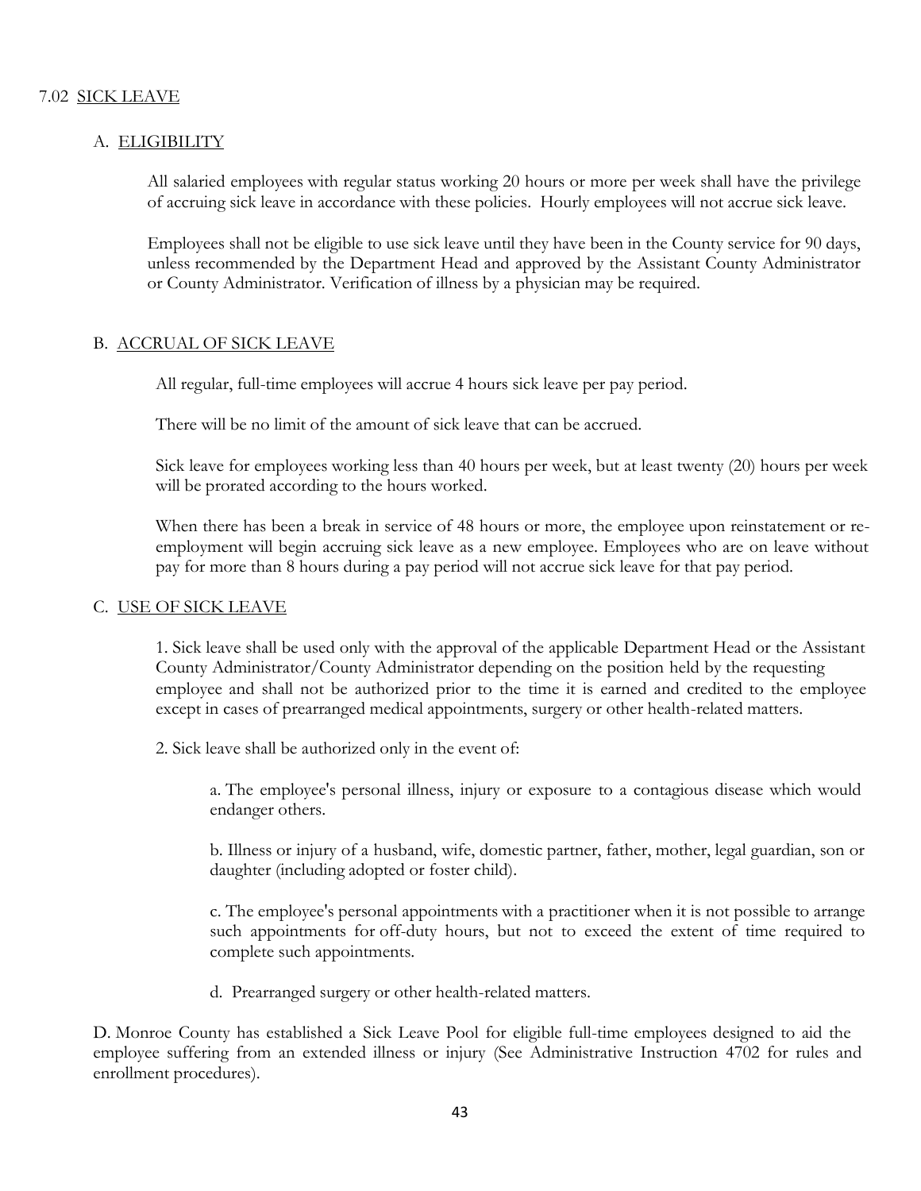## 7.02 SICK LEAVE

### A. ELIGIBILITY

All salaried employees with regular status working 20 hours or more per week shall have the privilege of accruing sick leave in accordance with these policies. Hourly employees will not accrue sick leave.

Employees shall not be eligible to use sick leave until they have been in the County service for 90 days, unless recommended by the Department Head and approved by the Assistant County Administrator or County Administrator. Verification of illness by a physician may be required.

### B. ACCRUAL OF SICK LEAVE

All regular, full-time employees will accrue 4 hours sick leave per pay period.

There will be no limit of the amount of sick leave that can be accrued.

Sick leave for employees working less than 40 hours per week, but at least twenty (20) hours per week will be prorated according to the hours worked.

When there has been a break in service of 48 hours or more, the employee upon reinstatement or re-employment will begin accruing sick leave as a new employee. Employees who are on leave without pay for more than 8 hours during a pay period will not accrue sick leave for that pay period.

### C. USE OF SICK LEAVE

1. Sick leave shall be used only with the approval of the applicable Department Head or the Assistant County Administrator/County Administrator depending on the position held by the requesting employee and shall not be authorized prior to the time it is earned and credited to the employee except in cases of prearranged medical appointments, surgery or other health-related matters.

2. Sick leave shall be authorized only in the event of:

   a. The employee's personal illness, injury or exposure to a contagious disease which would endanger others.

   b. Illness or injury of a husband, wife, domestic partner, father, mother, legal guardian, son or daughter (including adopted or foster child).

   c. The employee's personal appointments with a practitioner when it is not possible to arrange such appointments for off-duty hours, but not to exceed the extent of time required to complete such appointments.

   d. Prearranged surgery or other health-related matters.

D. Monroe County has established a Sick Leave Pool for eligible full-time employees designed to aid the employee suffering from an extended illness or injury (See Administrative Instruction 4702 for rules and enrollment procedures).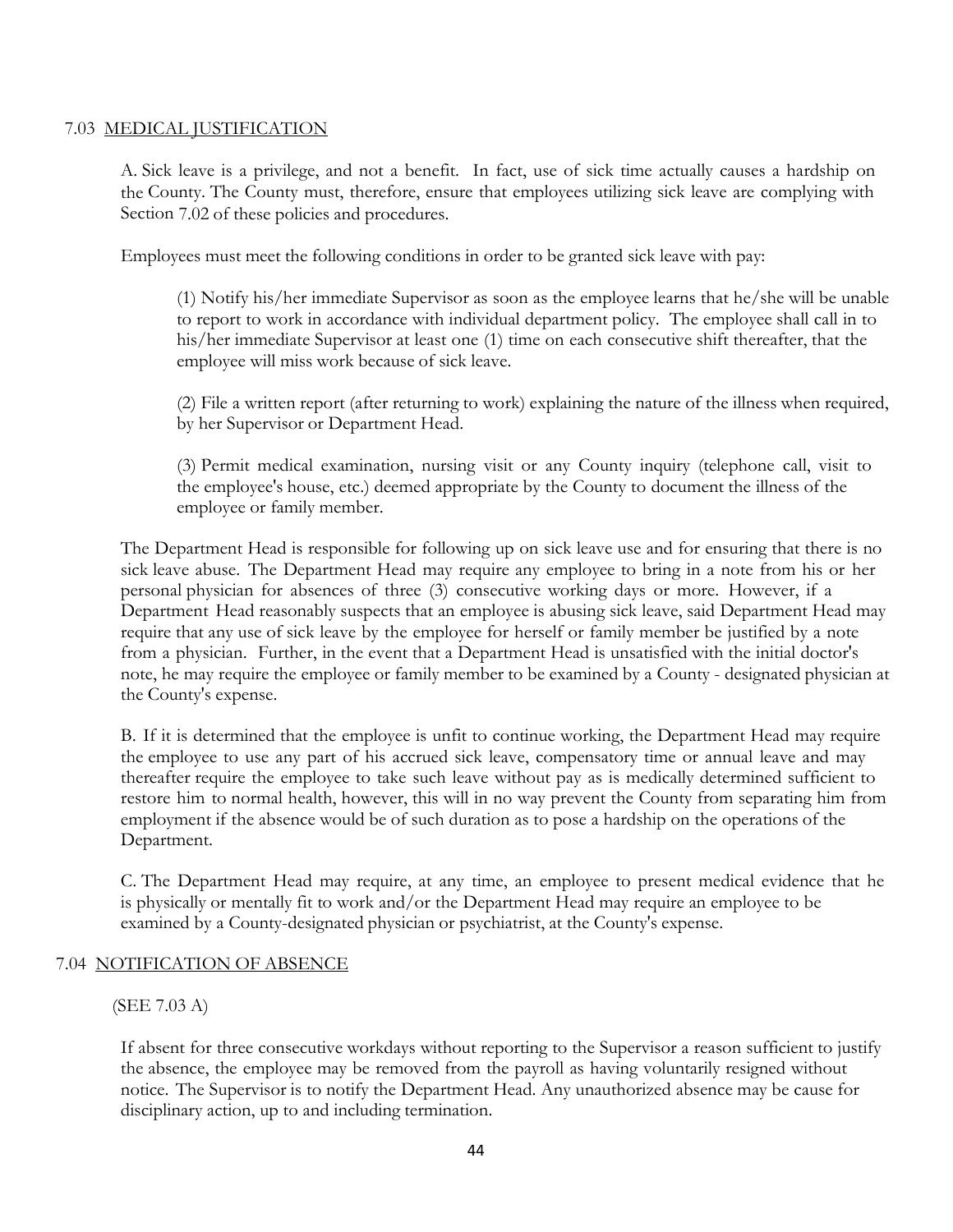## 7.03 MEDICAL JUSTIFICATION

A. Sick leave is a privilege, and not a benefit. In fact, use of sick time actually causes a hardship on the County. The County must, therefore, ensure that employees utilizing sick leave are complying with Section 7.02 of these policies and procedures.

Employees must meet the following conditions in order to be granted sick leave with pay:

(1) Notify his/her immediate Supervisor as soon as the employee learns that he/she will be unable to report to work in accordance with individual department policy. The employee shall call in to his/her immediate Supervisor at least one (1) time on each consecutive shift thereafter, that the employee will miss work because of sick leave.

(2) File a written report (after returning to work) explaining the nature of the illness when required, by her Supervisor or Department Head.

(3) Permit medical examination, nursing visit or any County inquiry (telephone call, visit to the employee's house, etc.) deemed appropriate by the County to document the illness of the employee or family member.

The Department Head is responsible for following up on sick leave use and for ensuring that there is no sick leave abuse. The Department Head may require any employee to bring in a note from his or her personal physician for absences of three (3) consecutive working days or more. However, if a Department Head reasonably suspects that an employee is abusing sick leave, said Department Head may require that any use of sick leave by the employee for herself or family member be justified by a note from a physician. Further, in the event that a Department Head is unsatisfied with the initial doctor's note, he may require the employee or family member to be examined by a County - designated physician at the County's expense.

B. If it is determined that the employee is unfit to continue working, the Department Head may require the employee to use any part of his accrued sick leave, compensatory time or annual leave and may thereafter require the employee to take such leave without pay as is medically determined sufficient to restore him to normal health, however, this will in no way prevent the County from separating him from employment if the absence would be of such duration as to pose a hardship on the operations of the Department.

C. The Department Head may require, at any time, an employee to present medical evidence that he is physically or mentally fit to work and/or the Department Head may require an employee to be examined by a County-designated physician or psychiatrist, at the County's expense.

## 7.04 NOTIFICATION OF ABSENCE

(SEE 7.03 A)

If absent for three consecutive workdays without reporting to the Supervisor a reason sufficient to justify the absence, the employee may be removed from the payroll as having voluntarily resigned without notice. The Supervisor is to notify the Department Head. Any unauthorized absence may be cause for disciplinary action, up to and including termination.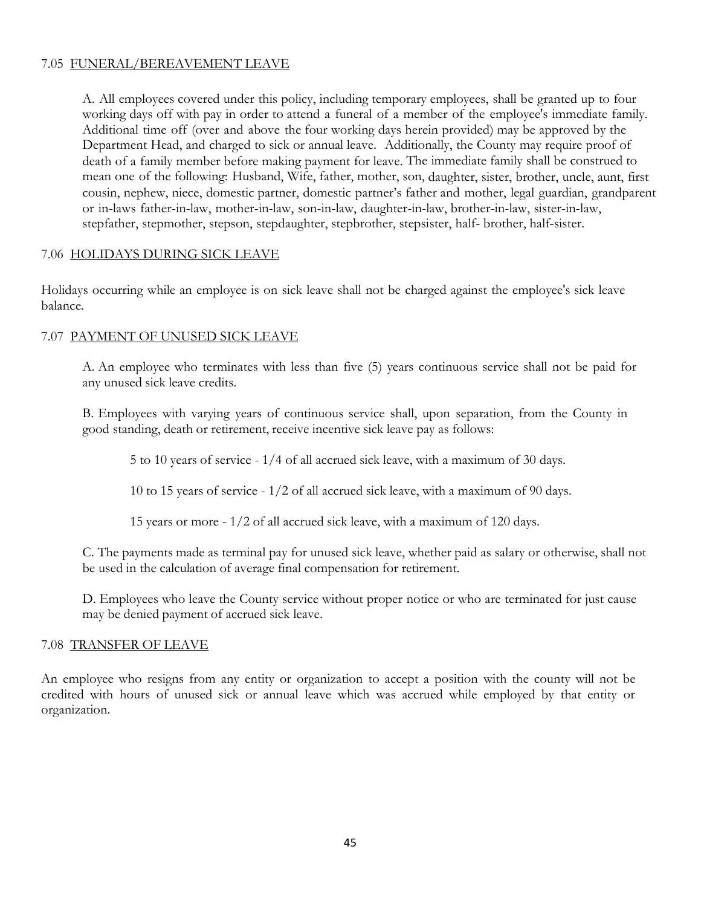### 7.05 FUNERAL/BEREAVEMENT LEAVE

A. All employees covered under this policy, including temporary employees, shall be granted up to four working days off with pay in order to attend a funeral of a member of the employee's immediate family. Additional time off (over and above the four working days herein provided) may be approved by the Department Head, and charged to sick or annual leave. Additionally, the County may require proof of death of a family member before making payment for leave. The immediate family shall be construed to mean one of the following: Husband, Wife, father, mother, son, daughter, sister, brother, uncle, aunt, first cousin, nephew, niece, domestic partner, domestic partner's father and mother, legal guardian, grandparent or in-laws father-in-law, mother-in-law, son-in-law, daughter-in-law, brother-in-law, sister-in-law, stepfather, stepmother, stepson, stepdaughter, stepbrother, stepsister, half- brother, half-sister.

### 7.06 HOLIDAYS DURING SICK LEAVE

Holidays occurring while an employee is on sick leave shall not be charged against the employee's sick leave balance.

### 7.07 PAYMENT OF UNUSED SICK LEAVE

A. An employee who terminates with less than five (5) years continuous service shall not be paid for any unused sick leave credits.

B. Employees with varying years of continuous service shall, upon separation, from the County in good standing, death or retirement, receive incentive sick leave pay as follows:

5 to 10 years of service - 1/4 of all accrued sick leave, with a maximum of 30 days.

10 to 15 years of service - 1/2 of all accrued sick leave, with a maximum of 90 days.

15 years or more - 1/2 of all accrued sick leave, with a maximum of 120 days.

C. The payments made as terminal pay for unused sick leave, whether paid as salary or otherwise, shall not be used in the calculation of average final compensation for retirement.

D. Employees who leave the County service without proper notice or who are terminated for just cause may be denied payment of accrued sick leave.

### 7.08 TRANSFER OF LEAVE

An employee who resigns from any entity or organization to accept a position with the county will not be credited with hours of unused sick or annual leave which was accrued while employed by that entity or organization.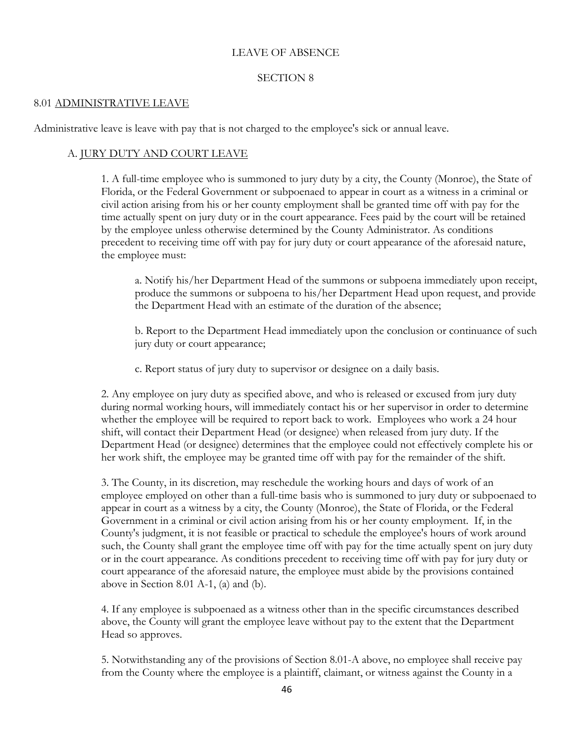# LEAVE OF ABSENCE

## SECTION 8

### 8.01 ADMINISTRATIVE LEAVE

Administrative leave is leave with pay that is not charged to the employee's sick or annual leave.

#### A. JURY DUTY AND COURT LEAVE

1. A full-time employee who is summoned to jury duty by a city, the County (Monroe), the State of Florida, or the Federal Government or subpoenaed to appear in court as a witness in a criminal or civil action arising from his or her county employment shall be granted time off with pay for the time actually spent on jury duty or in the court appearance. Fees paid by the court will be retained by the employee unless otherwise determined by the County Administrator. As conditions precedent to receiving time off with pay for jury duty or court appearance of the aforesaid nature, the employee must:

   a. Notify his/her Department Head of the summons or subpoena immediately upon receipt, produce the summons or subpoena to his/her Department Head upon request, and provide the Department Head with an estimate of the duration of the absence;

   b. Report to the Department Head immediately upon the conclusion or continuance of such jury duty or court appearance;

   c. Report status of jury duty to supervisor or designee on a daily basis.

2. Any employee on jury duty as specified above, and who is released or excused from jury duty during normal working hours, will immediately contact his or her supervisor in order to determine whether the employee will be required to report back to work. Employees who work a 24 hour shift, will contact their Department Head (or designee) when released from jury duty. If the Department Head (or designee) determines that the employee could not effectively complete his or her work shift, the employee may be granted time off with pay for the remainder of the shift.

3. The County, in its discretion, may reschedule the working hours and days of work of an employee employed on other than a full-time basis who is summoned to jury duty or subpoenaed to appear in court as a witness by a city, the County (Monroe), the State of Florida, or the Federal Government in a criminal or civil action arising from his or her county employment. If, in the County's judgment, it is not feasible or practical to schedule the employee's hours of work around such, the County shall grant the employee time off with pay for the time actually spent on jury duty or in the court appearance. As conditions precedent to receiving time off with pay for jury duty or court appearance of the aforesaid nature, the employee must abide by the provisions contained above in Section 8.01 A-1, (a) and (b).

4. If any employee is subpoenaed as a witness other than in the specific circumstances described above, the County will grant the employee leave without pay to the extent that the Department Head so approves.

5. Notwithstanding any of the provisions of Section 8.01-A above, no employee shall receive pay from the County where the employee is a plaintiff, claimant, or witness against the County in a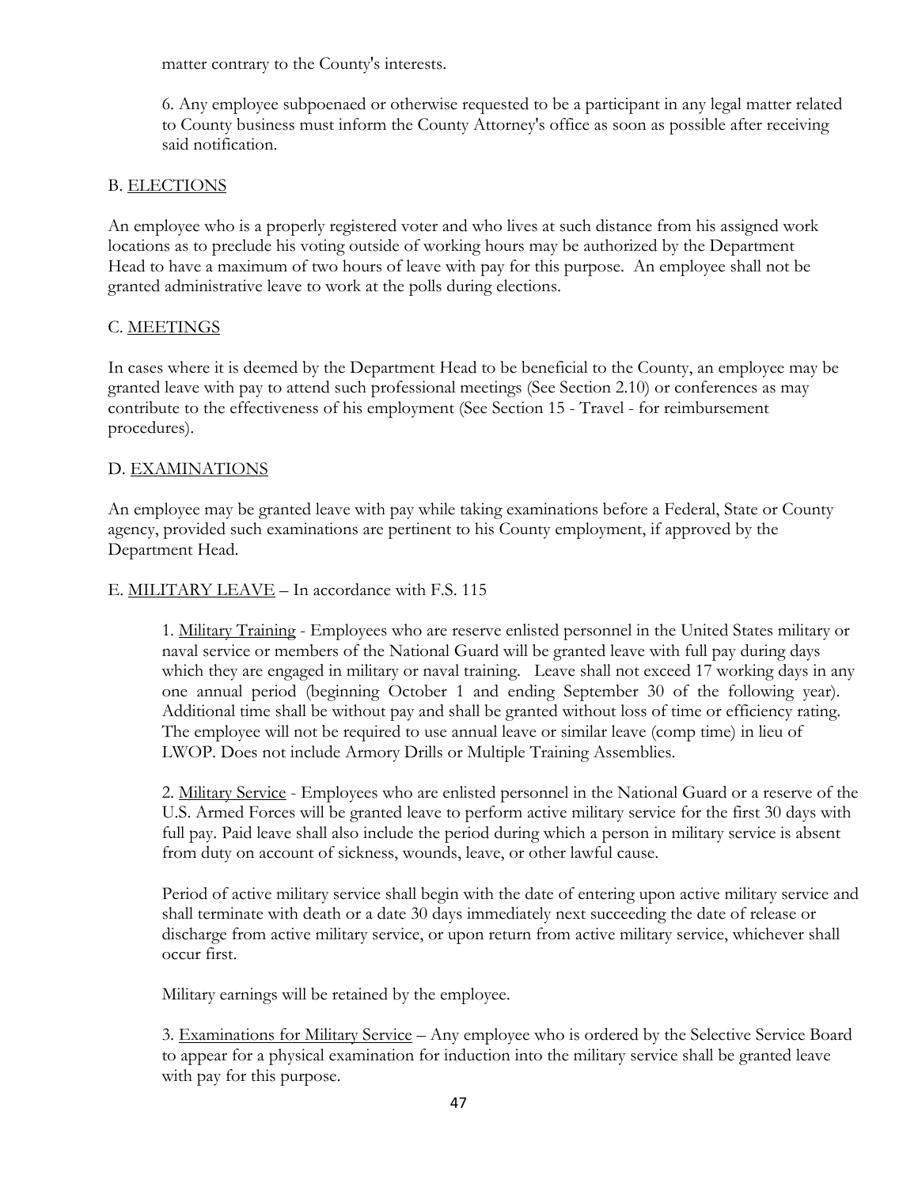matter contrary to the County's interests.

6. Any employee subpoenaed or otherwise requested to be a participant in any legal matter related to County business must inform the County Attorney's office as soon as possible after receiving said notification.

B. ELECTIONS

An employee who is a properly registered voter and who lives at such distance from his assigned work locations as to preclude his voting outside of working hours may be authorized by the Department Head to have a maximum of two hours of leave with pay for this purpose. An employee shall not be granted administrative leave to work at the polls during elections.

C. MEETINGS

In cases where it is deemed by the Department Head to be beneficial to the County, an employee may be granted leave with pay to attend such professional meetings (See Section 2.10) or conferences as may contribute to the effectiveness of his employment (See Section 15 - Travel - for reimbursement procedures).

D. EXAMINATIONS

An employee may be granted leave with pay while taking examinations before a Federal, State or County agency, provided such examinations are pertinent to his County employment, if approved by the Department Head.

E. MILITARY LEAVE – In accordance with F.S. 115

1. Military Training - Employees who are reserve enlisted personnel in the United States military or naval service or members of the National Guard will be granted leave with full pay during days which they are engaged in military or naval training. Leave shall not exceed 17 working days in any one annual period (beginning October 1 and ending September 30 of the following year). Additional time shall be without pay and shall be granted without loss of time or efficiency rating. The employee will not be required to use annual leave or similar leave (comp time) in lieu of LWOP. Does not include Armory Drills or Multiple Training Assemblies.

2. Military Service - Employees who are enlisted personnel in the National Guard or a reserve of the U.S. Armed Forces will be granted leave to perform active military service for the first 30 days with full pay. Paid leave shall also include the period during which a person in military service is absent from duty on account of sickness, wounds, leave, or other lawful cause.

Period of active military service shall begin with the date of entering upon active military service and shall terminate with death or a date 30 days immediately next succeeding the date of release or discharge from active military service, or upon return from active military service, whichever shall occur first.

Military earnings will be retained by the employee.

3. Examinations for Military Service – Any employee who is ordered by the Selective Service Board to appear for a physical examination for induction into the military service shall be granted leave with pay for this purpose.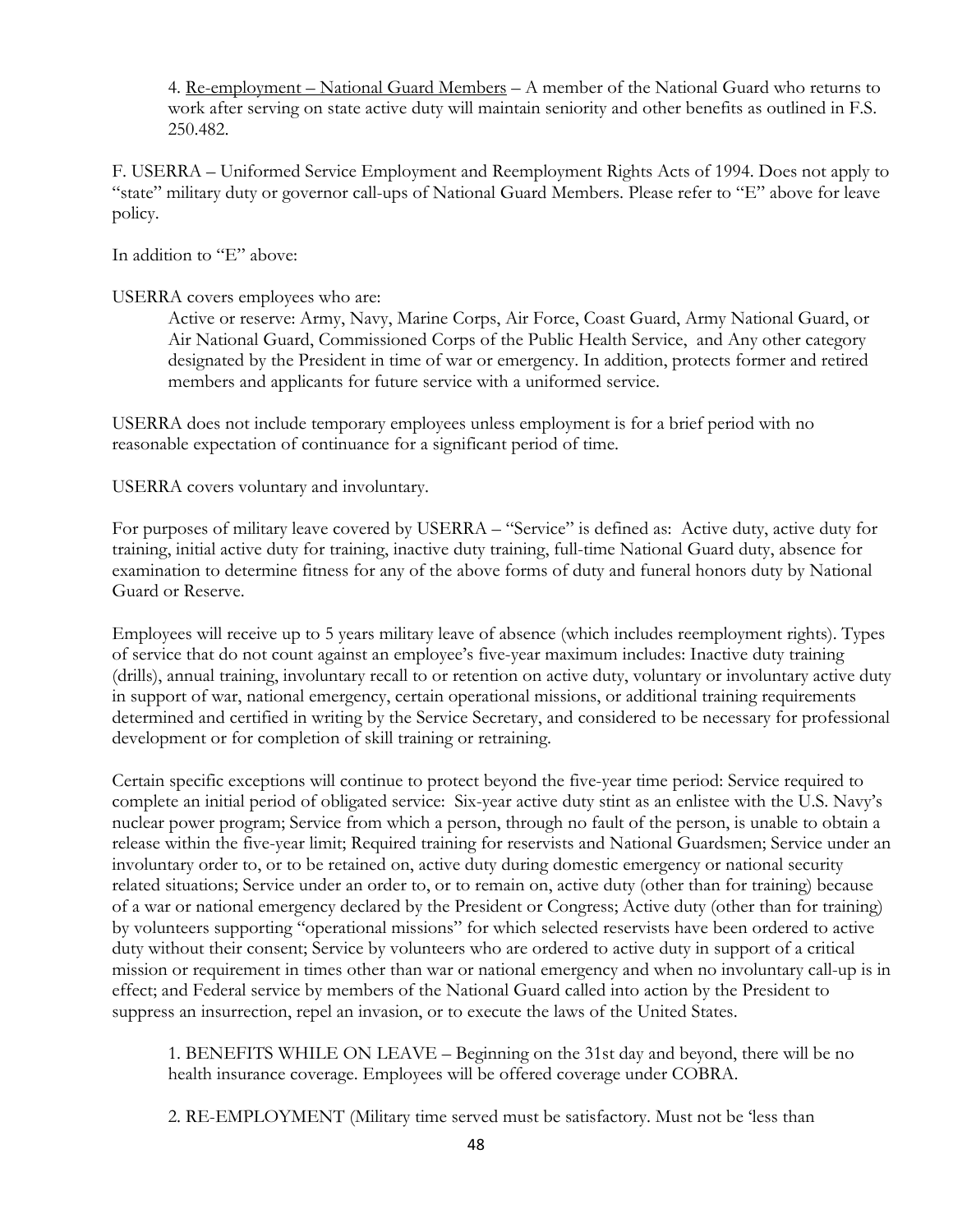4. Re-employment – National Guard Members – A member of the National Guard who returns to work after serving on state active duty will maintain seniority and other benefits as outlined in F.S. 250.482.

F. USERRA – Uniformed Service Employment and Reemployment Rights Acts of 1994. Does not apply to "state" military duty or governor call-ups of National Guard Members. Please refer to "E" above for leave policy.

In addition to "E" above:

USERRA covers employees who are:

Active or reserve: Army, Navy, Marine Corps, Air Force, Coast Guard, Army National Guard, or Air National Guard, Commissioned Corps of the Public Health Service, and Any other category designated by the President in time of war or emergency. In addition, protects former and retired members and applicants for future service with a uniformed service.

USERRA does not include temporary employees unless employment is for a brief period with no reasonable expectation of continuance for a significant period of time.

USERRA covers voluntary and involuntary.

For purposes of military leave covered by USERRA – "Service" is defined as: Active duty, active duty for training, initial active duty for training, inactive duty training, full-time National Guard duty, absence for examination to determine fitness for any of the above forms of duty and funeral honors duty by National Guard or Reserve.

Employees will receive up to 5 years military leave of absence (which includes reemployment rights). Types of service that do not count against an employee's five-year maximum includes: Inactive duty training (drills), annual training, involuntary recall to or retention on active duty, voluntary or involuntary active duty in support of war, national emergency, certain operational missions, or additional training requirements determined and certified in writing by the Service Secretary, and considered to be necessary for professional development or for completion of skill training or retraining.

Certain specific exceptions will continue to protect beyond the five-year time period: Service required to complete an initial period of obligated service: Six-year active duty stint as an enlistee with the U.S. Navy's nuclear power program; Service from which a person, through no fault of the person, is unable to obtain a release within the five-year limit; Required training for reservists and National Guardsmen; Service under an involuntary order to, or to be retained on, active duty during domestic emergency or national security related situations; Service under an order to, or to remain on, active duty (other than for training) because of a war or national emergency declared by the President or Congress; Active duty (other than for training) by volunteers supporting "operational missions" for which selected reservists have been ordered to active duty without their consent; Service by volunteers who are ordered to active duty in support of a critical mission or requirement in times other than war or national emergency and when no involuntary call-up is in effect; and Federal service by members of the National Guard called into action by the President to suppress an insurrection, repel an invasion, or to execute the laws of the United States.

1. BENEFITS WHILE ON LEAVE – Beginning on the 31st day and beyond, there will be no health insurance coverage. Employees will be offered coverage under COBRA.

2. RE-EMPLOYMENT (Military time served must be satisfactory. Must not be 'less than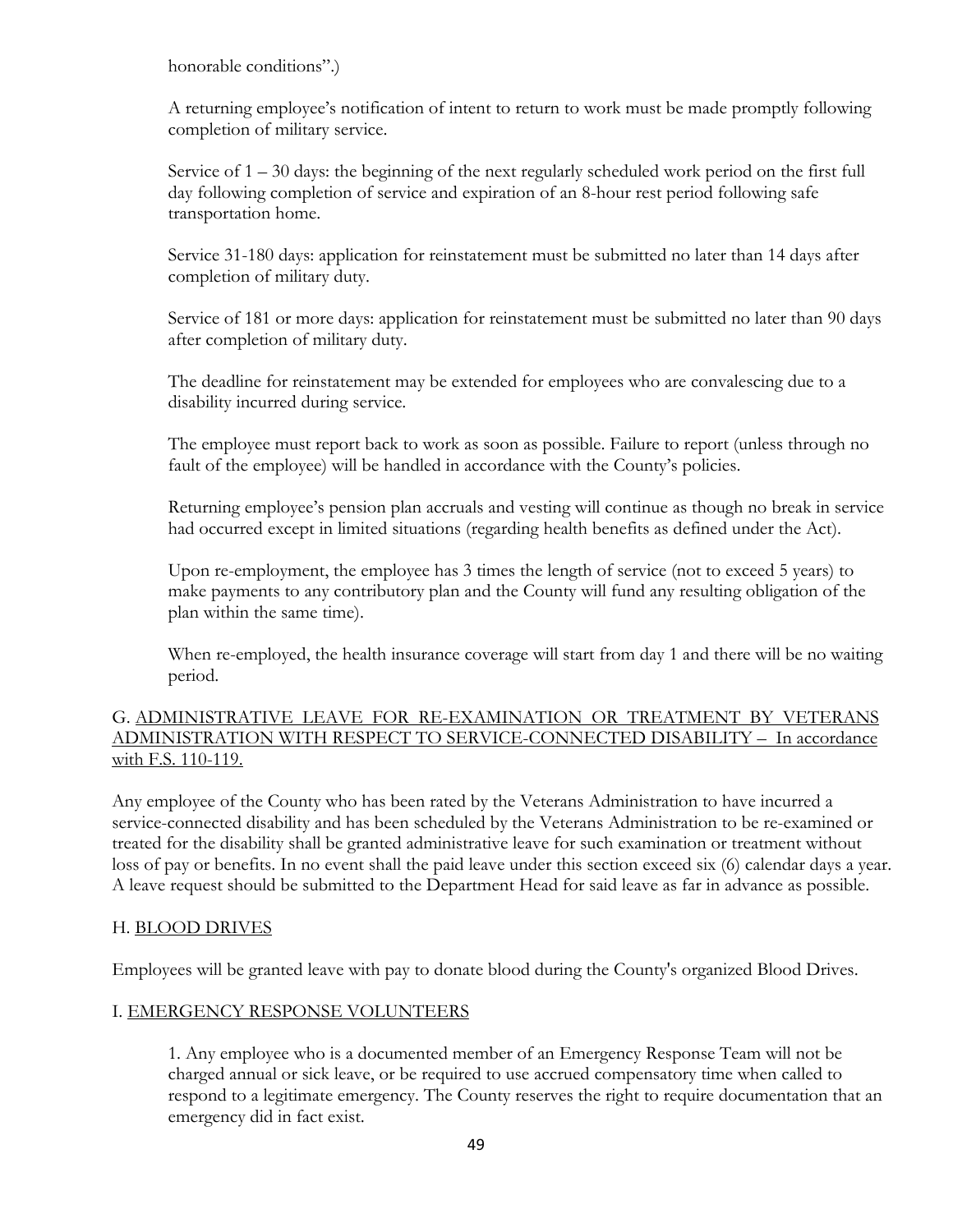honorable conditions".)

A returning employee's notification of intent to return to work must be made promptly following completion of military service.

Service of 1 – 30 days: the beginning of the next regularly scheduled work period on the first full day following completion of service and expiration of an 8-hour rest period following safe transportation home.

Service 31-180 days: application for reinstatement must be submitted no later than 14 days after completion of military duty.

Service of 181 or more days: application for reinstatement must be submitted no later than 90 days after completion of military duty.

The deadline for reinstatement may be extended for employees who are convalescing due to a disability incurred during service.

The employee must report back to work as soon as possible. Failure to report (unless through no fault of the employee) will be handled in accordance with the County's policies.

Returning employee's pension plan accruals and vesting will continue as though no break in service had occurred except in limited situations (regarding health benefits as defined under the Act).

Upon re-employment, the employee has 3 times the length of service (not to exceed 5 years) to make payments to any contributory plan and the County will fund any resulting obligation of the plan within the same time).

When re-employed, the health insurance coverage will start from day 1 and there will be no waiting period.

G. <u>ADMINISTRATIVE LEAVE FOR RE-EXAMINATION OR TREATMENT BY VETERANS ADMINISTRATION WITH RESPECT TO SERVICE-CONNECTED DISABILITY – In accordance with F.S. 110-119.</u>

Any employee of the County who has been rated by the Veterans Administration to have incurred a service-connected disability and has been scheduled by the Veterans Administration to be re-examined or treated for the disability shall be granted administrative leave for such examination or treatment without loss of pay or benefits. In no event shall the paid leave under this section exceed six (6) calendar days a year. A leave request should be submitted to the Department Head for said leave as far in advance as possible.

H. <u>BLOOD DRIVES</u>

Employees will be granted leave with pay to donate blood during the County's organized Blood Drives.

I. <u>EMERGENCY RESPONSE VOLUNTEERS</u>

1. Any employee who is a documented member of an Emergency Response Team will not be charged annual or sick leave, or be required to use accrued compensatory time when called to respond to a legitimate emergency. The County reserves the right to require documentation that an emergency did in fact exist.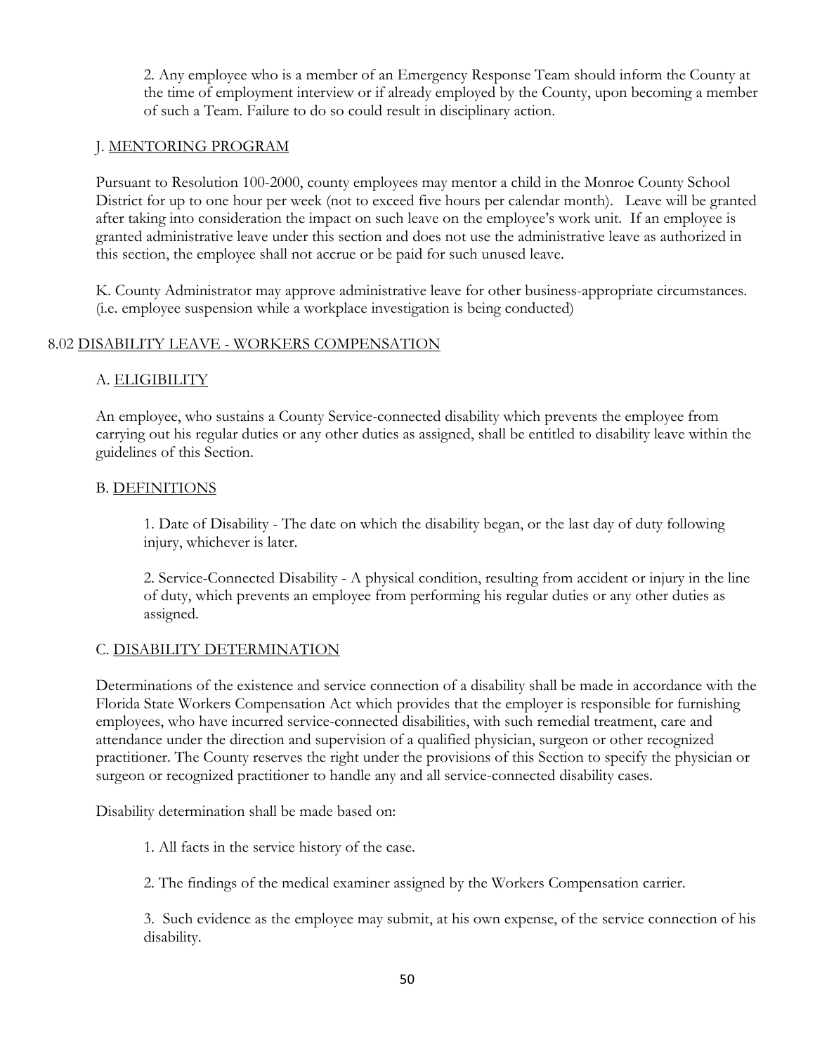2. Any employee who is a member of an Emergency Response Team should inform the County at the time of employment interview or if already employed by the County, upon becoming a member of such a Team. Failure to do so could result in disciplinary action.

### J. MENTORING PROGRAM

Pursuant to Resolution 100-2000, county employees may mentor a child in the Monroe County School District for up to one hour per week (not to exceed five hours per calendar month). Leave will be granted after taking into consideration the impact on such leave on the employee's work unit. If an employee is granted administrative leave under this section and does not use the administrative leave as authorized in this section, the employee shall not accrue or be paid for such unused leave.

K. County Administrator may approve administrative leave for other business-appropriate circumstances. (i.e. employee suspension while a workplace investigation is being conducted)

## 8.02 DISABILITY LEAVE - WORKERS COMPENSATION

### A. ELIGIBILITY

An employee, who sustains a County Service-connected disability which prevents the employee from carrying out his regular duties or any other duties as assigned, shall be entitled to disability leave within the guidelines of this Section.

### B. DEFINITIONS

1. Date of Disability - The date on which the disability began, or the last day of duty following injury, whichever is later.

2. Service-Connected Disability - A physical condition, resulting from accident or injury in the line of duty, which prevents an employee from performing his regular duties or any other duties as assigned.

### C. DISABILITY DETERMINATION

Determinations of the existence and service connection of a disability shall be made in accordance with the Florida State Workers Compensation Act which provides that the employer is responsible for furnishing employees, who have incurred service-connected disabilities, with such remedial treatment, care and attendance under the direction and supervision of a qualified physician, surgeon or other recognized practitioner. The County reserves the right under the provisions of this Section to specify the physician or surgeon or recognized practitioner to handle any and all service-connected disability cases.

Disability determination shall be made based on:

1. All facts in the service history of the case.

2. The findings of the medical examiner assigned by the Workers Compensation carrier.

3. Such evidence as the employee may submit, at his own expense, of the service connection of his disability.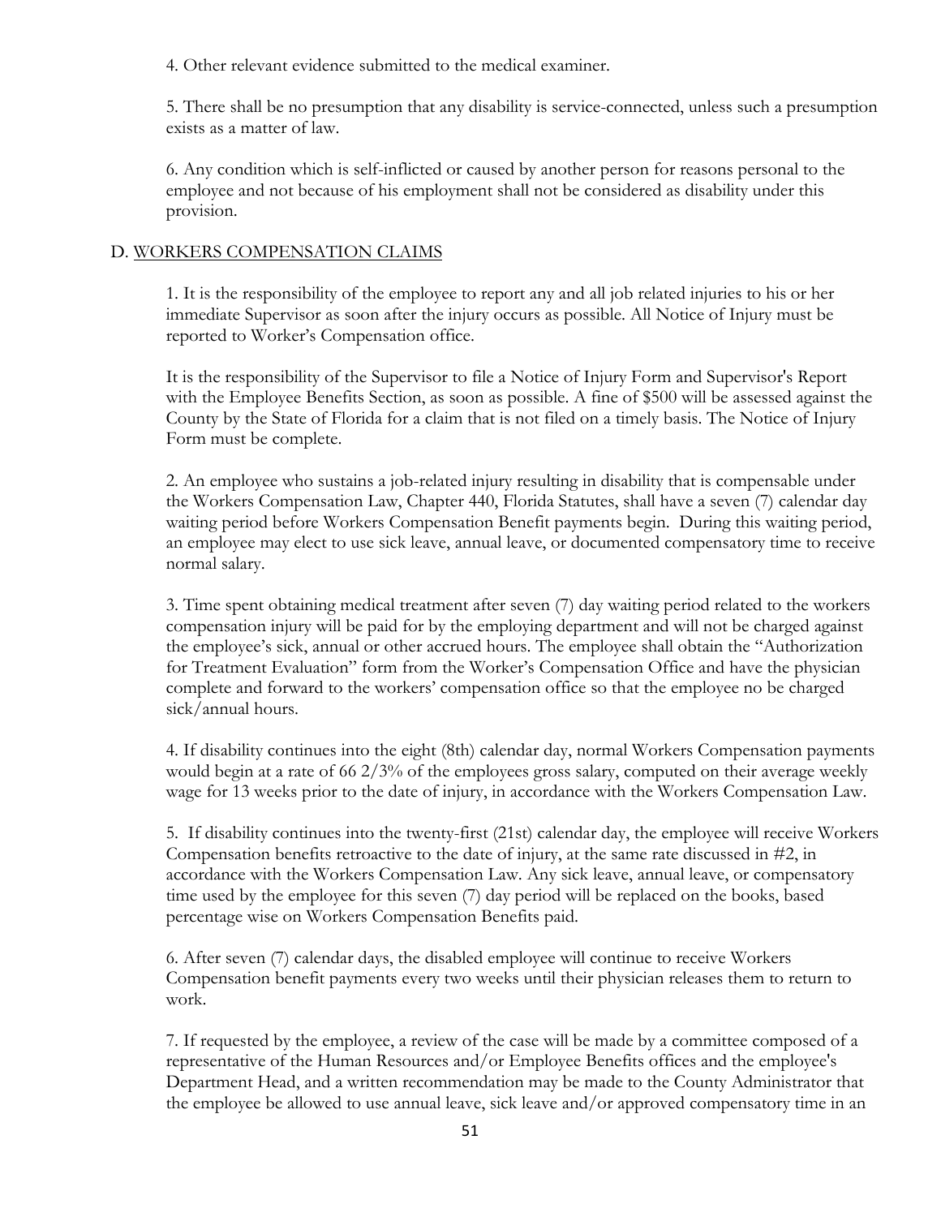4. Other relevant evidence submitted to the medical examiner.

5. There shall be no presumption that any disability is service-connected, unless such a presumption exists as a matter of law.

6. Any condition which is self-inflicted or caused by another person for reasons personal to the employee and not because of his employment shall not be considered as disability under this provision.

D. WORKERS COMPENSATION CLAIMS

1. It is the responsibility of the employee to report any and all job related injuries to his or her immediate Supervisor as soon after the injury occurs as possible. All Notice of Injury must be reported to Worker's Compensation office.

It is the responsibility of the Supervisor to file a Notice of Injury Form and Supervisor's Report with the Employee Benefits Section, as soon as possible. A fine of $500 will be assessed against the County by the State of Florida for a claim that is not filed on a timely basis. The Notice of Injury Form must be complete.

2. An employee who sustains a job-related injury resulting in disability that is compensable under the Workers Compensation Law, Chapter 440, Florida Statutes, shall have a seven (7) calendar day waiting period before Workers Compensation Benefit payments begin. During this waiting period, an employee may elect to use sick leave, annual leave, or documented compensatory time to receive normal salary.

3. Time spent obtaining medical treatment after seven (7) day waiting period related to the workers compensation injury will be paid for by the employing department and will not be charged against the employee's sick, annual or other accrued hours. The employee shall obtain the "Authorization for Treatment Evaluation" form from the Worker's Compensation Office and have the physician complete and forward to the workers' compensation office so that the employee no be charged sick/annual hours.

4. If disability continues into the eight (8th) calendar day, normal Workers Compensation payments would begin at a rate of 66 2/3% of the employees gross salary, computed on their average weekly wage for 13 weeks prior to the date of injury, in accordance with the Workers Compensation Law.

5. If disability continues into the twenty-first (21st) calendar day, the employee will receive Workers Compensation benefits retroactive to the date of injury, at the same rate discussed in #2, in accordance with the Workers Compensation Law. Any sick leave, annual leave, or compensatory time used by the employee for this seven (7) day period will be replaced on the books, based percentage wise on Workers Compensation Benefits paid.

6. After seven (7) calendar days, the disabled employee will continue to receive Workers Compensation benefit payments every two weeks until their physician releases them to return to work.

7. If requested by the employee, a review of the case will be made by a committee composed of a representative of the Human Resources and/or Employee Benefits offices and the employee's Department Head, and a written recommendation may be made to the County Administrator that the employee be allowed to use annual leave, sick leave and/or approved compensatory time in an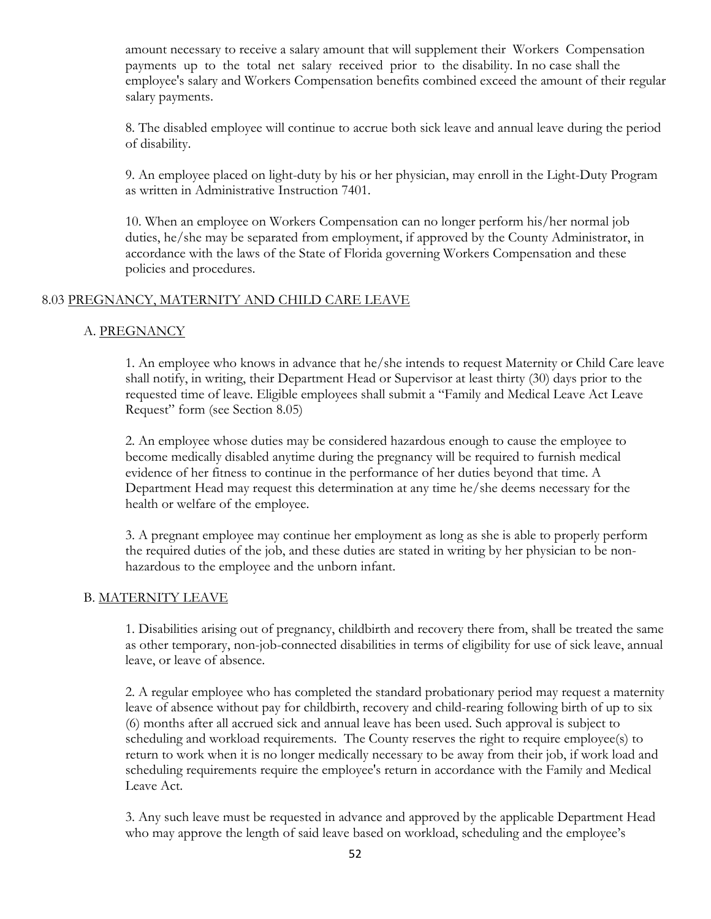amount necessary to receive a salary amount that will supplement their Workers Compensation payments up to the total net salary received prior to the disability. In no case shall the employee's salary and Workers Compensation benefits combined exceed the amount of their regular salary payments.

8. The disabled employee will continue to accrue both sick leave and annual leave during the period of disability.

9. An employee placed on light-duty by his or her physician, may enroll in the Light-Duty Program as written in Administrative Instruction 7401.

10. When an employee on Workers Compensation can no longer perform his/her normal job duties, he/she may be separated from employment, if approved by the County Administrator, in accordance with the laws of the State of Florida governing Workers Compensation and these policies and procedures.

## 8.03 PREGNANCY, MATERNITY AND CHILD CARE LEAVE

### A. PREGNANCY

1. An employee who knows in advance that he/she intends to request Maternity or Child Care leave shall notify, in writing, their Department Head or Supervisor at least thirty (30) days prior to the requested time of leave. Eligible employees shall submit a "Family and Medical Leave Act Leave Request" form (see Section 8.05)

2. An employee whose duties may be considered hazardous enough to cause the employee to become medically disabled anytime during the pregnancy will be required to furnish medical evidence of her fitness to continue in the performance of her duties beyond that time. A Department Head may request this determination at any time he/she deems necessary for the health or welfare of the employee.

3. A pregnant employee may continue her employment as long as she is able to properly perform the required duties of the job, and these duties are stated in writing by her physician to be non-hazardous to the employee and the unborn infant.

### B. MATERNITY LEAVE

1. Disabilities arising out of pregnancy, childbirth and recovery there from, shall be treated the same as other temporary, non-job-connected disabilities in terms of eligibility for use of sick leave, annual leave, or leave of absence.

2. A regular employee who has completed the standard probationary period may request a maternity leave of absence without pay for childbirth, recovery and child-rearing following birth of up to six (6) months after all accrued sick and annual leave has been used. Such approval is subject to scheduling and workload requirements. The County reserves the right to require employee(s) to return to work when it is no longer medically necessary to be away from their job, if work load and scheduling requirements require the employee's return in accordance with the Family and Medical Leave Act.

3. Any such leave must be requested in advance and approved by the applicable Department Head who may approve the length of said leave based on workload, scheduling and the employee's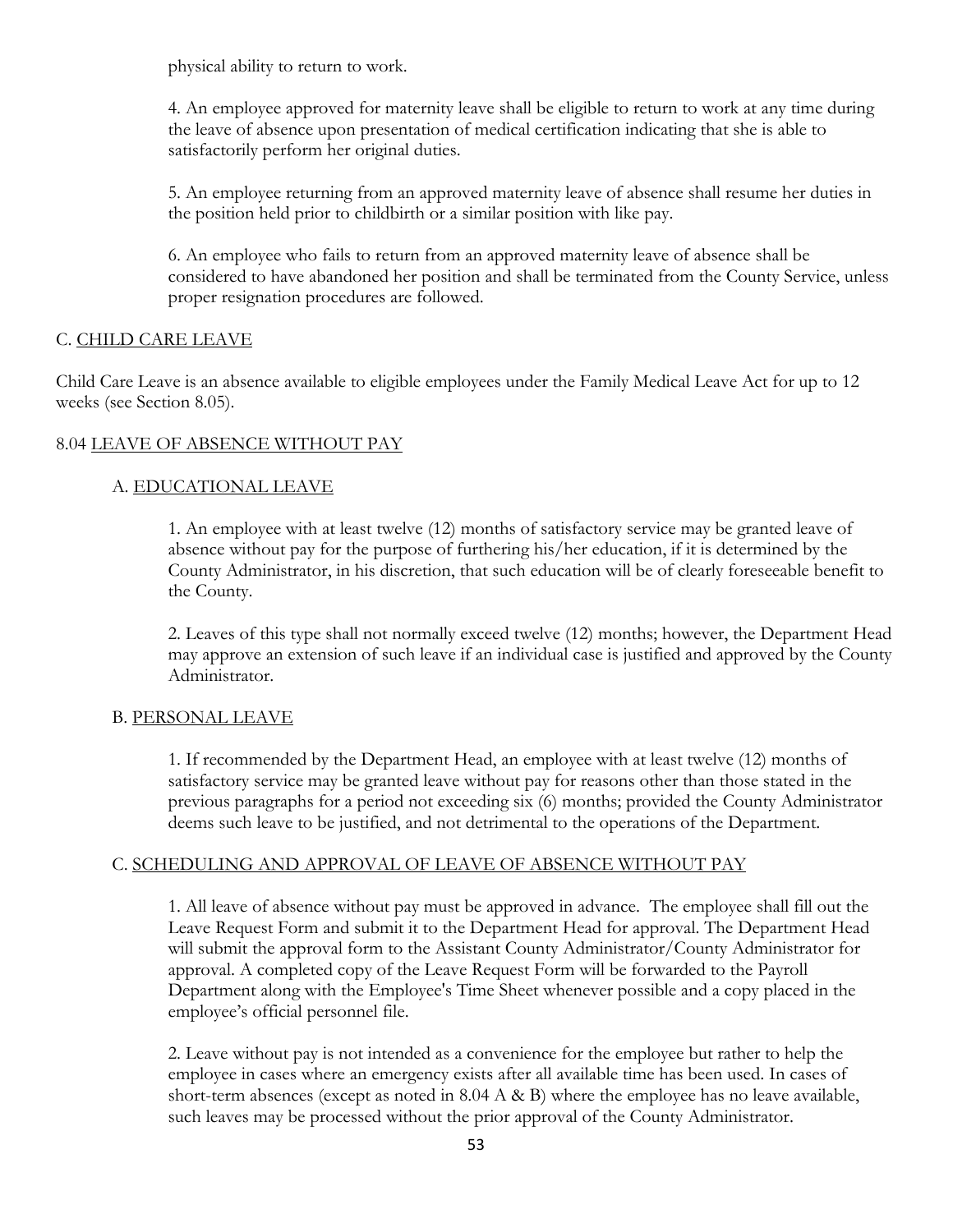physical ability to return to work.

4. An employee approved for maternity leave shall be eligible to return to work at any time during the leave of absence upon presentation of medical certification indicating that she is able to satisfactorily perform her original duties.

5. An employee returning from an approved maternity leave of absence shall resume her duties in the position held prior to childbirth or a similar position with like pay.

6. An employee who fails to return from an approved maternity leave of absence shall be considered to have abandoned her position and shall be terminated from the County Service, unless proper resignation procedures are followed.

C. <u>CHILD CARE LEAVE</u>

Child Care Leave is an absence available to eligible employees under the Family Medical Leave Act for up to 12 weeks (see Section 8.05).

8.04 <u>LEAVE OF ABSENCE WITHOUT PAY</u>

A. <u>EDUCATIONAL LEAVE</u>

1. An employee with at least twelve (12) months of satisfactory service may be granted leave of absence without pay for the purpose of furthering his/her education, if it is determined by the County Administrator, in his discretion, that such education will be of clearly foreseeable benefit to the County.

2. Leaves of this type shall not normally exceed twelve (12) months; however, the Department Head may approve an extension of such leave if an individual case is justified and approved by the County Administrator.

B. <u>PERSONAL LEAVE</u>

1. If recommended by the Department Head, an employee with at least twelve (12) months of satisfactory service may be granted leave without pay for reasons other than those stated in the previous paragraphs for a period not exceeding six (6) months; provided the County Administrator deems such leave to be justified, and not detrimental to the operations of the Department.

C. <u>SCHEDULING AND APPROVAL OF LEAVE OF ABSENCE WITHOUT PAY</u>

1. All leave of absence without pay must be approved in advance. The employee shall fill out the Leave Request Form and submit it to the Department Head for approval. The Department Head will submit the approval form to the Assistant County Administrator/County Administrator for approval. A completed copy of the Leave Request Form will be forwarded to the Payroll Department along with the Employee's Time Sheet whenever possible and a copy placed in the employee's official personnel file.

2. Leave without pay is not intended as a convenience for the employee but rather to help the employee in cases where an emergency exists after all available time has been used. In cases of short-term absences (except as noted in 8.04 A & B) where the employee has no leave available, such leaves may be processed without the prior approval of the County Administrator.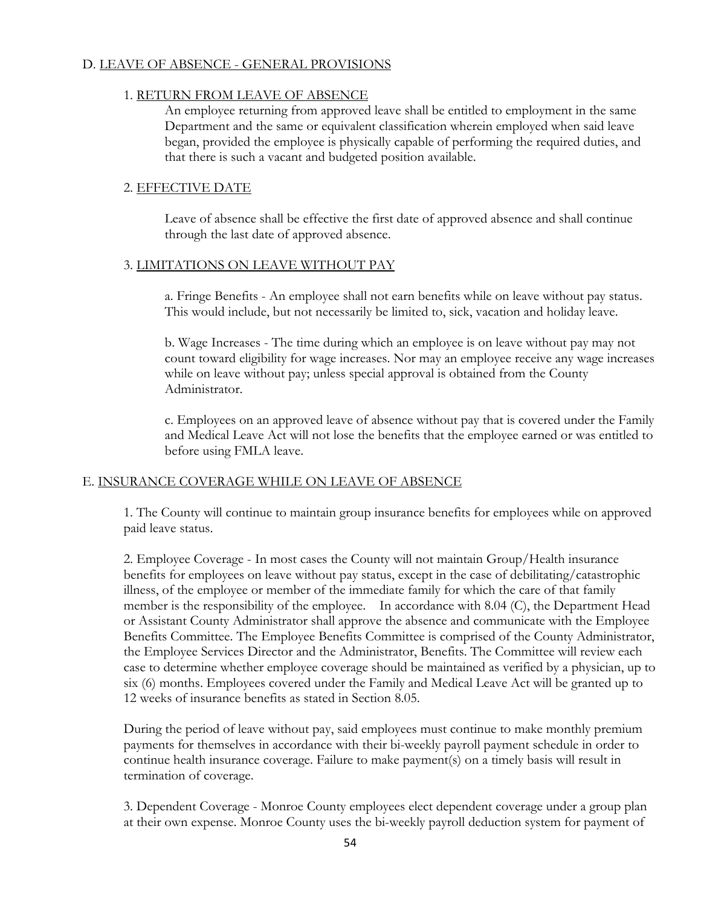## D. LEAVE OF ABSENCE - GENERAL PROVISIONS

### 1. RETURN FROM LEAVE OF ABSENCE

An employee returning from approved leave shall be entitled to employment in the same Department and the same or equivalent classification wherein employed when said leave began, provided the employee is physically capable of performing the required duties, and that there is such a vacant and budgeted position available.

### 2. EFFECTIVE DATE

Leave of absence shall be effective the first date of approved absence and shall continue through the last date of approved absence.

### 3. LIMITATIONS ON LEAVE WITHOUT PAY

a. Fringe Benefits - An employee shall not earn benefits while on leave without pay status. This would include, but not necessarily be limited to, sick, vacation and holiday leave.

b. Wage Increases - The time during which an employee is on leave without pay may not count toward eligibility for wage increases. Nor may an employee receive any wage increases while on leave without pay; unless special approval is obtained from the County Administrator.

c. Employees on an approved leave of absence without pay that is covered under the Family and Medical Leave Act will not lose the benefits that the employee earned or was entitled to before using FMLA leave.

## E. INSURANCE COVERAGE WHILE ON LEAVE OF ABSENCE

1. The County will continue to maintain group insurance benefits for employees while on approved paid leave status.

2. Employee Coverage - In most cases the County will not maintain Group/Health insurance benefits for employees on leave without pay status, except in the case of debilitating/catastrophic illness, of the employee or member of the immediate family for which the care of that family member is the responsibility of the employee. In accordance with 8.04 (C), the Department Head or Assistant County Administrator shall approve the absence and communicate with the Employee Benefits Committee. The Employee Benefits Committee is comprised of the County Administrator, the Employee Services Director and the Administrator, Benefits. The Committee will review each case to determine whether employee coverage should be maintained as verified by a physician, up to six (6) months. Employees covered under the Family and Medical Leave Act will be granted up to 12 weeks of insurance benefits as stated in Section 8.05.

During the period of leave without pay, said employees must continue to make monthly premium payments for themselves in accordance with their bi-weekly payroll payment schedule in order to continue health insurance coverage. Failure to make payment(s) on a timely basis will result in termination of coverage.

3. Dependent Coverage - Monroe County employees elect dependent coverage under a group plan at their own expense. Monroe County uses the bi-weekly payroll deduction system for payment of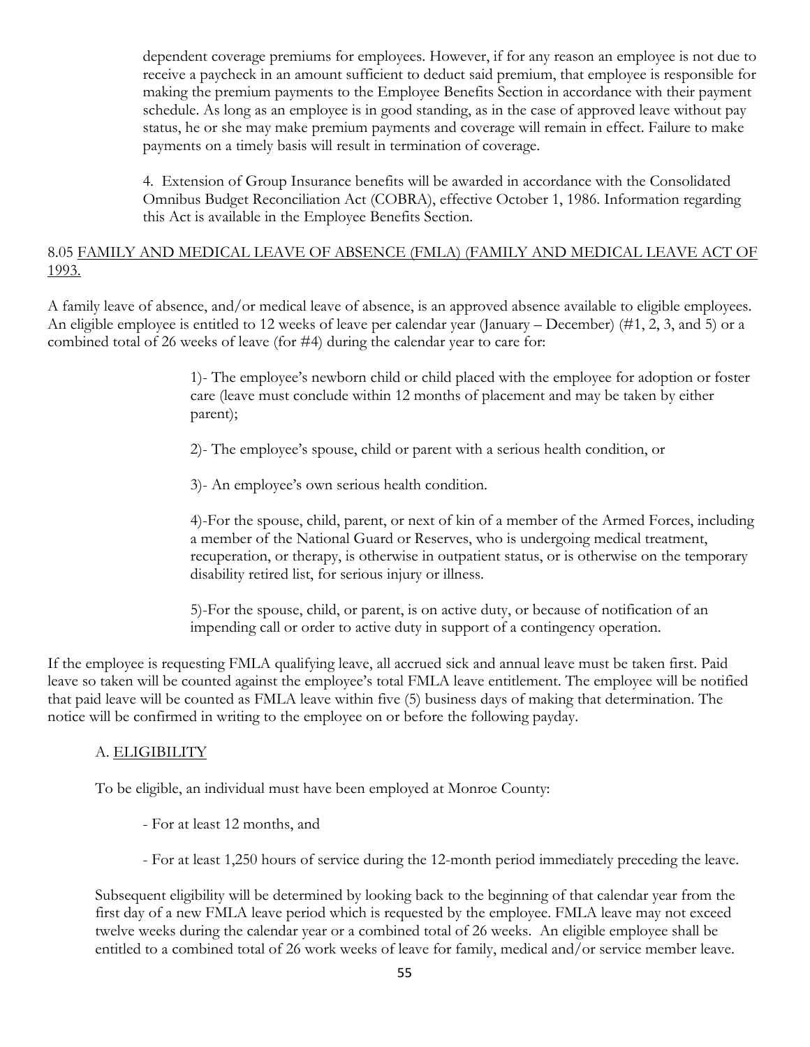dependent coverage premiums for employees. However, if for any reason an employee is not due to receive a paycheck in an amount sufficient to deduct said premium, that employee is responsible for making the premium payments to the Employee Benefits Section in accordance with their payment schedule. As long as an employee is in good standing, as in the case of approved leave without pay status, he or she may make premium payments and coverage will remain in effect. Failure to make payments on a timely basis will result in termination of coverage.

4. Extension of Group Insurance benefits will be awarded in accordance with the Consolidated Omnibus Budget Reconciliation Act (COBRA), effective October 1, 1986. Information regarding this Act is available in the Employee Benefits Section.

## 8.05 FAMILY AND MEDICAL LEAVE OF ABSENCE (FMLA) (FAMILY AND MEDICAL LEAVE ACT OF 1993.

A family leave of absence, and/or medical leave of absence, is an approved absence available to eligible employees. An eligible employee is entitled to 12 weeks of leave per calendar year (January – December) (#1, 2, 3, and 5) or a combined total of 26 weeks of leave (for #4) during the calendar year to care for:

1)- The employee's newborn child or child placed with the employee for adoption or foster care (leave must conclude within 12 months of placement and may be taken by either parent);

2)- The employee's spouse, child or parent with a serious health condition, or

3)- An employee's own serious health condition.

4)-For the spouse, child, parent, or next of kin of a member of the Armed Forces, including a member of the National Guard or Reserves, who is undergoing medical treatment, recuperation, or therapy, is otherwise in outpatient status, or is otherwise on the temporary disability retired list, for serious injury or illness.

5)-For the spouse, child, or parent, is on active duty, or because of notification of an impending call or order to active duty in support of a contingency operation.

If the employee is requesting FMLA qualifying leave, all accrued sick and annual leave must be taken first. Paid leave so taken will be counted against the employee's total FMLA leave entitlement. The employee will be notified that paid leave will be counted as FMLA leave within five (5) business days of making that determination. The notice will be confirmed in writing to the employee on or before the following payday.

### A. ELIGIBILITY

To be eligible, an individual must have been employed at Monroe County:

- For at least 12 months, and

- For at least 1,250 hours of service during the 12-month period immediately preceding the leave.

Subsequent eligibility will be determined by looking back to the beginning of that calendar year from the first day of a new FMLA leave period which is requested by the employee. FMLA leave may not exceed twelve weeks during the calendar year or a combined total of 26 weeks. An eligible employee shall be entitled to a combined total of 26 work weeks of leave for family, medical and/or service member leave.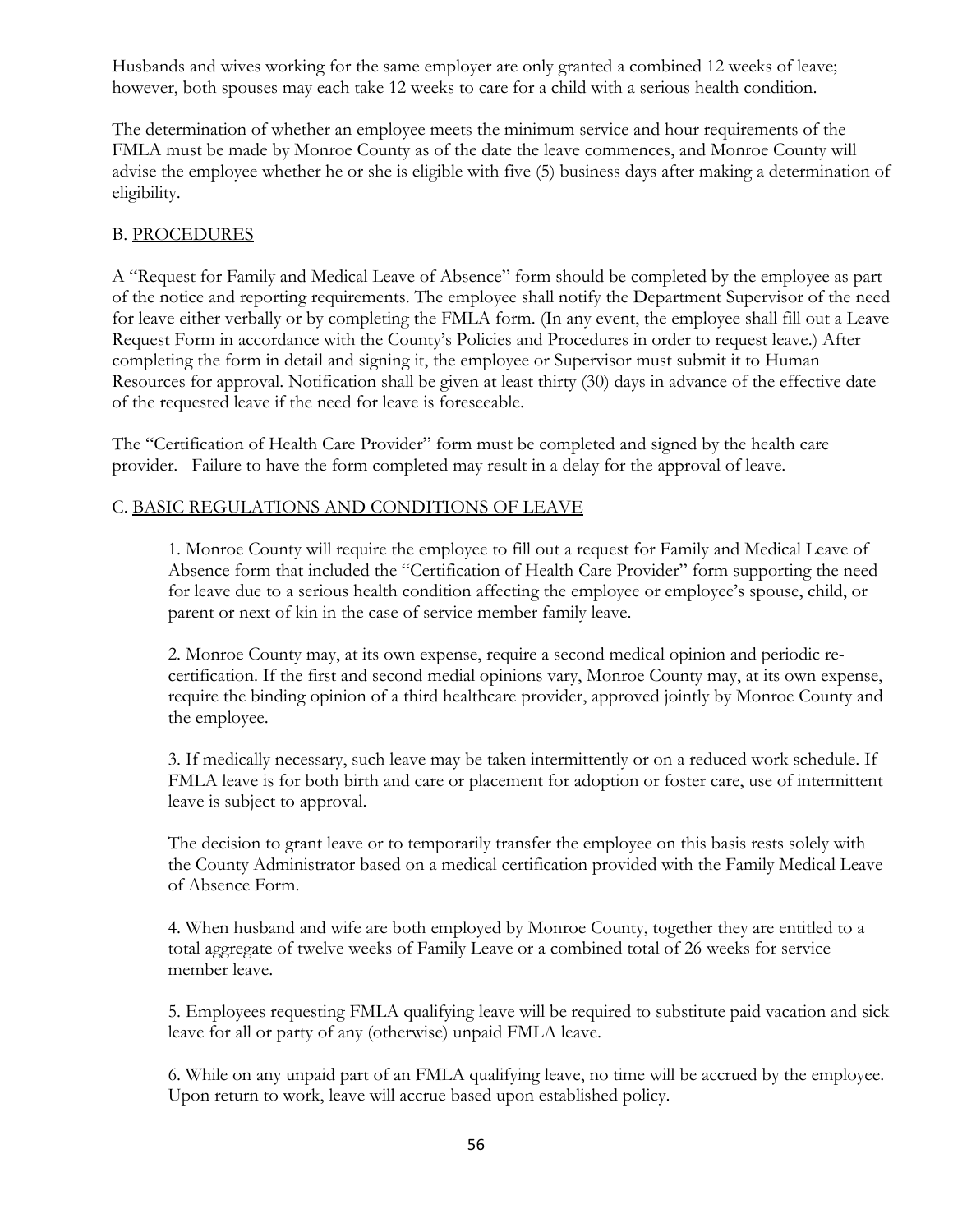Husbands and wives working for the same employer are only granted a combined 12 weeks of leave; however, both spouses may each take 12 weeks to care for a child with a serious health condition.

The determination of whether an employee meets the minimum service and hour requirements of the FMLA must be made by Monroe County as of the date the leave commences, and Monroe County will advise the employee whether he or she is eligible with five (5) business days after making a determination of eligibility.

## B. PROCEDURES

A "Request for Family and Medical Leave of Absence" form should be completed by the employee as part of the notice and reporting requirements. The employee shall notify the Department Supervisor of the need for leave either verbally or by completing the FMLA form. (In any event, the employee shall fill out a Leave Request Form in accordance with the County's Policies and Procedures in order to request leave.) After completing the form in detail and signing it, the employee or Supervisor must submit it to Human Resources for approval. Notification shall be given at least thirty (30) days in advance of the effective date of the requested leave if the need for leave is foreseeable.

The "Certification of Health Care Provider" form must be completed and signed by the health care provider. Failure to have the form completed may result in a delay for the approval of leave.

## C. BASIC REGULATIONS AND CONDITIONS OF LEAVE

1. Monroe County will require the employee to fill out a request for Family and Medical Leave of Absence form that included the "Certification of Health Care Provider" form supporting the need for leave due to a serious health condition affecting the employee or employee's spouse, child, or parent or next of kin in the case of service member family leave.

2. Monroe County may, at its own expense, require a second medical opinion and periodic re-certification. If the first and second medial opinions vary, Monroe County may, at its own expense, require the binding opinion of a third healthcare provider, approved jointly by Monroe County and the employee.

3. If medically necessary, such leave may be taken intermittently or on a reduced work schedule. If FMLA leave is for both birth and care or placement for adoption or foster care, use of intermittent leave is subject to approval.

   The decision to grant leave or to temporarily transfer the employee on this basis rests solely with the County Administrator based on a medical certification provided with the Family Medical Leave of Absence Form.

4. When husband and wife are both employed by Monroe County, together they are entitled to a total aggregate of twelve weeks of Family Leave or a combined total of 26 weeks for service member leave.

5. Employees requesting FMLA qualifying leave will be required to substitute paid vacation and sick leave for all or party of any (otherwise) unpaid FMLA leave.

6. While on any unpaid part of an FMLA qualifying leave, no time will be accrued by the employee. Upon return to work, leave will accrue based upon established policy.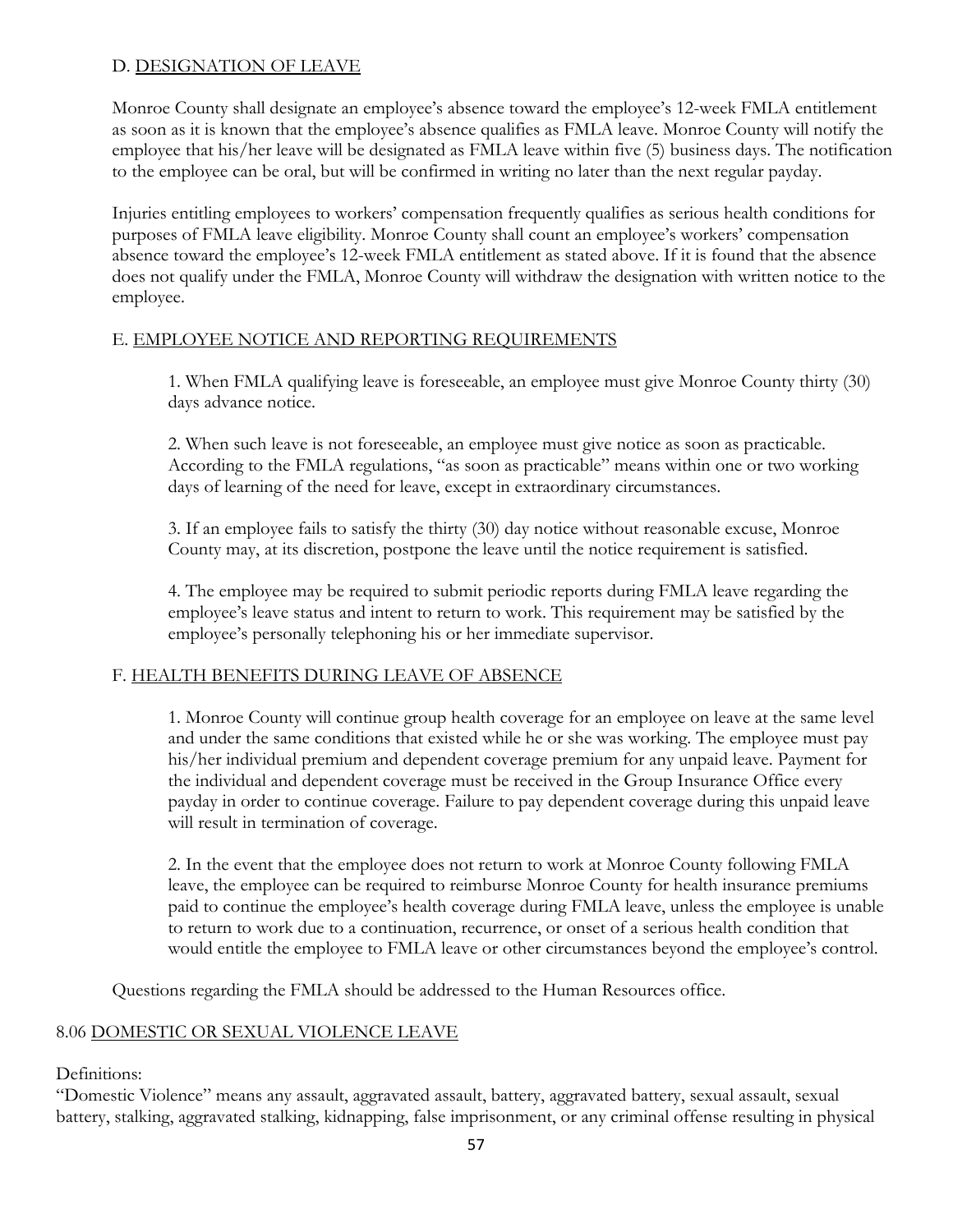### D. DESIGNATION OF LEAVE

Monroe County shall designate an employee's absence toward the employee's 12-week FMLA entitlement as soon as it is known that the employee's absence qualifies as FMLA leave. Monroe County will notify the employee that his/her leave will be designated as FMLA leave within five (5) business days. The notification to the employee can be oral, but will be confirmed in writing no later than the next regular payday.

Injuries entitling employees to workers' compensation frequently qualifies as serious health conditions for purposes of FMLA leave eligibility. Monroe County shall count an employee's workers' compensation absence toward the employee's 12-week FMLA entitlement as stated above. If it is found that the absence does not qualify under the FMLA, Monroe County will withdraw the designation with written notice to the employee.

### E. EMPLOYEE NOTICE AND REPORTING REQUIREMENTS

1. When FMLA qualifying leave is foreseeable, an employee must give Monroe County thirty (30) days advance notice.

2. When such leave is not foreseeable, an employee must give notice as soon as practicable. According to the FMLA regulations, "as soon as practicable" means within one or two working days of learning of the need for leave, except in extraordinary circumstances.

3. If an employee fails to satisfy the thirty (30) day notice without reasonable excuse, Monroe County may, at its discretion, postpone the leave until the notice requirement is satisfied.

4. The employee may be required to submit periodic reports during FMLA leave regarding the employee's leave status and intent to return to work. This requirement may be satisfied by the employee's personally telephoning his or her immediate supervisor.

### F. HEALTH BENEFITS DURING LEAVE OF ABSENCE

1. Monroe County will continue group health coverage for an employee on leave at the same level and under the same conditions that existed while he or she was working. The employee must pay his/her individual premium and dependent coverage premium for any unpaid leave. Payment for the individual and dependent coverage must be received in the Group Insurance Office every payday in order to continue coverage. Failure to pay dependent coverage during this unpaid leave will result in termination of coverage.

2. In the event that the employee does not return to work at Monroe County following FMLA leave, the employee can be required to reimburse Monroe County for health insurance premiums paid to continue the employee's health coverage during FMLA leave, unless the employee is unable to return to work due to a continuation, recurrence, or onset of a serious health condition that would entitle the employee to FMLA leave or other circumstances beyond the employee's control.

Questions regarding the FMLA should be addressed to the Human Resources office.

## 8.06 DOMESTIC OR SEXUAL VIOLENCE LEAVE

Definitions:

"Domestic Violence" means any assault, aggravated assault, battery, aggravated battery, sexual assault, sexual battery, stalking, aggravated stalking, kidnapping, false imprisonment, or any criminal offense resulting in physical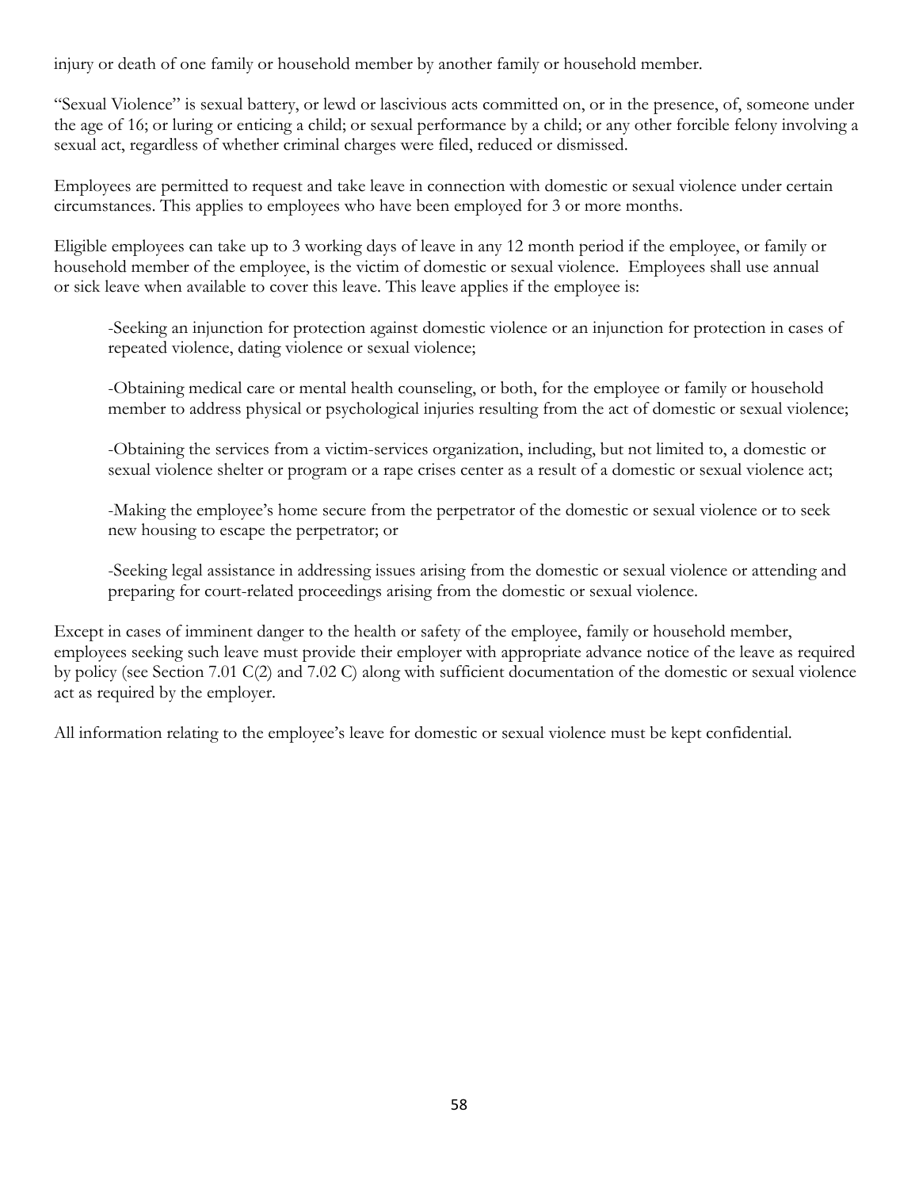injury or death of one family or household member by another family or household member.

"Sexual Violence" is sexual battery, or lewd or lascivious acts committed on, or in the presence, of, someone under the age of 16; or luring or enticing a child; or sexual performance by a child; or any other forcible felony involving a sexual act, regardless of whether criminal charges were filed, reduced or dismissed.

Employees are permitted to request and take leave in connection with domestic or sexual violence under certain circumstances. This applies to employees who have been employed for 3 or more months.

Eligible employees can take up to 3 working days of leave in any 12 month period if the employee, or family or household member of the employee, is the victim of domestic or sexual violence. Employees shall use annual or sick leave when available to cover this leave. This leave applies if the employee is:

-Seeking an injunction for protection against domestic violence or an injunction for protection in cases of repeated violence, dating violence or sexual violence;

-Obtaining medical care or mental health counseling, or both, for the employee or family or household member to address physical or psychological injuries resulting from the act of domestic or sexual violence;

-Obtaining the services from a victim-services organization, including, but not limited to, a domestic or sexual violence shelter or program or a rape crises center as a result of a domestic or sexual violence act;

-Making the employee's home secure from the perpetrator of the domestic or sexual violence or to seek new housing to escape the perpetrator; or

-Seeking legal assistance in addressing issues arising from the domestic or sexual violence or attending and preparing for court-related proceedings arising from the domestic or sexual violence.

Except in cases of imminent danger to the health or safety of the employee, family or household member, employees seeking such leave must provide their employer with appropriate advance notice of the leave as required by policy (see Section 7.01 C(2) and 7.02 C) along with sufficient documentation of the domestic or sexual violence act as required by the employer.

All information relating to the employee's leave for domestic or sexual violence must be kept confidential.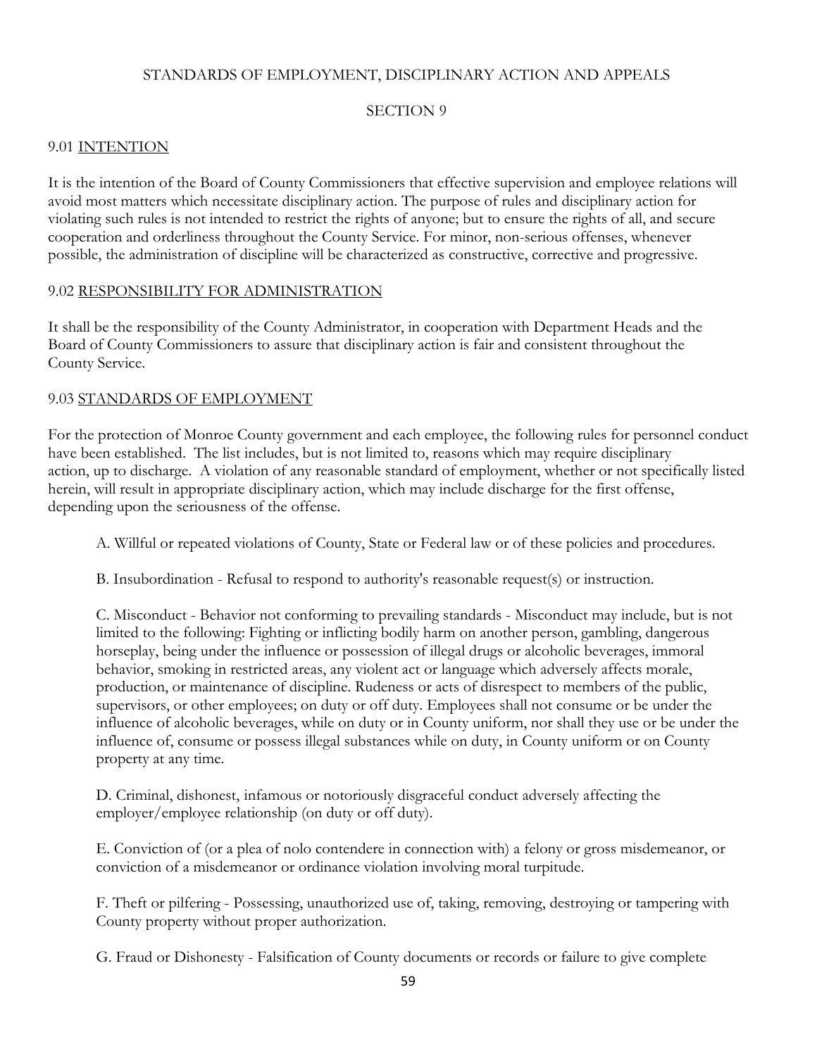# STANDARDS OF EMPLOYMENT, DISCIPLINARY ACTION AND APPEALS

## SECTION 9

### 9.01 INTENTION

It is the intention of the Board of County Commissioners that effective supervision and employee relations will avoid most matters which necessitate disciplinary action. The purpose of rules and disciplinary action for violating such rules is not intended to restrict the rights of anyone; but to ensure the rights of all, and secure cooperation and orderliness throughout the County Service. For minor, non-serious offenses, whenever possible, the administration of discipline will be characterized as constructive, corrective and progressive.

### 9.02 RESPONSIBILITY FOR ADMINISTRATION

It shall be the responsibility of the County Administrator, in cooperation with Department Heads and the Board of County Commissioners to assure that disciplinary action is fair and consistent throughout the County Service.

### 9.03 STANDARDS OF EMPLOYMENT

For the protection of Monroe County government and each employee, the following rules for personnel conduct have been established. The list includes, but is not limited to, reasons which may require disciplinary action, up to discharge. A violation of any reasonable standard of employment, whether or not specifically listed herein, will result in appropriate disciplinary action, which may include discharge for the first offense, depending upon the seriousness of the offense.

A. Willful or repeated violations of County, State or Federal law or of these policies and procedures.

B. Insubordination - Refusal to respond to authority's reasonable request(s) or instruction.

C. Misconduct - Behavior not conforming to prevailing standards - Misconduct may include, but is not limited to the following: Fighting or inflicting bodily harm on another person, gambling, dangerous horseplay, being under the influence or possession of illegal drugs or alcoholic beverages, immoral behavior, smoking in restricted areas, any violent act or language which adversely affects morale, production, or maintenance of discipline. Rudeness or acts of disrespect to members of the public, supervisors, or other employees; on duty or off duty. Employees shall not consume or be under the influence of alcoholic beverages, while on duty or in County uniform, nor shall they use or be under the influence of, consume or possess illegal substances while on duty, in County uniform or on County property at any time.

D. Criminal, dishonest, infamous or notoriously disgraceful conduct adversely affecting the employer/employee relationship (on duty or off duty).

E. Conviction of (or a plea of nolo contendere in connection with) a felony or gross misdemeanor, or conviction of a misdemeanor or ordinance violation involving moral turpitude.

F. Theft or pilfering - Possessing, unauthorized use of, taking, removing, destroying or tampering with County property without proper authorization.

G. Fraud or Dishonesty - Falsification of County documents or records or failure to give complete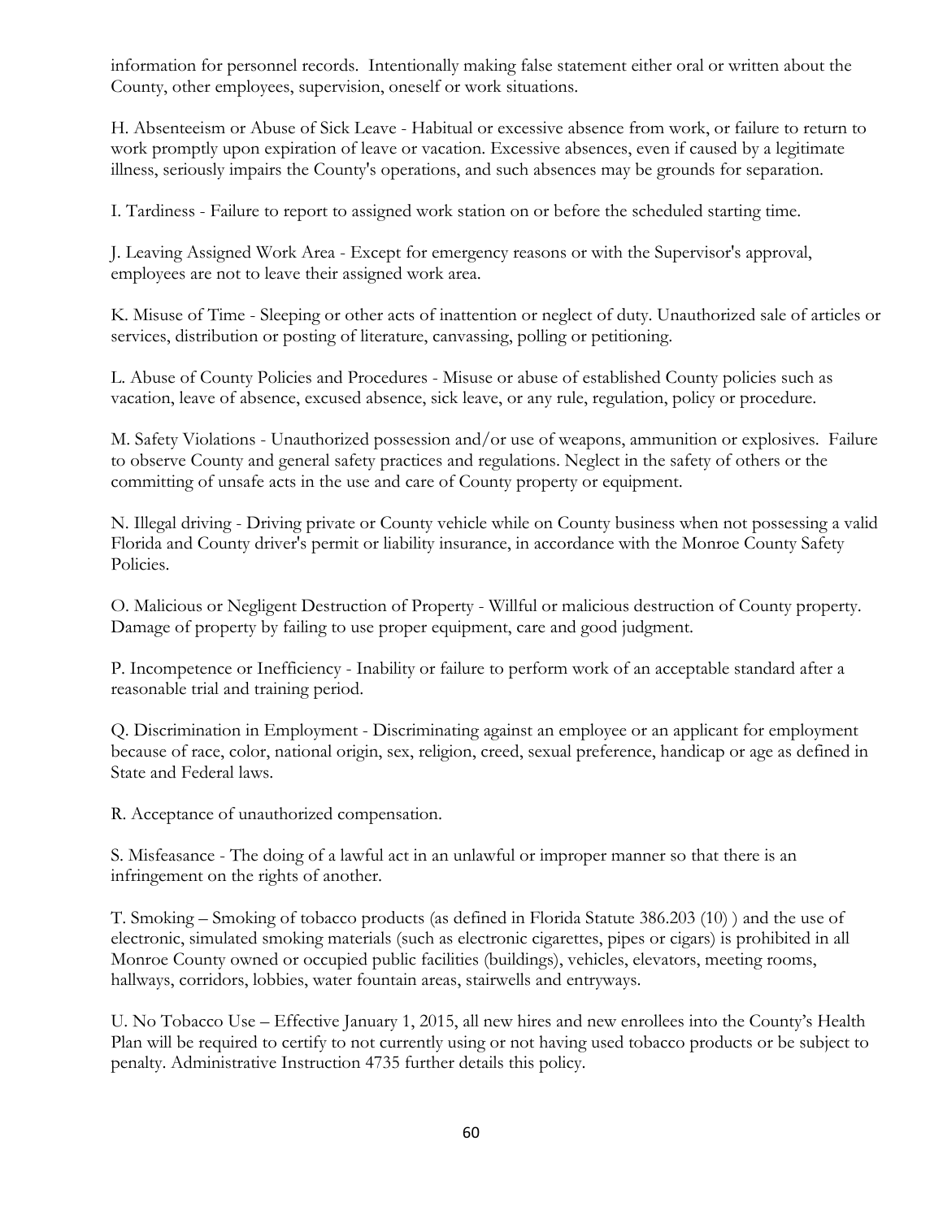information for personnel records. Intentionally making false statement either oral or written about the County, other employees, supervision, oneself or work situations.

H. Absenteeism or Abuse of Sick Leave - Habitual or excessive absence from work, or failure to return to work promptly upon expiration of leave or vacation. Excessive absences, even if caused by a legitimate illness, seriously impairs the County's operations, and such absences may be grounds for separation.

I. Tardiness - Failure to report to assigned work station on or before the scheduled starting time.

J. Leaving Assigned Work Area - Except for emergency reasons or with the Supervisor's approval, employees are not to leave their assigned work area.

K. Misuse of Time - Sleeping or other acts of inattention or neglect of duty. Unauthorized sale of articles or services, distribution or posting of literature, canvassing, polling or petitioning.

L. Abuse of County Policies and Procedures - Misuse or abuse of established County policies such as vacation, leave of absence, excused absence, sick leave, or any rule, regulation, policy or procedure.

M. Safety Violations - Unauthorized possession and/or use of weapons, ammunition or explosives. Failure to observe County and general safety practices and regulations. Neglect in the safety of others or the committing of unsafe acts in the use and care of County property or equipment.

N. Illegal driving - Driving private or County vehicle while on County business when not possessing a valid Florida and County driver's permit or liability insurance, in accordance with the Monroe County Safety Policies.

O. Malicious or Negligent Destruction of Property - Willful or malicious destruction of County property. Damage of property by failing to use proper equipment, care and good judgment.

P. Incompetence or Inefficiency - Inability or failure to perform work of an acceptable standard after a reasonable trial and training period.

Q. Discrimination in Employment - Discriminating against an employee or an applicant for employment because of race, color, national origin, sex, religion, creed, sexual preference, handicap or age as defined in State and Federal laws.

R. Acceptance of unauthorized compensation.

S. Misfeasance - The doing of a lawful act in an unlawful or improper manner so that there is an infringement on the rights of another.

T. Smoking – Smoking of tobacco products (as defined in Florida Statute 386.203 (10) ) and the use of electronic, simulated smoking materials (such as electronic cigarettes, pipes or cigars) is prohibited in all Monroe County owned or occupied public facilities (buildings), vehicles, elevators, meeting rooms, hallways, corridors, lobbies, water fountain areas, stairwells and entryways.

U. No Tobacco Use – Effective January 1, 2015, all new hires and new enrollees into the County's Health Plan will be required to certify to not currently using or not having used tobacco products or be subject to penalty. Administrative Instruction 4735 further details this policy.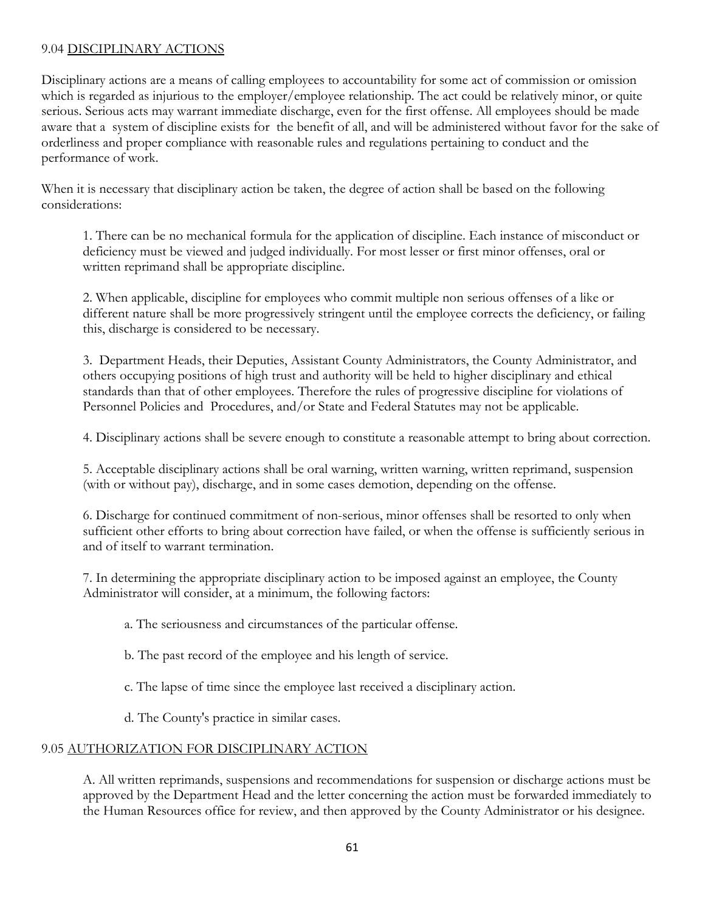## 9.04 DISCIPLINARY ACTIONS

Disciplinary actions are a means of calling employees to accountability for some act of commission or omission which is regarded as injurious to the employer/employee relationship. The act could be relatively minor, or quite serious. Serious acts may warrant immediate discharge, even for the first offense. All employees should be made aware that a system of discipline exists for the benefit of all, and will be administered without favor for the sake of orderliness and proper compliance with reasonable rules and regulations pertaining to conduct and the performance of work.

When it is necessary that disciplinary action be taken, the degree of action shall be based on the following considerations:

1. There can be no mechanical formula for the application of discipline. Each instance of misconduct or deficiency must be viewed and judged individually. For most lesser or first minor offenses, oral or written reprimand shall be appropriate discipline.

2. When applicable, discipline for employees who commit multiple non serious offenses of a like or different nature shall be more progressively stringent until the employee corrects the deficiency, or failing this, discharge is considered to be necessary.

3. Department Heads, their Deputies, Assistant County Administrators, the County Administrator, and others occupying positions of high trust and authority will be held to higher disciplinary and ethical standards than that of other employees. Therefore the rules of progressive discipline for violations of Personnel Policies and Procedures, and/or State and Federal Statutes may not be applicable.

4. Disciplinary actions shall be severe enough to constitute a reasonable attempt to bring about correction.

5. Acceptable disciplinary actions shall be oral warning, written warning, written reprimand, suspension (with or without pay), discharge, and in some cases demotion, depending on the offense.

6. Discharge for continued commitment of non-serious, minor offenses shall be resorted to only when sufficient other efforts to bring about correction have failed, or when the offense is sufficiently serious in and of itself to warrant termination.

7. In determining the appropriate disciplinary action to be imposed against an employee, the County Administrator will consider, at a minimum, the following factors:

   a. The seriousness and circumstances of the particular offense.

   b. The past record of the employee and his length of service.

   c. The lapse of time since the employee last received a disciplinary action.

   d. The County's practice in similar cases.

## 9.05 AUTHORIZATION FOR DISCIPLINARY ACTION

A. All written reprimands, suspensions and recommendations for suspension or discharge actions must be approved by the Department Head and the letter concerning the action must be forwarded immediately to the Human Resources office for review, and then approved by the County Administrator or his designee.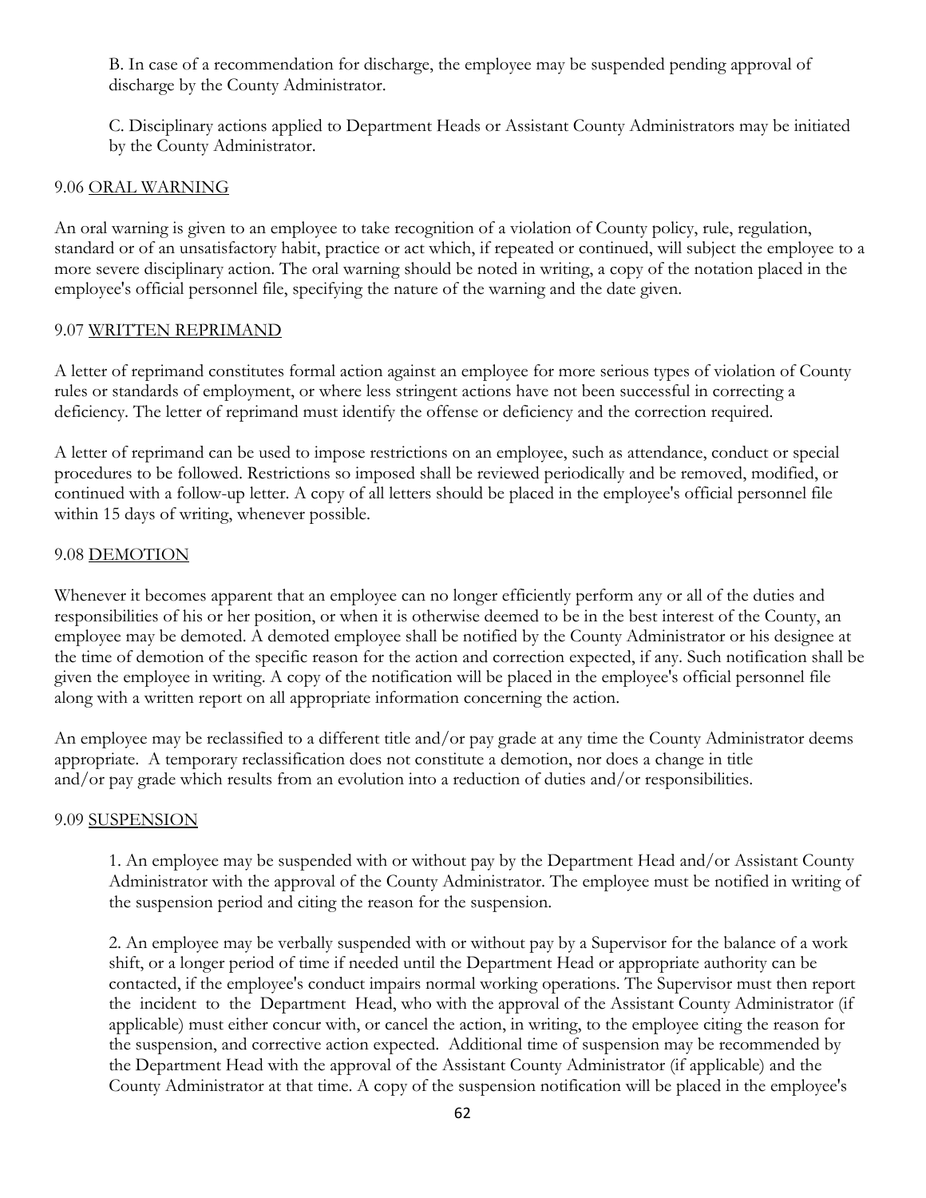B. In case of a recommendation for discharge, the employee may be suspended pending approval of discharge by the County Administrator.

C. Disciplinary actions applied to Department Heads or Assistant County Administrators may be initiated by the County Administrator.

### 9.06 ORAL WARNING

An oral warning is given to an employee to take recognition of a violation of County policy, rule, regulation, standard or of an unsatisfactory habit, practice or act which, if repeated or continued, will subject the employee to a more severe disciplinary action. The oral warning should be noted in writing, a copy of the notation placed in the employee's official personnel file, specifying the nature of the warning and the date given.

### 9.07 WRITTEN REPRIMAND

A letter of reprimand constitutes formal action against an employee for more serious types of violation of County rules or standards of employment, or where less stringent actions have not been successful in correcting a deficiency. The letter of reprimand must identify the offense or deficiency and the correction required.

A letter of reprimand can be used to impose restrictions on an employee, such as attendance, conduct or special procedures to be followed. Restrictions so imposed shall be reviewed periodically and be removed, modified, or continued with a follow-up letter. A copy of all letters should be placed in the employee's official personnel file within 15 days of writing, whenever possible.

### 9.08 DEMOTION

Whenever it becomes apparent that an employee can no longer efficiently perform any or all of the duties and responsibilities of his or her position, or when it is otherwise deemed to be in the best interest of the County, an employee may be demoted. A demoted employee shall be notified by the County Administrator or his designee at the time of demotion of the specific reason for the action and correction expected, if any. Such notification shall be given the employee in writing. A copy of the notification will be placed in the employee's official personnel file along with a written report on all appropriate information concerning the action.

An employee may be reclassified to a different title and/or pay grade at any time the County Administrator deems appropriate. A temporary reclassification does not constitute a demotion, nor does a change in title and/or pay grade which results from an evolution into a reduction of duties and/or responsibilities.

### 9.09 SUSPENSION

1. An employee may be suspended with or without pay by the Department Head and/or Assistant County Administrator with the approval of the County Administrator. The employee must be notified in writing of the suspension period and citing the reason for the suspension.

2. An employee may be verbally suspended with or without pay by a Supervisor for the balance of a work shift, or a longer period of time if needed until the Department Head or appropriate authority can be contacted, if the employee's conduct impairs normal working operations. The Supervisor must then report the incident to the Department Head, who with the approval of the Assistant County Administrator (if applicable) must either concur with, or cancel the action, in writing, to the employee citing the reason for the suspension, and corrective action expected. Additional time of suspension may be recommended by the Department Head with the approval of the Assistant County Administrator (if applicable) and the County Administrator at that time. A copy of the suspension notification will be placed in the employee's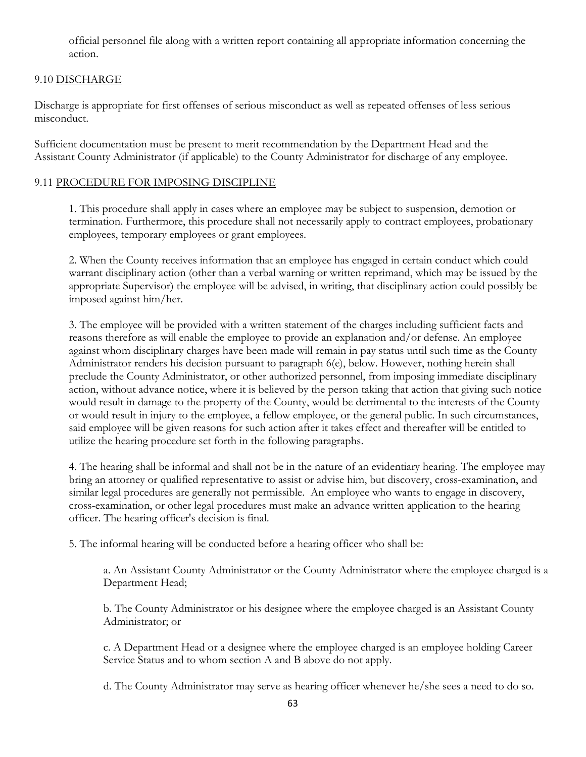official personnel file along with a written report containing all appropriate information concerning the action.

### 9.10 DISCHARGE

Discharge is appropriate for first offenses of serious misconduct as well as repeated offenses of less serious misconduct.

Sufficient documentation must be present to merit recommendation by the Department Head and the Assistant County Administrator (if applicable) to the County Administrator for discharge of any employee.

### 9.11 PROCEDURE FOR IMPOSING DISCIPLINE

1. This procedure shall apply in cases where an employee may be subject to suspension, demotion or termination. Furthermore, this procedure shall not necessarily apply to contract employees, probationary employees, temporary employees or grant employees.

2. When the County receives information that an employee has engaged in certain conduct which could warrant disciplinary action (other than a verbal warning or written reprimand, which may be issued by the appropriate Supervisor) the employee will be advised, in writing, that disciplinary action could possibly be imposed against him/her.

3. The employee will be provided with a written statement of the charges including sufficient facts and reasons therefore as will enable the employee to provide an explanation and/or defense. An employee against whom disciplinary charges have been made will remain in pay status until such time as the County Administrator renders his decision pursuant to paragraph 6(e), below. However, nothing herein shall preclude the County Administrator, or other authorized personnel, from imposing immediate disciplinary action, without advance notice, where it is believed by the person taking that action that giving such notice would result in damage to the property of the County, would be detrimental to the interests of the County or would result in injury to the employee, a fellow employee, or the general public. In such circumstances, said employee will be given reasons for such action after it takes effect and thereafter will be entitled to utilize the hearing procedure set forth in the following paragraphs.

4. The hearing shall be informal and shall not be in the nature of an evidentiary hearing. The employee may bring an attorney or qualified representative to assist or advise him, but discovery, cross-examination, and similar legal procedures are generally not permissible. An employee who wants to engage in discovery, cross-examination, or other legal procedures must make an advance written application to the hearing officer. The hearing officer's decision is final.

5. The informal hearing will be conducted before a hearing officer who shall be:

   a. An Assistant County Administrator or the County Administrator where the employee charged is a Department Head;

   b. The County Administrator or his designee where the employee charged is an Assistant County Administrator; or

   c. A Department Head or a designee where the employee charged is an employee holding Career Service Status and to whom section A and B above do not apply.

   d. The County Administrator may serve as hearing officer whenever he/she sees a need to do so.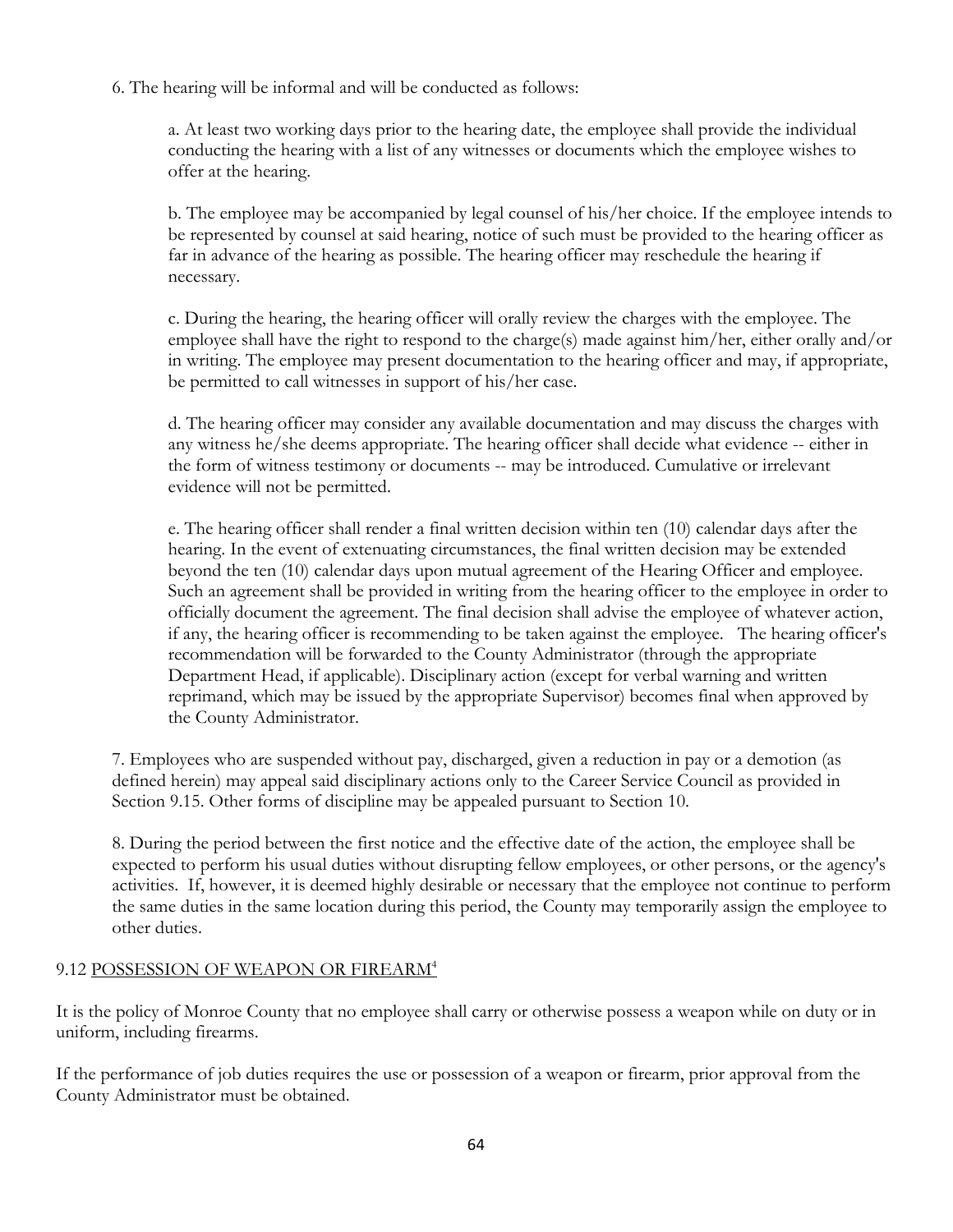6. The hearing will be informal and will be conducted as follows:

a. At least two working days prior to the hearing date, the employee shall provide the individual conducting the hearing with a list of any witnesses or documents which the employee wishes to offer at the hearing.

b. The employee may be accompanied by legal counsel of his/her choice. If the employee intends to be represented by counsel at said hearing, notice of such must be provided to the hearing officer as far in advance of the hearing as possible. The hearing officer may reschedule the hearing if necessary.

c. During the hearing, the hearing officer will orally review the charges with the employee. The employee shall have the right to respond to the charge(s) made against him/her, either orally and/or in writing. The employee may present documentation to the hearing officer and may, if appropriate, be permitted to call witnesses in support of his/her case.

d. The hearing officer may consider any available documentation and may discuss the charges with any witness he/she deems appropriate. The hearing officer shall decide what evidence -- either in the form of witness testimony or documents -- may be introduced. Cumulative or irrelevant evidence will not be permitted.

e. The hearing officer shall render a final written decision within ten (10) calendar days after the hearing. In the event of extenuating circumstances, the final written decision may be extended beyond the ten (10) calendar days upon mutual agreement of the Hearing Officer and employee. Such an agreement shall be provided in writing from the hearing officer to the employee in order to officially document the agreement. The final decision shall advise the employee of whatever action, if any, the hearing officer is recommending to be taken against the employee. The hearing officer's recommendation will be forwarded to the County Administrator (through the appropriate Department Head, if applicable). Disciplinary action (except for verbal warning and written reprimand, which may be issued by the appropriate Supervisor) becomes final when approved by the County Administrator.

7. Employees who are suspended without pay, discharged, given a reduction in pay or a demotion (as defined herein) may appeal said disciplinary actions only to the Career Service Council as provided in Section 9.15. Other forms of discipline may be appealed pursuant to Section 10.

8. During the period between the first notice and the effective date of the action, the employee shall be expected to perform his usual duties without disrupting fellow employees, or other persons, or the agency's activities. If, however, it is deemed highly desirable or necessary that the employee not continue to perform the same duties in the same location during this period, the County may temporarily assign the employee to other duties.

## 9.12 POSSESSION OF WEAPON OR FIREARM[4]

It is the policy of Monroe County that no employee shall carry or otherwise possess a weapon while on duty or in uniform, including firearms.

If the performance of job duties requires the use or possession of a weapon or firearm, prior approval from the County Administrator must be obtained.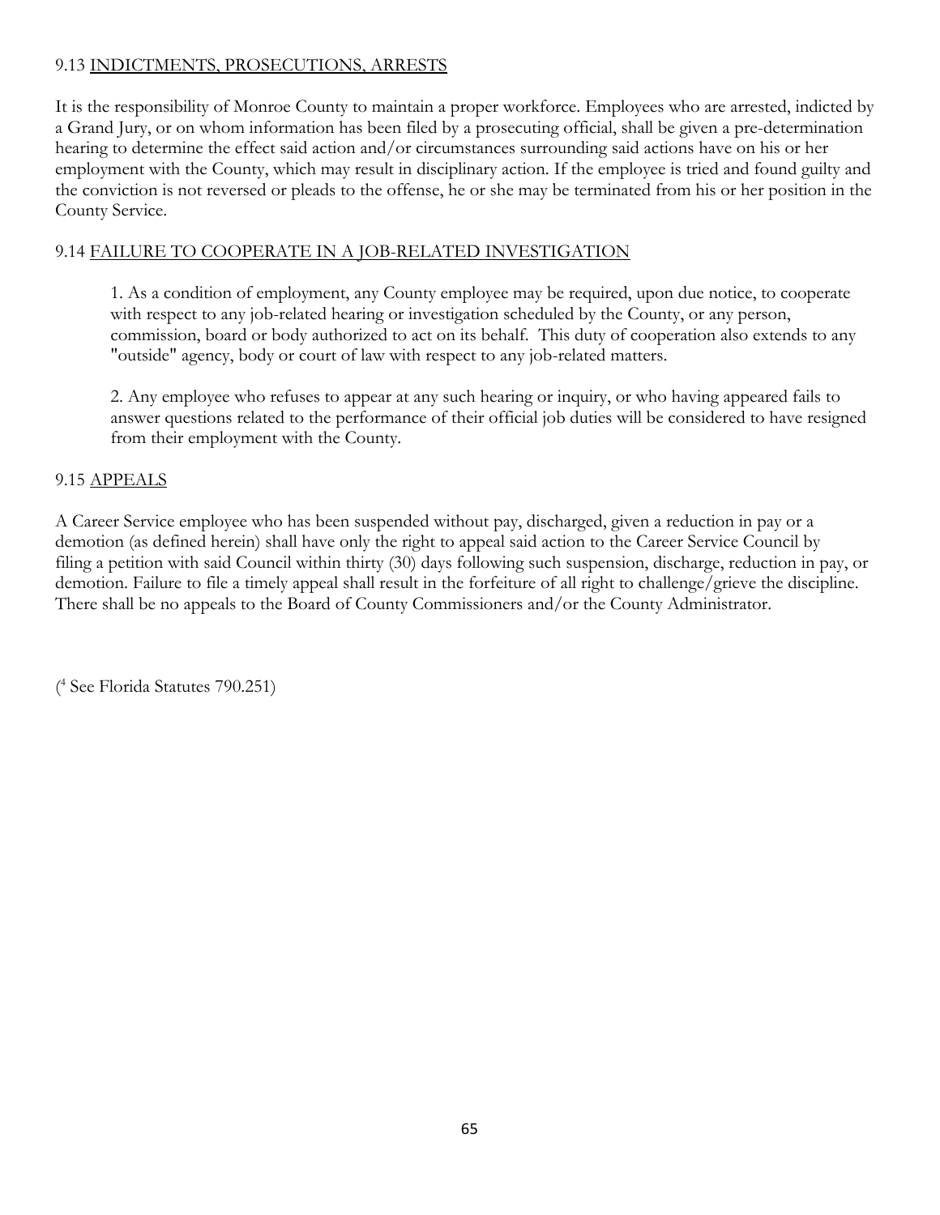### 9.13 INDICTMENTS, PROSECUTIONS, ARRESTS

It is the responsibility of Monroe County to maintain a proper workforce. Employees who are arrested, indicted by a Grand Jury, or on whom information has been filed by a prosecuting official, shall be given a pre-determination hearing to determine the effect said action and/or circumstances surrounding said actions have on his or her employment with the County, which may result in disciplinary action. If the employee is tried and found guilty and the conviction is not reversed or pleads to the offense, he or she may be terminated from his or her position in the County Service.

### 9.14 FAILURE TO COOPERATE IN A JOB-RELATED INVESTIGATION

1. As a condition of employment, any County employee may be required, upon due notice, to cooperate with respect to any job-related hearing or investigation scheduled by the County, or any person, commission, board or body authorized to act on its behalf. This duty of cooperation also extends to any "outside" agency, body or court of law with respect to any job-related matters.

2. Any employee who refuses to appear at any such hearing or inquiry, or who having appeared fails to answer questions related to the performance of their official job duties will be considered to have resigned from their employment with the County.

### 9.15 APPEALS

A Career Service employee who has been suspended without pay, discharged, given a reduction in pay or a demotion (as defined herein) shall have only the right to appeal said action to the Career Service Council by filing a petition with said Council within thirty (30) days following such suspension, discharge, reduction in pay, or demotion. Failure to file a timely appeal shall result in the forfeiture of all right to challenge/grieve the discipline. There shall be no appeals to the Board of County Commissioners and/or the County Administrator.

([4] See Florida Statutes 790.251)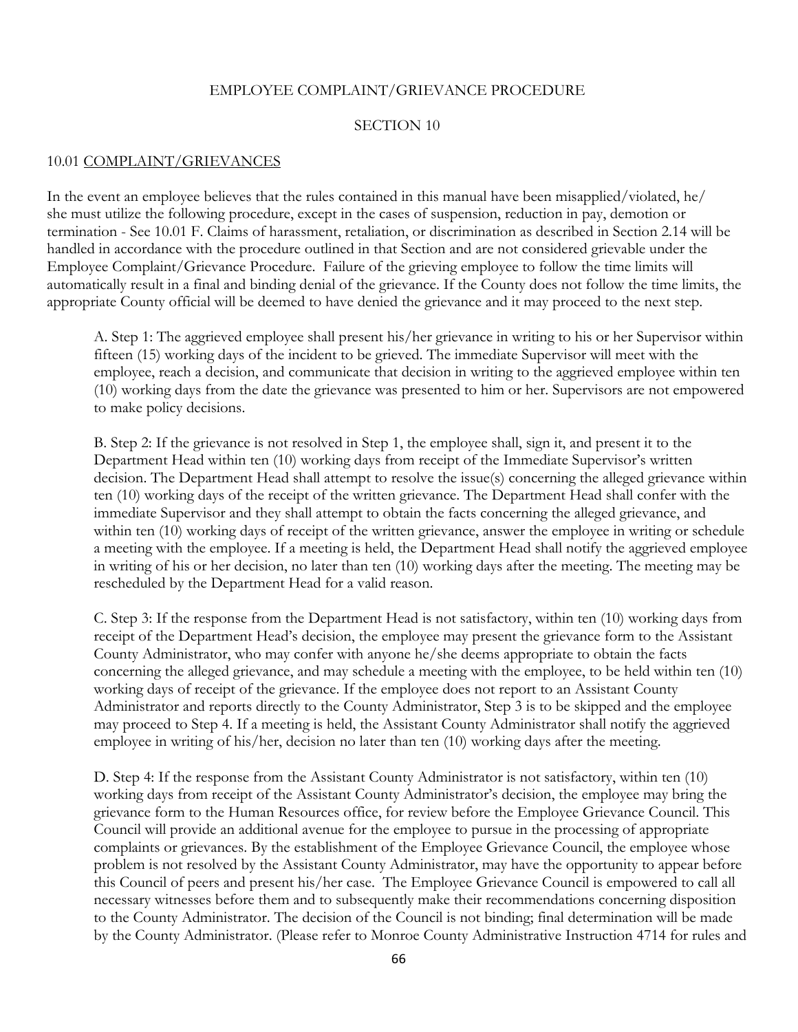EMPLOYEE COMPLAINT/GRIEVANCE PROCEDURE

SECTION 10

10.01 <u>COMPLAINT/GRIEVANCES</u>

In the event an employee believes that the rules contained in this manual have been misapplied/violated, he/ she must utilize the following procedure, except in the cases of suspension, reduction in pay, demotion or termination - See 10.01 F. Claims of harassment, retaliation, or discrimination as described in Section 2.14 will be handled in accordance with the procedure outlined in that Section and are not considered grievable under the Employee Complaint/Grievance Procedure. Failure of the grieving employee to follow the time limits will automatically result in a final and binding denial of the grievance. If the County does not follow the time limits, the appropriate County official will be deemed to have denied the grievance and it may proceed to the next step.

A. Step 1: The aggrieved employee shall present his/her grievance in writing to his or her Supervisor within fifteen (15) working days of the incident to be grieved. The immediate Supervisor will meet with the employee, reach a decision, and communicate that decision in writing to the aggrieved employee within ten (10) working days from the date the grievance was presented to him or her. Supervisors are not empowered to make policy decisions.

B. Step 2: If the grievance is not resolved in Step 1, the employee shall, sign it, and present it to the Department Head within ten (10) working days from receipt of the Immediate Supervisor's written decision. The Department Head shall attempt to resolve the issue(s) concerning the alleged grievance within ten (10) working days of the receipt of the written grievance. The Department Head shall confer with the immediate Supervisor and they shall attempt to obtain the facts concerning the alleged grievance, and within ten (10) working days of receipt of the written grievance, answer the employee in writing or schedule a meeting with the employee. If a meeting is held, the Department Head shall notify the aggrieved employee in writing of his or her decision, no later than ten (10) working days after the meeting. The meeting may be rescheduled by the Department Head for a valid reason.

C. Step 3: If the response from the Department Head is not satisfactory, within ten (10) working days from receipt of the Department Head's decision, the employee may present the grievance form to the Assistant County Administrator, who may confer with anyone he/she deems appropriate to obtain the facts concerning the alleged grievance, and may schedule a meeting with the employee, to be held within ten (10) working days of receipt of the grievance. If the employee does not report to an Assistant County Administrator and reports directly to the County Administrator, Step 3 is to be skipped and the employee may proceed to Step 4. If a meeting is held, the Assistant County Administrator shall notify the aggrieved employee in writing of his/her, decision no later than ten (10) working days after the meeting.

D. Step 4: If the response from the Assistant County Administrator is not satisfactory, within ten (10) working days from receipt of the Assistant County Administrator's decision, the employee may bring the grievance form to the Human Resources office, for review before the Employee Grievance Council. This Council will provide an additional avenue for the employee to pursue in the processing of appropriate complaints or grievances. By the establishment of the Employee Grievance Council, the employee whose problem is not resolved by the Assistant County Administrator, may have the opportunity to appear before this Council of peers and present his/her case. The Employee Grievance Council is empowered to call all necessary witnesses before them and to subsequently make their recommendations concerning disposition to the County Administrator. The decision of the Council is not binding; final determination will be made by the County Administrator. (Please refer to Monroe County Administrative Instruction 4714 for rules and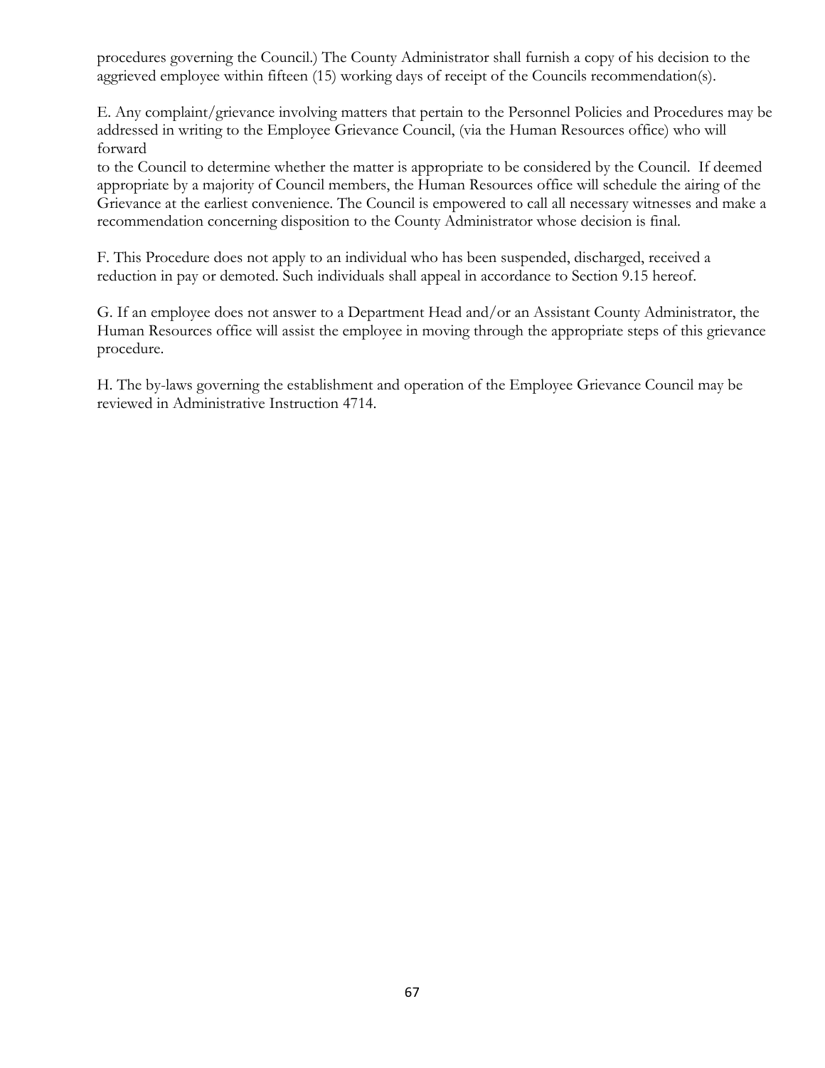procedures governing the Council.) The County Administrator shall furnish a copy of his decision to the aggrieved employee within fifteen (15) working days of receipt of the Councils recommendation(s).

E. Any complaint/grievance involving matters that pertain to the Personnel Policies and Procedures may be addressed in writing to the Employee Grievance Council, (via the Human Resources office) who will forward

to the Council to determine whether the matter is appropriate to be considered by the Council. If deemed appropriate by a majority of Council members, the Human Resources office will schedule the airing of the Grievance at the earliest convenience. The Council is empowered to call all necessary witnesses and make a recommendation concerning disposition to the County Administrator whose decision is final.

F. This Procedure does not apply to an individual who has been suspended, discharged, received a reduction in pay or demoted. Such individuals shall appeal in accordance to Section 9.15 hereof.

G. If an employee does not answer to a Department Head and/or an Assistant County Administrator, the Human Resources office will assist the employee in moving through the appropriate steps of this grievance procedure.

H. The by-laws governing the establishment and operation of the Employee Grievance Council may be reviewed in Administrative Instruction 4714.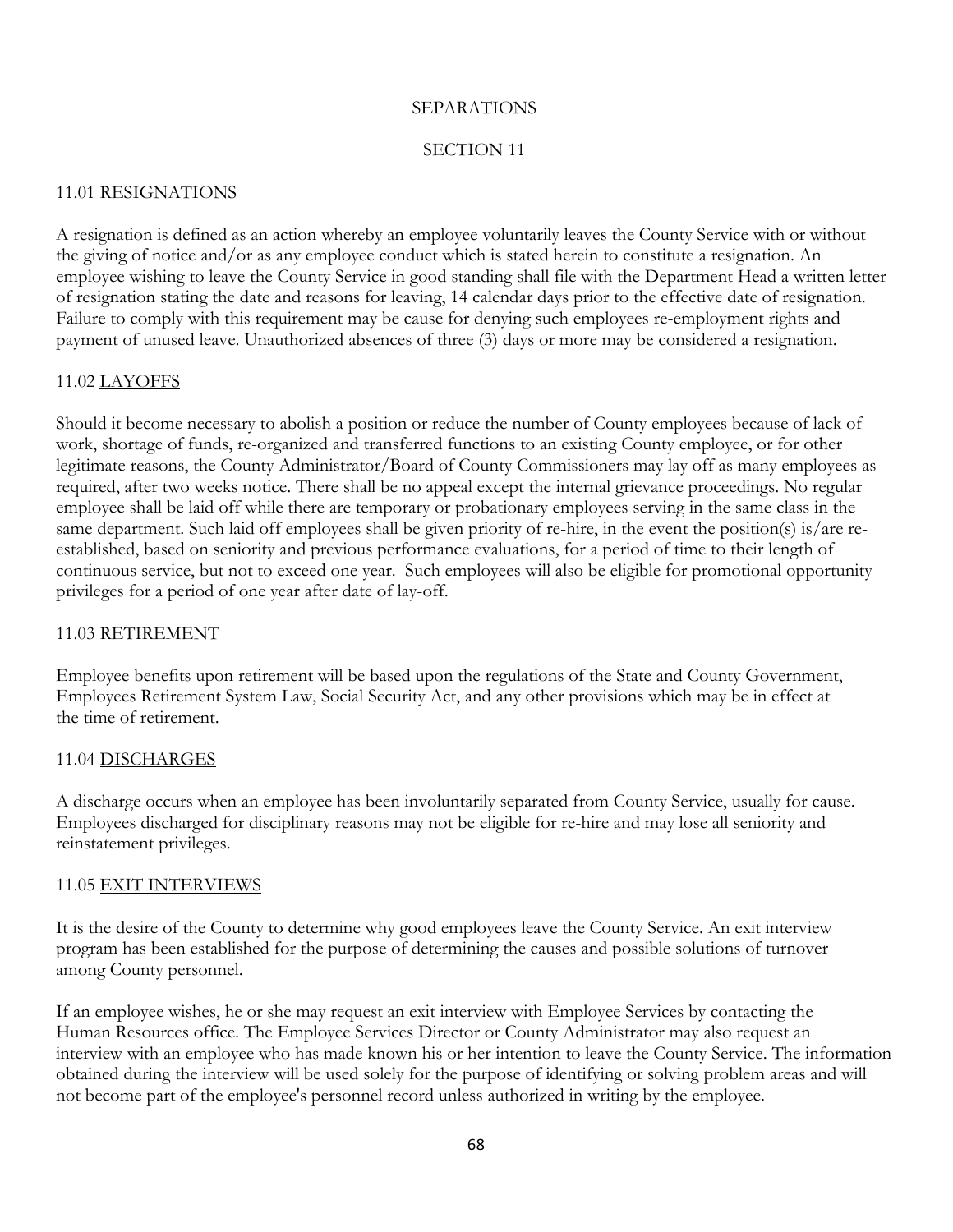## SEPARATIONS

## SECTION 11

### 11.01 RESIGNATIONS

A resignation is defined as an action whereby an employee voluntarily leaves the County Service with or without the giving of notice and/or as any employee conduct which is stated herein to constitute a resignation. An employee wishing to leave the County Service in good standing shall file with the Department Head a written letter of resignation stating the date and reasons for leaving, 14 calendar days prior to the effective date of resignation. Failure to comply with this requirement may be cause for denying such employees re-employment rights and payment of unused leave. Unauthorized absences of three (3) days or more may be considered a resignation.

### 11.02 LAYOFFS

Should it become necessary to abolish a position or reduce the number of County employees because of lack of work, shortage of funds, re-organized and transferred functions to an existing County employee, or for other legitimate reasons, the County Administrator/Board of County Commissioners may lay off as many employees as required, after two weeks notice. There shall be no appeal except the internal grievance proceedings. No regular employee shall be laid off while there are temporary or probationary employees serving in the same class in the same department. Such laid off employees shall be given priority of re-hire, in the event the position(s) is/are re-established, based on seniority and previous performance evaluations, for a period of time to their length of continuous service, but not to exceed one year. Such employees will also be eligible for promotional opportunity privileges for a period of one year after date of lay-off.

### 11.03 RETIREMENT

Employee benefits upon retirement will be based upon the regulations of the State and County Government, Employees Retirement System Law, Social Security Act, and any other provisions which may be in effect at the time of retirement.

### 11.04 DISCHARGES

A discharge occurs when an employee has been involuntarily separated from County Service, usually for cause. Employees discharged for disciplinary reasons may not be eligible for re-hire and may lose all seniority and reinstatement privileges.

### 11.05 EXIT INTERVIEWS

It is the desire of the County to determine why good employees leave the County Service. An exit interview program has been established for the purpose of determining the causes and possible solutions of turnover among County personnel.

If an employee wishes, he or she may request an exit interview with Employee Services by contacting the Human Resources office. The Employee Services Director or County Administrator may also request an interview with an employee who has made known his or her intention to leave the County Service. The information obtained during the interview will be used solely for the purpose of identifying or solving problem areas and will not become part of the employee's personnel record unless authorized in writing by the employee.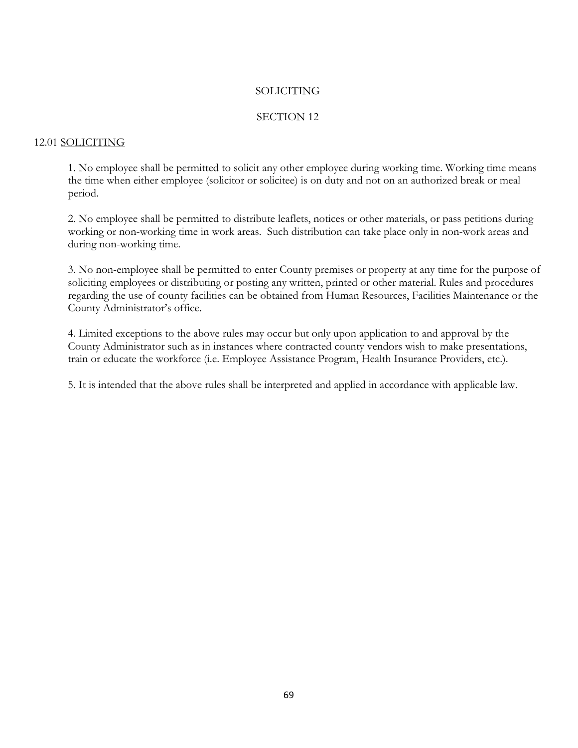# SOLICITING

## SECTION 12

### 12.01 SOLICITING

1. No employee shall be permitted to solicit any other employee during working time. Working time means the time when either employee (solicitor or solicitee) is on duty and not on an authorized break or meal period.

2. No employee shall be permitted to distribute leaflets, notices or other materials, or pass petitions during working or non-working time in work areas. Such distribution can take place only in non-work areas and during non-working time.

3. No non-employee shall be permitted to enter County premises or property at any time for the purpose of soliciting employees or distributing or posting any written, printed or other material. Rules and procedures regarding the use of county facilities can be obtained from Human Resources, Facilities Maintenance or the County Administrator's office.

4. Limited exceptions to the above rules may occur but only upon application to and approval by the County Administrator such as in instances where contracted county vendors wish to make presentations, train or educate the workforce (i.e. Employee Assistance Program, Health Insurance Providers, etc.).

5. It is intended that the above rules shall be interpreted and applied in accordance with applicable law.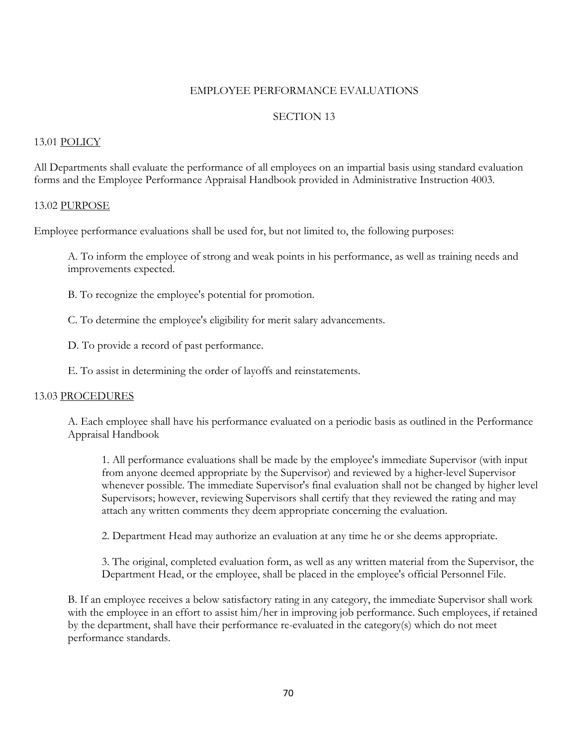# EMPLOYEE PERFORMANCE EVALUATIONS

## SECTION 13

### 13.01 <u>POLICY</u>

All Departments shall evaluate the performance of all employees on an impartial basis using standard evaluation forms and the Employee Performance Appraisal Handbook provided in Administrative Instruction 4003.

### 13.02 <u>PURPOSE</u>

Employee performance evaluations shall be used for, but not limited to, the following purposes:

A. To inform the employee of strong and weak points in his performance, as well as training needs and improvements expected.

B. To recognize the employee's potential for promotion.

C. To determine the employee's eligibility for merit salary advancements.

D. To provide a record of past performance.

E. To assist in determining the order of layoffs and reinstatements.

### 13.03 <u>PROCEDURES</u>

A. Each employee shall have his performance evaluated on a periodic basis as outlined in the Performance Appraisal Handbook

1. All performance evaluations shall be made by the employee's immediate Supervisor (with input from anyone deemed appropriate by the Supervisor) and reviewed by a higher-level Supervisor whenever possible. The immediate Supervisor's final evaluation shall not be changed by higher level Supervisors; however, reviewing Supervisors shall certify that they reviewed the rating and may attach any written comments they deem appropriate concerning the evaluation.

2. Department Head may authorize an evaluation at any time he or she deems appropriate.

3. The original, completed evaluation form, as well as any written material from the Supervisor, the Department Head, or the employee, shall be placed in the employee's official Personnel File.

B. If an employee receives a below satisfactory rating in any category, the immediate Supervisor shall work with the employee in an effort to assist him/her in improving job performance. Such employees, if retained by the department, shall have their performance re-evaluated in the category(s) which do not meet performance standards.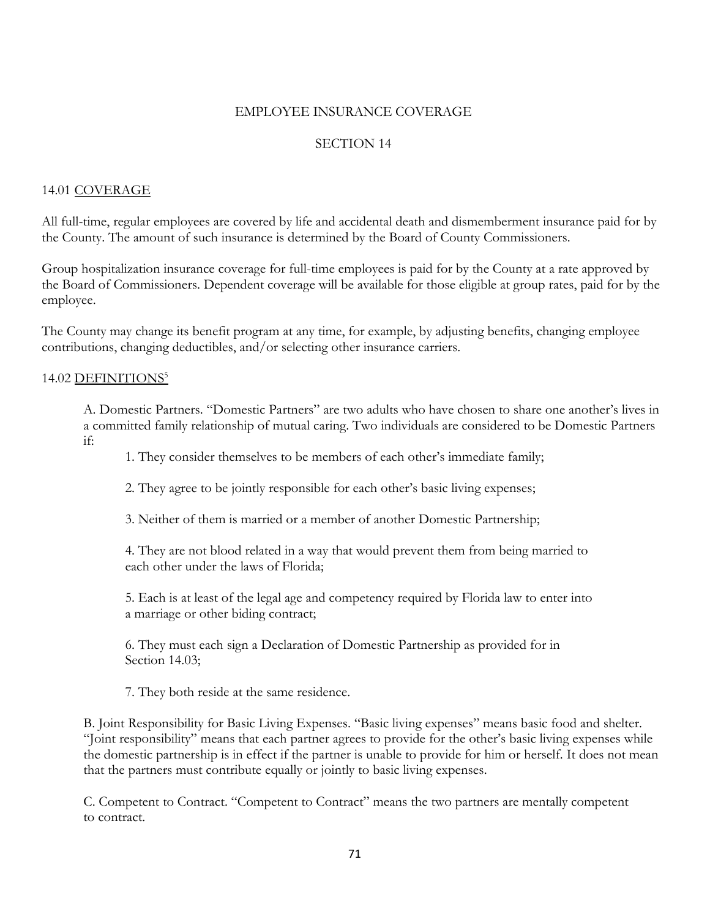# EMPLOYEE INSURANCE COVERAGE

## SECTION 14

### 14.01 COVERAGE

All full-time, regular employees are covered by life and accidental death and dismemberment insurance paid for by the County. The amount of such insurance is determined by the Board of County Commissioners.

Group hospitalization insurance coverage for full-time employees is paid for by the County at a rate approved by the Board of Commissioners. Dependent coverage will be available for those eligible at group rates, paid for by the employee.

The County may change its benefit program at any time, for example, by adjusting benefits, changing employee contributions, changing deductibles, and/or selecting other insurance carriers.

### 14.02 DEFINITIONS[5]

A. Domestic Partners. "Domestic Partners" are two adults who have chosen to share one another's lives in a committed family relationship of mutual caring. Two individuals are considered to be Domestic Partners if:

1. They consider themselves to be members of each other's immediate family;

2. They agree to be jointly responsible for each other's basic living expenses;

3. Neither of them is married or a member of another Domestic Partnership;

4. They are not blood related in a way that would prevent them from being married to each other under the laws of Florida;

5. Each is at least of the legal age and competency required by Florida law to enter into a marriage or other biding contract;

6. They must each sign a Declaration of Domestic Partnership as provided for in Section 14.03;

7. They both reside at the same residence.

B. Joint Responsibility for Basic Living Expenses. "Basic living expenses" means basic food and shelter. "Joint responsibility" means that each partner agrees to provide for the other's basic living expenses while the domestic partnership is in effect if the partner is unable to provide for him or herself. It does not mean that the partners must contribute equally or jointly to basic living expenses.

C. Competent to Contract. "Competent to Contract" means the two partners are mentally competent to contract.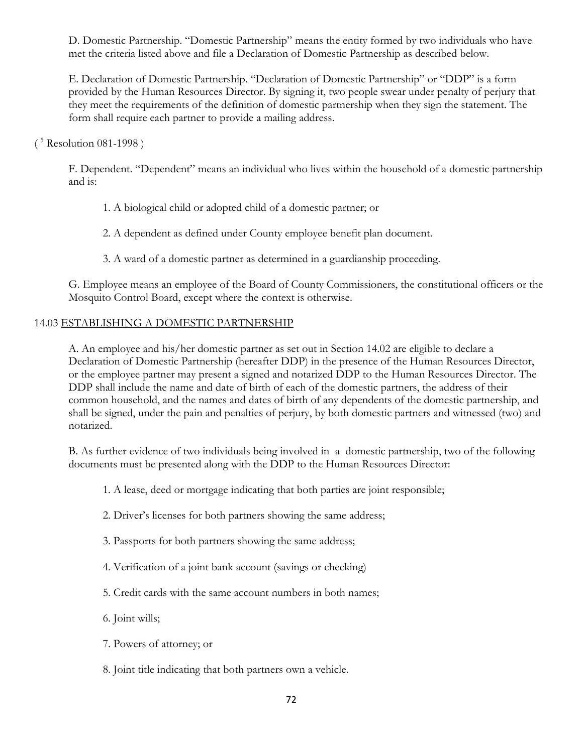D. Domestic Partnership. "Domestic Partnership" means the entity formed by two individuals who have met the criteria listed above and file a Declaration of Domestic Partnership as described below.

E. Declaration of Domestic Partnership. "Declaration of Domestic Partnership" or "DDP" is a form provided by the Human Resources Director. By signing it, two people swear under penalty of perjury that they meet the requirements of the definition of domestic partnership when they sign the statement. The form shall require each partner to provide a mailing address.

( [5] Resolution 081-1998 )

F. Dependent. "Dependent" means an individual who lives within the household of a domestic partnership and is:

1. A biological child or adopted child of a domestic partner; or

2. A dependent as defined under County employee benefit plan document.

3. A ward of a domestic partner as determined in a guardianship proceeding.

G. Employee means an employee of the Board of County Commissioners, the constitutional officers or the Mosquito Control Board, except where the context is otherwise.

14.03 ESTABLISHING A DOMESTIC PARTNERSHIP

A. An employee and his/her domestic partner as set out in Section 14.02 are eligible to declare a Declaration of Domestic Partnership (hereafter DDP) in the presence of the Human Resources Director, or the employee partner may present a signed and notarized DDP to the Human Resources Director. The DDP shall include the name and date of birth of each of the domestic partners, the address of their common household, and the names and dates of birth of any dependents of the domestic partnership, and shall be signed, under the pain and penalties of perjury, by both domestic partners and witnessed (two) and notarized.

B. As further evidence of two individuals being involved in a domestic partnership, two of the following documents must be presented along with the DDP to the Human Resources Director:

1. A lease, deed or mortgage indicating that both parties are joint responsible;

2. Driver's licenses for both partners showing the same address;

3. Passports for both partners showing the same address;

4. Verification of a joint bank account (savings or checking)

5. Credit cards with the same account numbers in both names;

6. Joint wills;

7. Powers of attorney; or

8. Joint title indicating that both partners own a vehicle.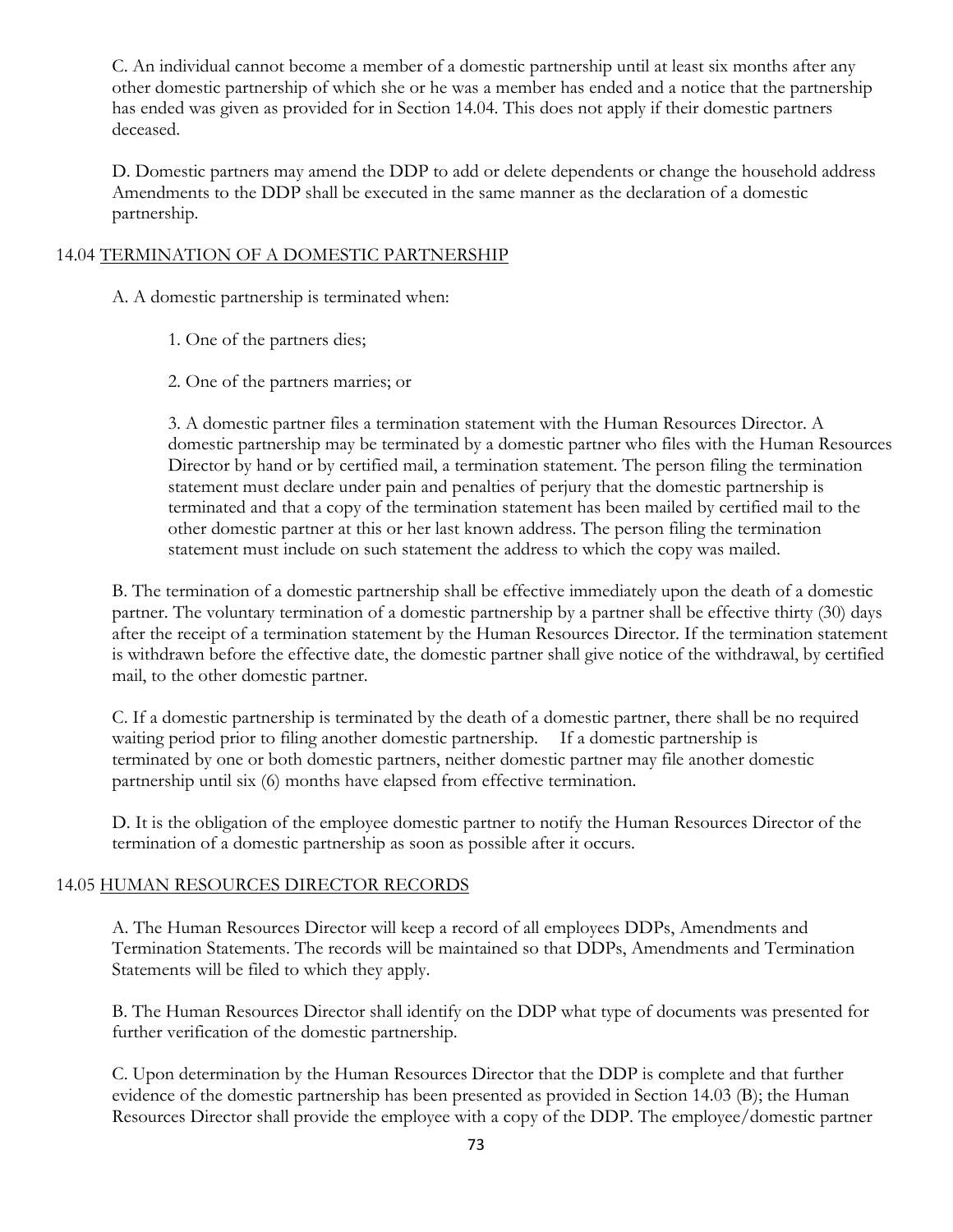C. An individual cannot become a member of a domestic partnership until at least six months after any other domestic partnership of which she or he was a member has ended and a notice that the partnership has ended was given as provided for in Section 14.04. This does not apply if their domestic partners deceased.

D. Domestic partners may amend the DDP to add or delete dependents or change the household address Amendments to the DDP shall be executed in the same manner as the declaration of a domestic partnership.

14.04 <u>TERMINATION OF A DOMESTIC PARTNERSHIP</u>

A. A domestic partnership is terminated when:

1. One of the partners dies;

2. One of the partners marries; or

3. A domestic partner files a termination statement with the Human Resources Director. A domestic partnership may be terminated by a domestic partner who files with the Human Resources Director by hand or by certified mail, a termination statement. The person filing the termination statement must declare under pain and penalties of perjury that the domestic partnership is terminated and that a copy of the termination statement has been mailed by certified mail to the other domestic partner at this or her last known address. The person filing the termination statement must include on such statement the address to which the copy was mailed.

B. The termination of a domestic partnership shall be effective immediately upon the death of a domestic partner. The voluntary termination of a domestic partnership by a partner shall be effective thirty (30) days after the receipt of a termination statement by the Human Resources Director. If the termination statement is withdrawn before the effective date, the domestic partner shall give notice of the withdrawal, by certified mail, to the other domestic partner.

C. If a domestic partnership is terminated by the death of a domestic partner, there shall be no required waiting period prior to filing another domestic partnership. If a domestic partnership is terminated by one or both domestic partners, neither domestic partner may file another domestic partnership until six (6) months have elapsed from effective termination.

D. It is the obligation of the employee domestic partner to notify the Human Resources Director of the termination of a domestic partnership as soon as possible after it occurs.

14.05 <u>HUMAN RESOURCES DIRECTOR RECORDS</u>

A. The Human Resources Director will keep a record of all employees DDPs, Amendments and Termination Statements. The records will be maintained so that DDPs, Amendments and Termination Statements will be filed to which they apply.

B. The Human Resources Director shall identify on the DDP what type of documents was presented for further verification of the domestic partnership.

C. Upon determination by the Human Resources Director that the DDP is complete and that further evidence of the domestic partnership has been presented as provided in Section 14.03 (B); the Human Resources Director shall provide the employee with a copy of the DDP. The employee/domestic partner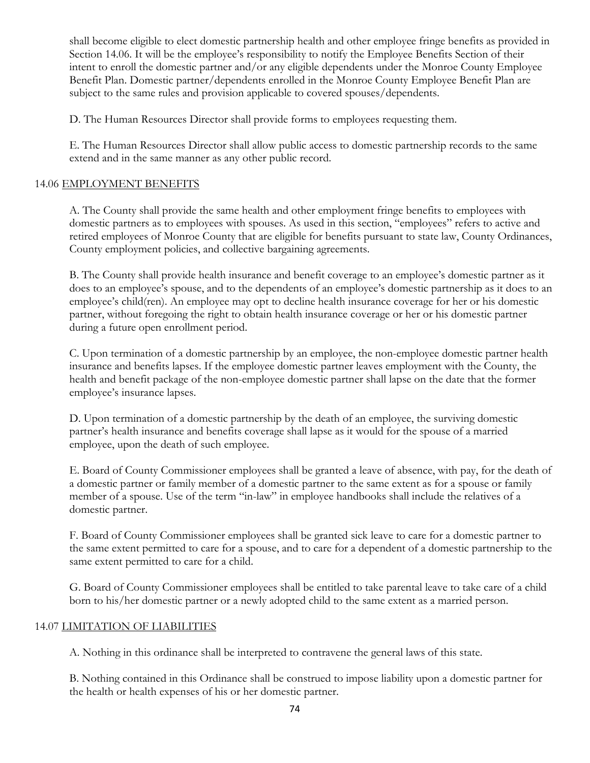shall become eligible to elect domestic partnership health and other employee fringe benefits as provided in Section 14.06. It will be the employee's responsibility to notify the Employee Benefits Section of their intent to enroll the domestic partner and/or any eligible dependents under the Monroe County Employee Benefit Plan. Domestic partner/dependents enrolled in the Monroe County Employee Benefit Plan are subject to the same rules and provision applicable to covered spouses/dependents.

D. The Human Resources Director shall provide forms to employees requesting them.

E. The Human Resources Director shall allow public access to domestic partnership records to the same extend and in the same manner as any other public record.

## 14.06 EMPLOYMENT BENEFITS

A. The County shall provide the same health and other employment fringe benefits to employees with domestic partners as to employees with spouses. As used in this section, "employees" refers to active and retired employees of Monroe County that are eligible for benefits pursuant to state law, County Ordinances, County employment policies, and collective bargaining agreements.

B. The County shall provide health insurance and benefit coverage to an employee's domestic partner as it does to an employee's spouse, and to the dependents of an employee's domestic partnership as it does to an employee's child(ren). An employee may opt to decline health insurance coverage for her or his domestic partner, without foregoing the right to obtain health insurance coverage or her or his domestic partner during a future open enrollment period.

C. Upon termination of a domestic partnership by an employee, the non-employee domestic partner health insurance and benefits lapses. If the employee domestic partner leaves employment with the County, the health and benefit package of the non-employee domestic partner shall lapse on the date that the former employee's insurance lapses.

D. Upon termination of a domestic partnership by the death of an employee, the surviving domestic partner's health insurance and benefits coverage shall lapse as it would for the spouse of a married employee, upon the death of such employee.

E. Board of County Commissioner employees shall be granted a leave of absence, with pay, for the death of a domestic partner or family member of a domestic partner to the same extent as for a spouse or family member of a spouse. Use of the term "in-law" in employee handbooks shall include the relatives of a domestic partner.

F. Board of County Commissioner employees shall be granted sick leave to care for a domestic partner to the same extent permitted to care for a spouse, and to care for a dependent of a domestic partnership to the same extent permitted to care for a child.

G. Board of County Commissioner employees shall be entitled to take parental leave to take care of a child born to his/her domestic partner or a newly adopted child to the same extent as a married person.

## 14.07 LIMITATION OF LIABILITIES

A. Nothing in this ordinance shall be interpreted to contravene the general laws of this state.

B. Nothing contained in this Ordinance shall be construed to impose liability upon a domestic partner for the health or health expenses of his or her domestic partner.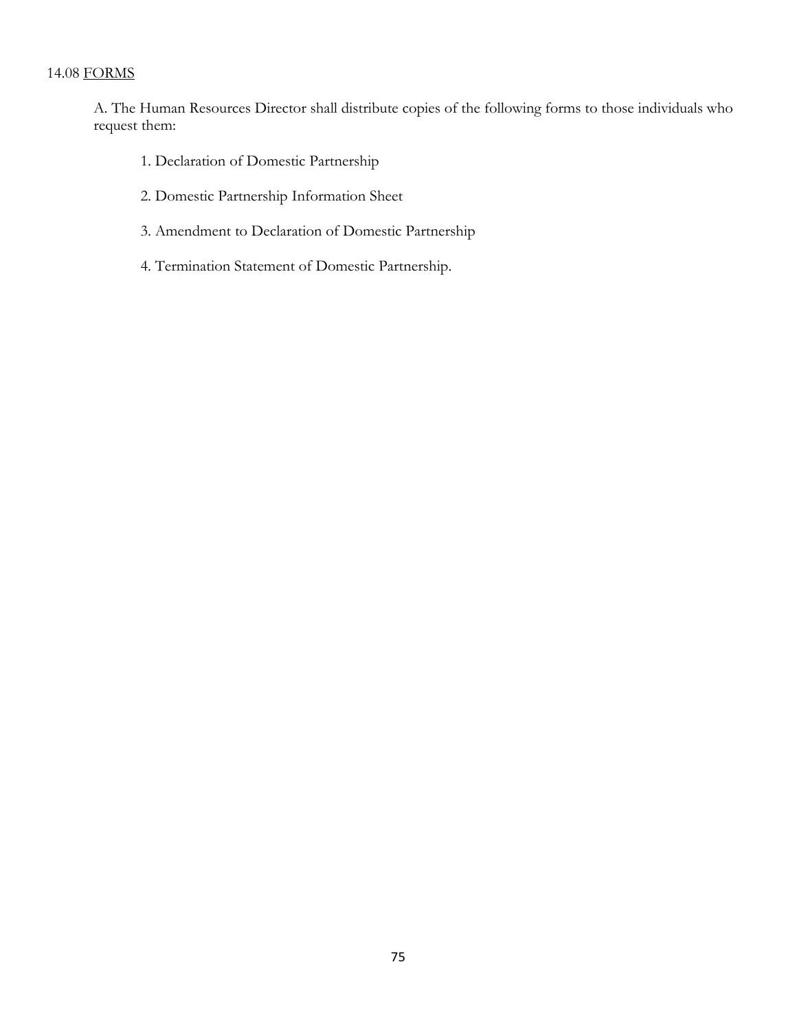14.08 <u>FORMS</u>

A. The Human Resources Director shall distribute copies of the following forms to those individuals who request them:

1. Declaration of Domestic Partnership

2. Domestic Partnership Information Sheet

3. Amendment to Declaration of Domestic Partnership

4. Termination Statement of Domestic Partnership.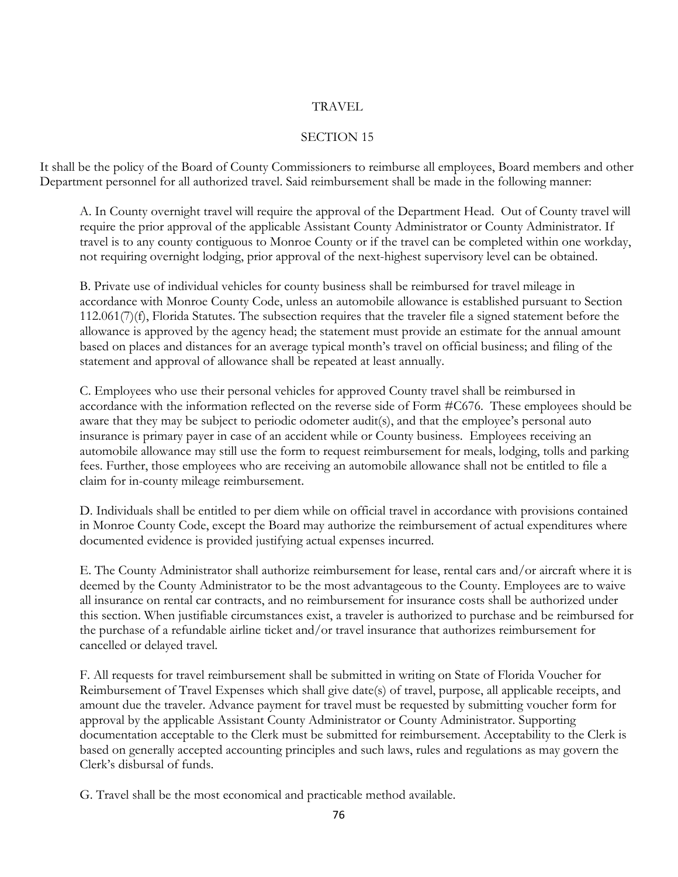# TRAVEL

## SECTION 15

It shall be the policy of the Board of County Commissioners to reimburse all employees, Board members and other Department personnel for all authorized travel. Said reimbursement shall be made in the following manner:

A. In County overnight travel will require the approval of the Department Head. Out of County travel will require the prior approval of the applicable Assistant County Administrator or County Administrator. If travel is to any county contiguous to Monroe County or if the travel can be completed within one workday, not requiring overnight lodging, prior approval of the next-highest supervisory level can be obtained.

B. Private use of individual vehicles for county business shall be reimbursed for travel mileage in accordance with Monroe County Code, unless an automobile allowance is established pursuant to Section 112.061(7)(f), Florida Statutes. The subsection requires that the traveler file a signed statement before the allowance is approved by the agency head; the statement must provide an estimate for the annual amount based on places and distances for an average typical month's travel on official business; and filing of the statement and approval of allowance shall be repeated at least annually.

C. Employees who use their personal vehicles for approved County travel shall be reimbursed in accordance with the information reflected on the reverse side of Form #C676. These employees should be aware that they may be subject to periodic odometer audit(s), and that the employee's personal auto insurance is primary payer in case of an accident while or County business. Employees receiving an automobile allowance may still use the form to request reimbursement for meals, lodging, tolls and parking fees. Further, those employees who are receiving an automobile allowance shall not be entitled to file a claim for in-county mileage reimbursement.

D. Individuals shall be entitled to per diem while on official travel in accordance with provisions contained in Monroe County Code, except the Board may authorize the reimbursement of actual expenditures where documented evidence is provided justifying actual expenses incurred.

E. The County Administrator shall authorize reimbursement for lease, rental cars and/or aircraft where it is deemed by the County Administrator to be the most advantageous to the County. Employees are to waive all insurance on rental car contracts, and no reimbursement for insurance costs shall be authorized under this section. When justifiable circumstances exist, a traveler is authorized to purchase and be reimbursed for the purchase of a refundable airline ticket and/or travel insurance that authorizes reimbursement for cancelled or delayed travel.

F. All requests for travel reimbursement shall be submitted in writing on State of Florida Voucher for Reimbursement of Travel Expenses which shall give date(s) of travel, purpose, all applicable receipts, and amount due the traveler. Advance payment for travel must be requested by submitting voucher form for approval by the applicable Assistant County Administrator or County Administrator. Supporting documentation acceptable to the Clerk must be submitted for reimbursement. Acceptability to the Clerk is based on generally accepted accounting principles and such laws, rules and regulations as may govern the Clerk's disbursal of funds.

G. Travel shall be the most economical and practicable method available.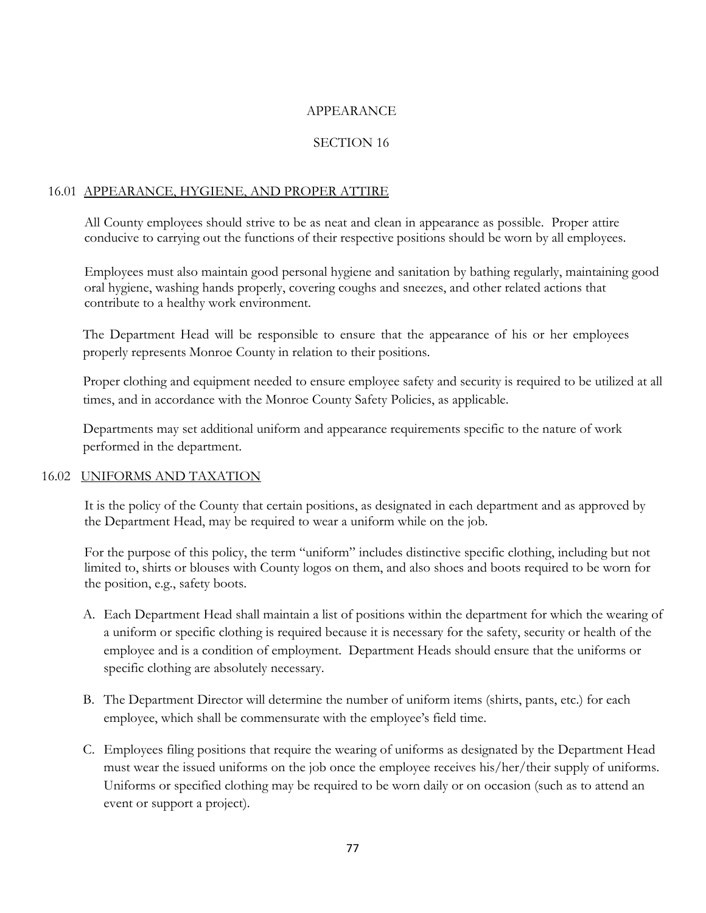# APPEARANCE

# SECTION 16

## 16.01 APPEARANCE, HYGIENE, AND PROPER ATTIRE

All County employees should strive to be as neat and clean in appearance as possible. Proper attire conducive to carrying out the functions of their respective positions should be worn by all employees.

Employees must also maintain good personal hygiene and sanitation by bathing regularly, maintaining good oral hygiene, washing hands properly, covering coughs and sneezes, and other related actions that contribute to a healthy work environment.

The Department Head will be responsible to ensure that the appearance of his or her employees properly represents Monroe County in relation to their positions.

Proper clothing and equipment needed to ensure employee safety and security is required to be utilized at all times, and in accordance with the Monroe County Safety Policies, as applicable.

Departments may set additional uniform and appearance requirements specific to the nature of work performed in the department.

## 16.02 UNIFORMS AND TAXATION

It is the policy of the County that certain positions, as designated in each department and as approved by the Department Head, may be required to wear a uniform while on the job.

For the purpose of this policy, the term "uniform" includes distinctive specific clothing, including but not limited to, shirts or blouses with County logos on them, and also shoes and boots required to be worn for the position, e.g., safety boots.

A. Each Department Head shall maintain a list of positions within the department for which the wearing of a uniform or specific clothing is required because it is necessary for the safety, security or health of the employee and is a condition of employment. Department Heads should ensure that the uniforms or specific clothing are absolutely necessary.

B. The Department Director will determine the number of uniform items (shirts, pants, etc.) for each employee, which shall be commensurate with the employee's field time.

C. Employees filing positions that require the wearing of uniforms as designated by the Department Head must wear the issued uniforms on the job once the employee receives his/her/their supply of uniforms. Uniforms or specified clothing may be required to be worn daily or on occasion (such as to attend an event or support a project).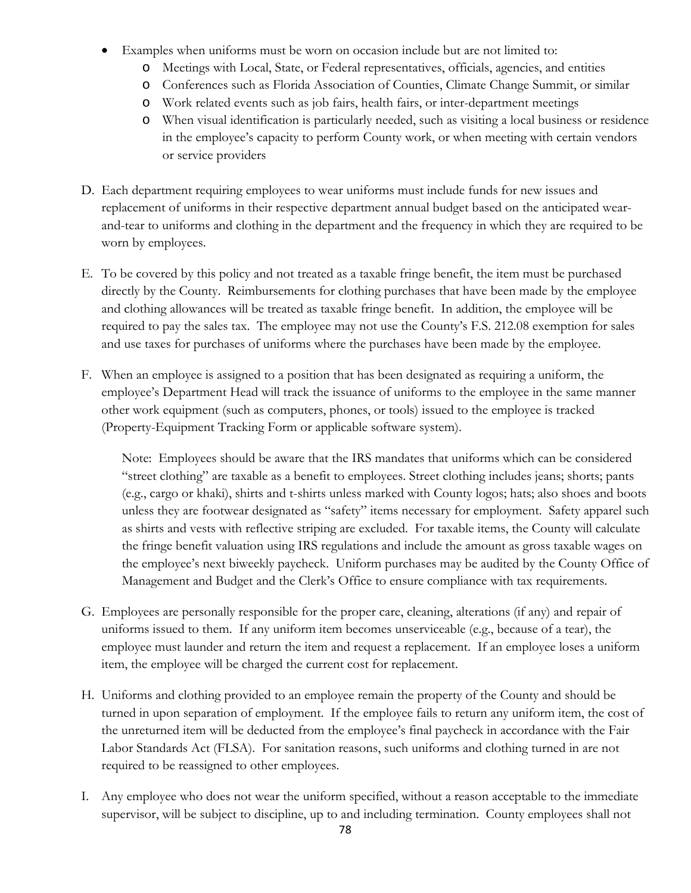- Examples when uniforms must be worn on occasion include but are not limited to:
  - Meetings with Local, State, or Federal representatives, officials, agencies, and entities
  - Conferences such as Florida Association of Counties, Climate Change Summit, or similar
  - Work related events such as job fairs, health fairs, or inter-department meetings
  - When visual identification is particularly needed, such as visiting a local business or residence in the employee's capacity to perform County work, or when meeting with certain vendors or service providers

D. Each department requiring employees to wear uniforms must include funds for new issues and replacement of uniforms in their respective department annual budget based on the anticipated wear-and-tear to uniforms and clothing in the department and the frequency in which they are required to be worn by employees.

E. To be covered by this policy and not treated as a taxable fringe benefit, the item must be purchased directly by the County. Reimbursements for clothing purchases that have been made by the employee and clothing allowances will be treated as taxable fringe benefit. In addition, the employee will be required to pay the sales tax. The employee may not use the County's F.S. 212.08 exemption for sales and use taxes for purchases of uniforms where the purchases have been made by the employee.

F. When an employee is assigned to a position that has been designated as requiring a uniform, the employee's Department Head will track the issuance of uniforms to the employee in the same manner other work equipment (such as computers, phones, or tools) issued to the employee is tracked (Property-Equipment Tracking Form or applicable software system).

   Note: Employees should be aware that the IRS mandates that uniforms which can be considered "street clothing" are taxable as a benefit to employees. Street clothing includes jeans; shorts; pants (e.g., cargo or khaki), shirts and t-shirts unless marked with County logos; hats; also shoes and boots unless they are footwear designated as "safety" items necessary for employment. Safety apparel such as shirts and vests with reflective striping are excluded. For taxable items, the County will calculate the fringe benefit valuation using IRS regulations and include the amount as gross taxable wages on the employee's next biweekly paycheck. Uniform purchases may be audited by the County Office of Management and Budget and the Clerk's Office to ensure compliance with tax requirements.

G. Employees are personally responsible for the proper care, cleaning, alterations (if any) and repair of uniforms issued to them. If any uniform item becomes unserviceable (e.g., because of a tear), the employee must launder and return the item and request a replacement. If an employee loses a uniform item, the employee will be charged the current cost for replacement.

H. Uniforms and clothing provided to an employee remain the property of the County and should be turned in upon separation of employment. If the employee fails to return any uniform item, the cost of the unreturned item will be deducted from the employee's final paycheck in accordance with the Fair Labor Standards Act (FLSA). For sanitation reasons, such uniforms and clothing turned in are not required to be reassigned to other employees.

I. Any employee who does not wear the uniform specified, without a reason acceptable to the immediate supervisor, will be subject to discipline, up to and including termination. County employees shall not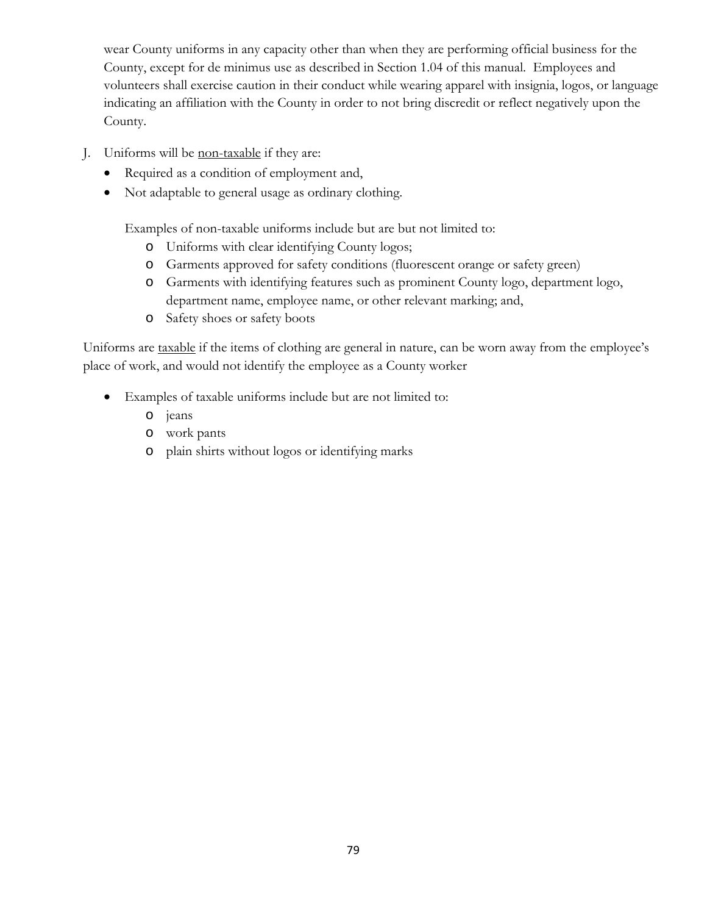wear County uniforms in any capacity other than when they are performing official business for the County, except for de minimus use as described in Section 1.04 of this manual. Employees and volunteers shall exercise caution in their conduct while wearing apparel with insignia, logos, or language indicating an affiliation with the County in order to not bring discredit or reflect negatively upon the County.

J. Uniforms will be <u>non-taxable</u> if they are:
   - Required as a condition of employment and,
   - Not adaptable to general usage as ordinary clothing.

   Examples of non-taxable uniforms include but are but not limited to:
     - Uniforms with clear identifying County logos;
     - Garments approved for safety conditions (fluorescent orange or safety green)
     - Garments with identifying features such as prominent County logo, department logo, department name, employee name, or other relevant marking; and,
     - Safety shoes or safety boots

Uniforms are <u>taxable</u> if the items of clothing are general in nature, can be worn away from the employee's place of work, and would not identify the employee as a County worker

- Examples of taxable uniforms include but are not limited to:
  - jeans
  - work pants
  - plain shirts without logos or identifying marks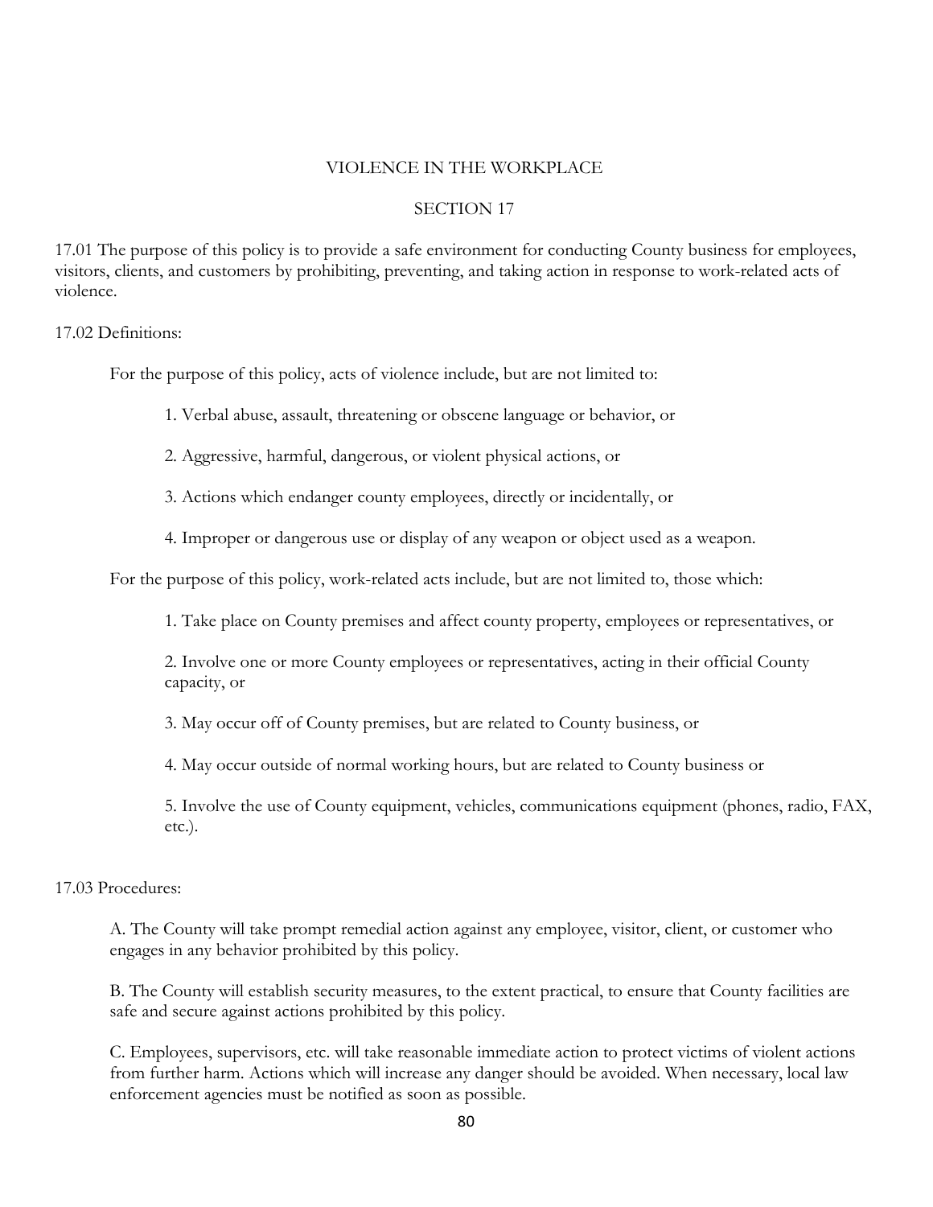# VIOLENCE IN THE WORKPLACE

## SECTION 17

17.01 The purpose of this policy is to provide a safe environment for conducting County business for employees, visitors, clients, and customers by prohibiting, preventing, and taking action in response to work-related acts of violence.

17.02 Definitions:

For the purpose of this policy, acts of violence include, but are not limited to:

1. Verbal abuse, assault, threatening or obscene language or behavior, or
2. Aggressive, harmful, dangerous, or violent physical actions, or
3. Actions which endanger county employees, directly or incidentally, or
4. Improper or dangerous use or display of any weapon or object used as a weapon.

For the purpose of this policy, work-related acts include, but are not limited to, those which:

1. Take place on County premises and affect county property, employees or representatives, or
2. Involve one or more County employees or representatives, acting in their official County capacity, or
3. May occur off of County premises, but are related to County business, or
4. May occur outside of normal working hours, but are related to County business or
5. Involve the use of County equipment, vehicles, communications equipment (phones, radio, FAX, etc.).

17.03 Procedures:

A. The County will take prompt remedial action against any employee, visitor, client, or customer who engages in any behavior prohibited by this policy.

B. The County will establish security measures, to the extent practical, to ensure that County facilities are safe and secure against actions prohibited by this policy.

C. Employees, supervisors, etc. will take reasonable immediate action to protect victims of violent actions from further harm. Actions which will increase any danger should be avoided. When necessary, local law enforcement agencies must be notified as soon as possible.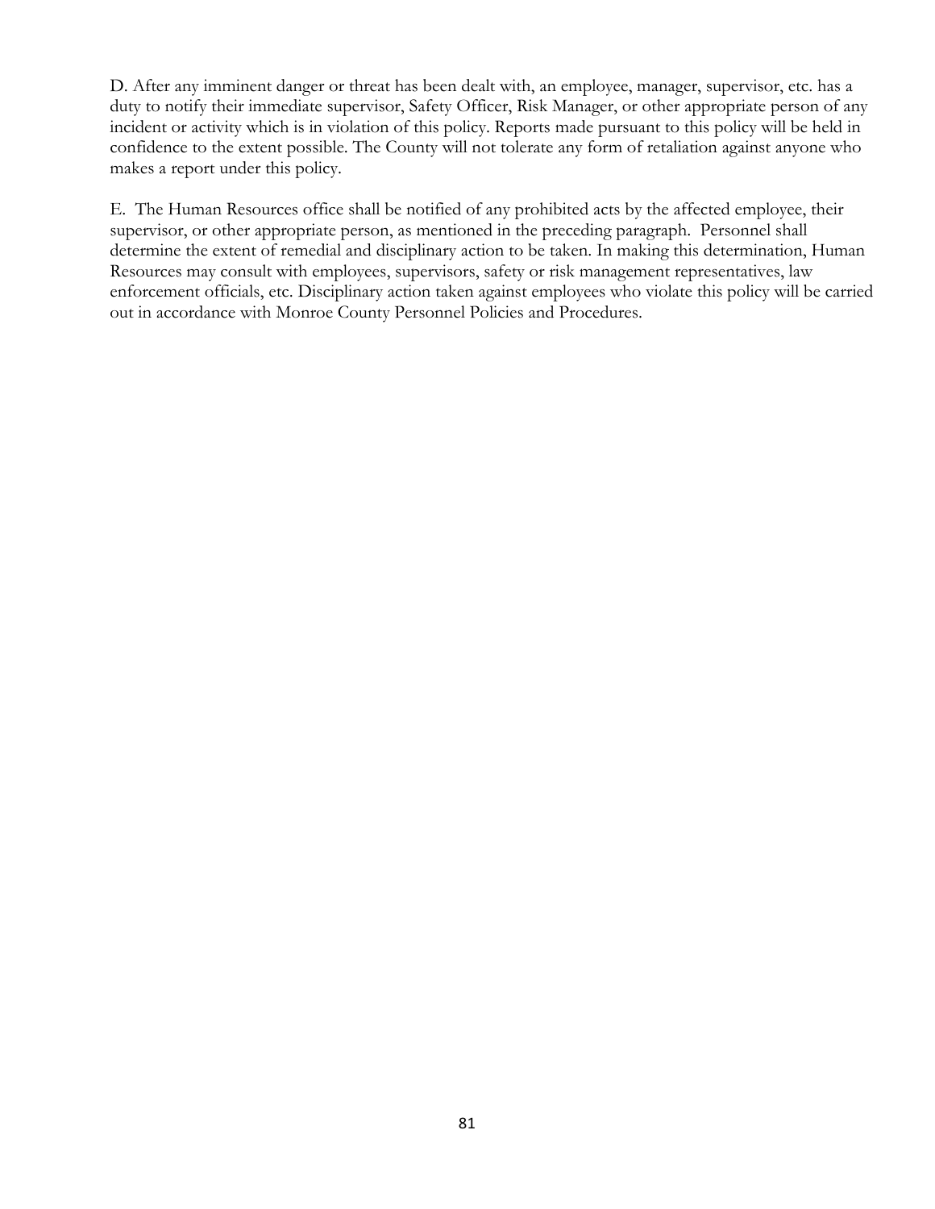D. After any imminent danger or threat has been dealt with, an employee, manager, supervisor, etc. has a duty to notify their immediate supervisor, Safety Officer, Risk Manager, or other appropriate person of any incident or activity which is in violation of this policy. Reports made pursuant to this policy will be held in confidence to the extent possible. The County will not tolerate any form of retaliation against anyone who makes a report under this policy.

E. The Human Resources office shall be notified of any prohibited acts by the affected employee, their supervisor, or other appropriate person, as mentioned in the preceding paragraph. Personnel shall determine the extent of remedial and disciplinary action to be taken. In making this determination, Human Resources may consult with employees, supervisors, safety or risk management representatives, law enforcement officials, etc. Disciplinary action taken against employees who violate this policy will be carried out in accordance with Monroe County Personnel Policies and Procedures.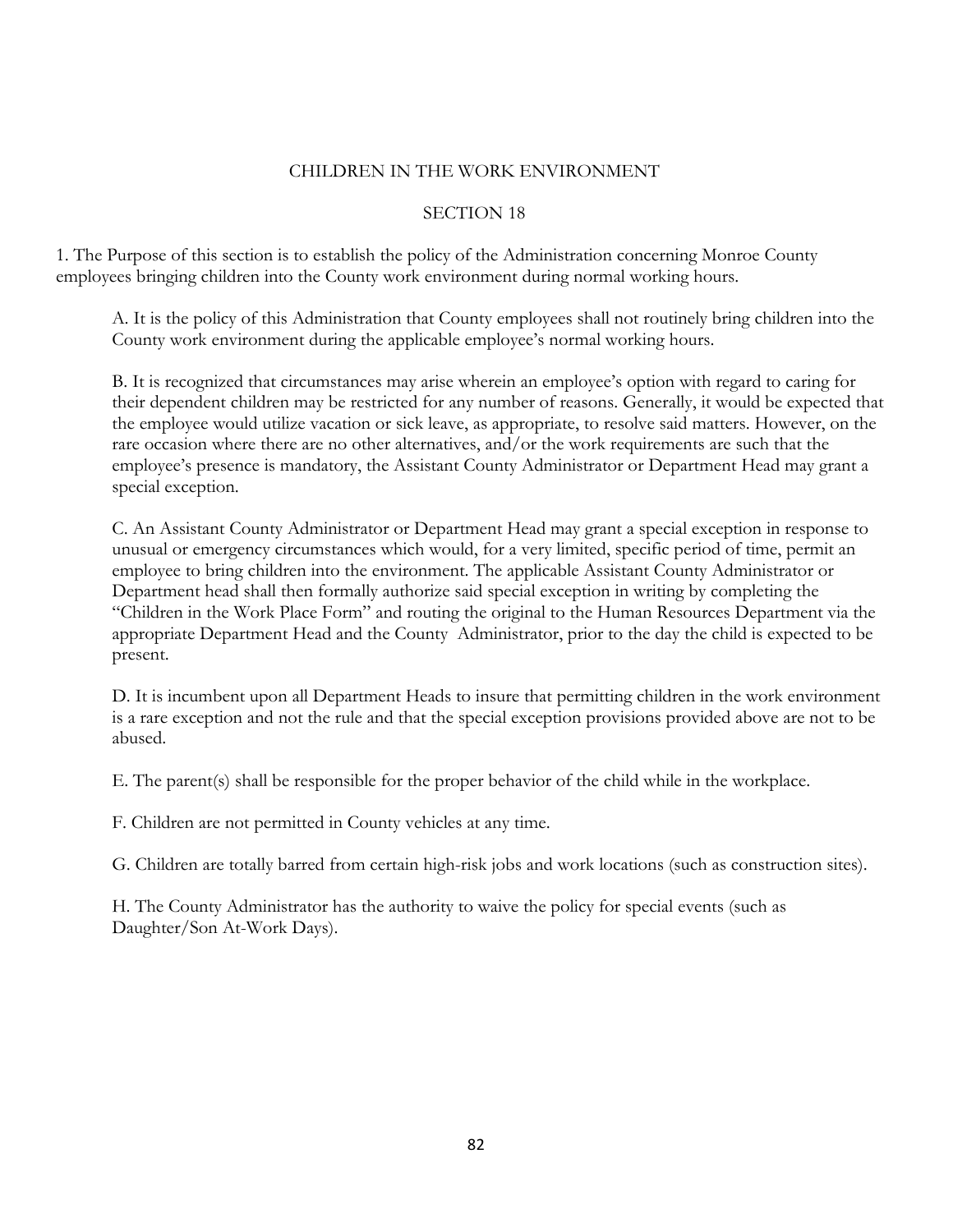# CHILDREN IN THE WORK ENVIRONMENT

## SECTION 18

1. The Purpose of this section is to establish the policy of the Administration concerning Monroe County employees bringing children into the County work environment during normal working hours.

   A. It is the policy of this Administration that County employees shall not routinely bring children into the County work environment during the applicable employee's normal working hours.

   B. It is recognized that circumstances may arise wherein an employee's option with regard to caring for their dependent children may be restricted for any number of reasons. Generally, it would be expected that the employee would utilize vacation or sick leave, as appropriate, to resolve said matters. However, on the rare occasion where there are no other alternatives, and/or the work requirements are such that the employee's presence is mandatory, the Assistant County Administrator or Department Head may grant a special exception.

   C. An Assistant County Administrator or Department Head may grant a special exception in response to unusual or emergency circumstances which would, for a very limited, specific period of time, permit an employee to bring children into the environment. The applicable Assistant County Administrator or Department head shall then formally authorize said special exception in writing by completing the "Children in the Work Place Form" and routing the original to the Human Resources Department via the appropriate Department Head and the County Administrator, prior to the day the child is expected to be present.

   D. It is incumbent upon all Department Heads to insure that permitting children in the work environment is a rare exception and not the rule and that the special exception provisions provided above are not to be abused.

   E. The parent(s) shall be responsible for the proper behavior of the child while in the workplace.

   F. Children are not permitted in County vehicles at any time.

   G. Children are totally barred from certain high-risk jobs and work locations (such as construction sites).

   H. The County Administrator has the authority to waive the policy for special events (such as Daughter/Son At-Work Days).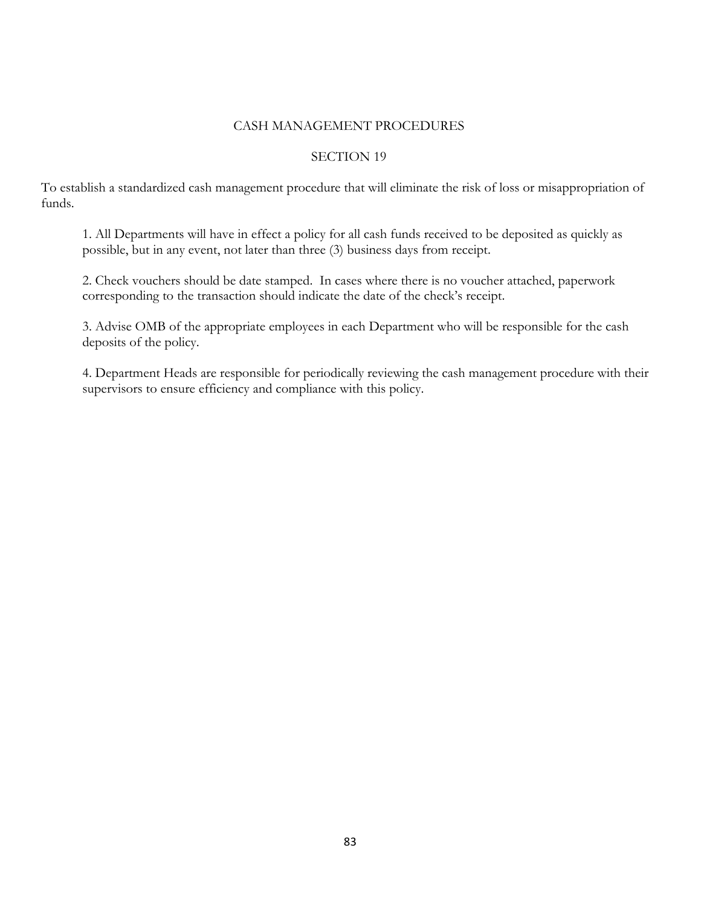# CASH MANAGEMENT PROCEDURES

## SECTION 19

To establish a standardized cash management procedure that will eliminate the risk of loss or misappropriation of funds.

1. All Departments will have in effect a policy for all cash funds received to be deposited as quickly as possible, but in any event, not later than three (3) business days from receipt.

2. Check vouchers should be date stamped. In cases where there is no voucher attached, paperwork corresponding to the transaction should indicate the date of the check's receipt.

3. Advise OMB of the appropriate employees in each Department who will be responsible for the cash deposits of the policy.

4. Department Heads are responsible for periodically reviewing the cash management procedure with their supervisors to ensure efficiency and compliance with this policy.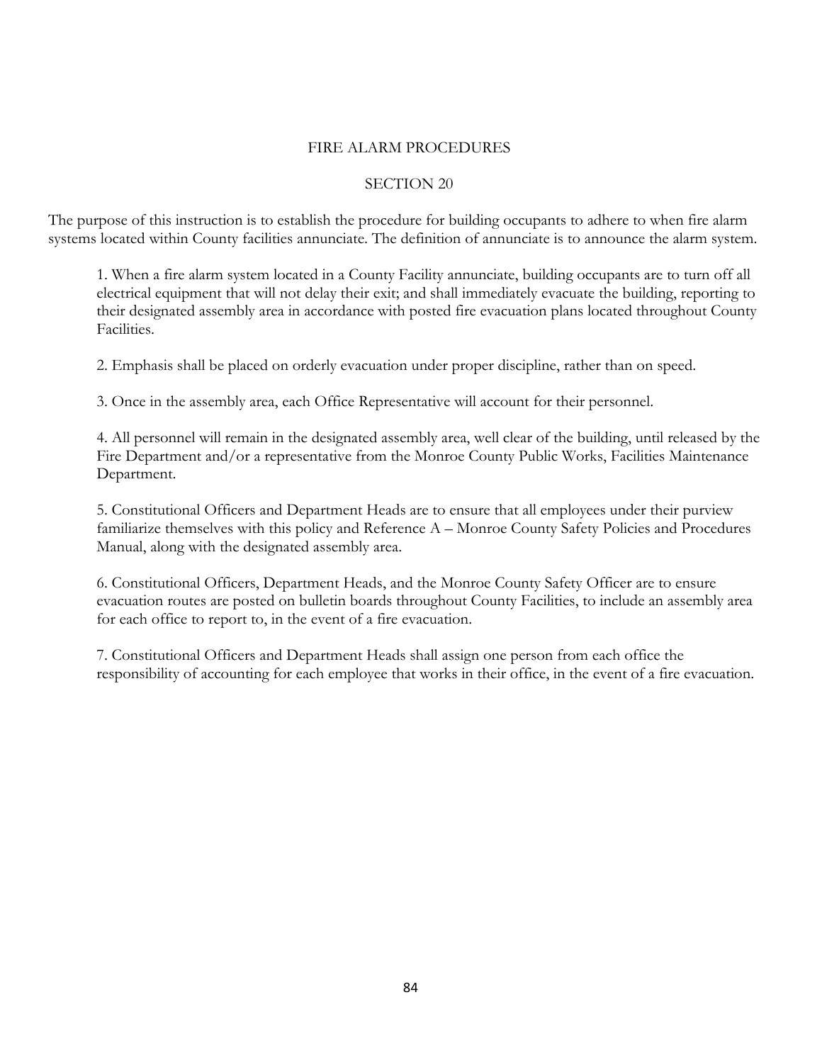# FIRE ALARM PROCEDURES

## SECTION 20

The purpose of this instruction is to establish the procedure for building occupants to adhere to when fire alarm systems located within County facilities annunciate. The definition of annunciate is to announce the alarm system.

1. When a fire alarm system located in a County Facility annunciate, building occupants are to turn off all electrical equipment that will not delay their exit; and shall immediately evacuate the building, reporting to their designated assembly area in accordance with posted fire evacuation plans located throughout County Facilities.

2. Emphasis shall be placed on orderly evacuation under proper discipline, rather than on speed.

3. Once in the assembly area, each Office Representative will account for their personnel.

4. All personnel will remain in the designated assembly area, well clear of the building, until released by the Fire Department and/or a representative from the Monroe County Public Works, Facilities Maintenance Department.

5. Constitutional Officers and Department Heads are to ensure that all employees under their purview familiarize themselves with this policy and Reference A – Monroe County Safety Policies and Procedures Manual, along with the designated assembly area.

6. Constitutional Officers, Department Heads, and the Monroe County Safety Officer are to ensure evacuation routes are posted on bulletin boards throughout County Facilities, to include an assembly area for each office to report to, in the event of a fire evacuation.

7. Constitutional Officers and Department Heads shall assign one person from each office the responsibility of accounting for each employee that works in their office, in the event of a fire evacuation.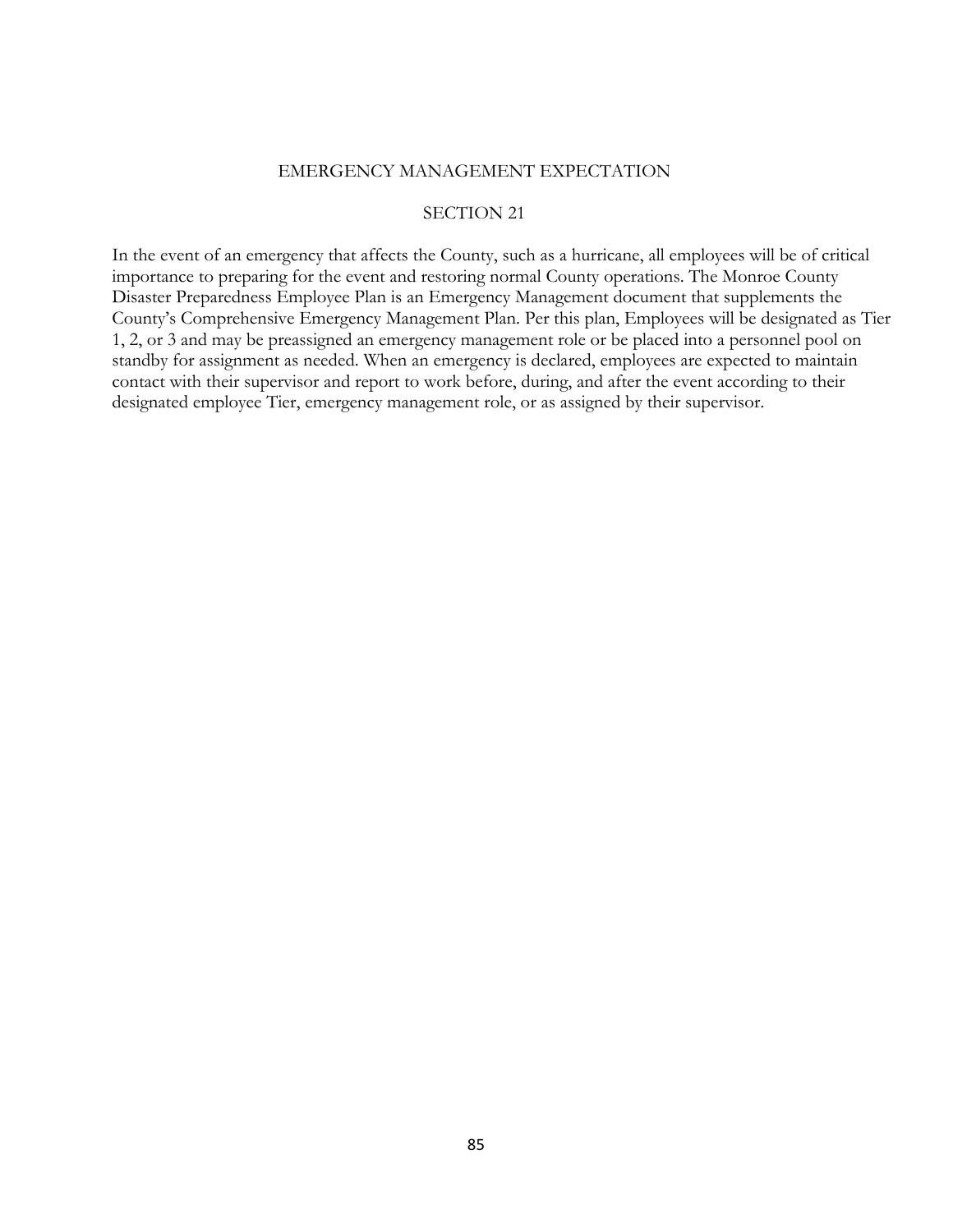# EMERGENCY MANAGEMENT EXPECTATION

## SECTION 21

In the event of an emergency that affects the County, such as a hurricane, all employees will be of critical importance to preparing for the event and restoring normal County operations. The Monroe County Disaster Preparedness Employee Plan is an Emergency Management document that supplements the County's Comprehensive Emergency Management Plan. Per this plan, Employees will be designated as Tier 1, 2, or 3 and may be preassigned an emergency management role or be placed into a personnel pool on standby for assignment as needed. When an emergency is declared, employees are expected to maintain contact with their supervisor and report to work before, during, and after the event according to their designated employee Tier, emergency management role, or as assigned by their supervisor.